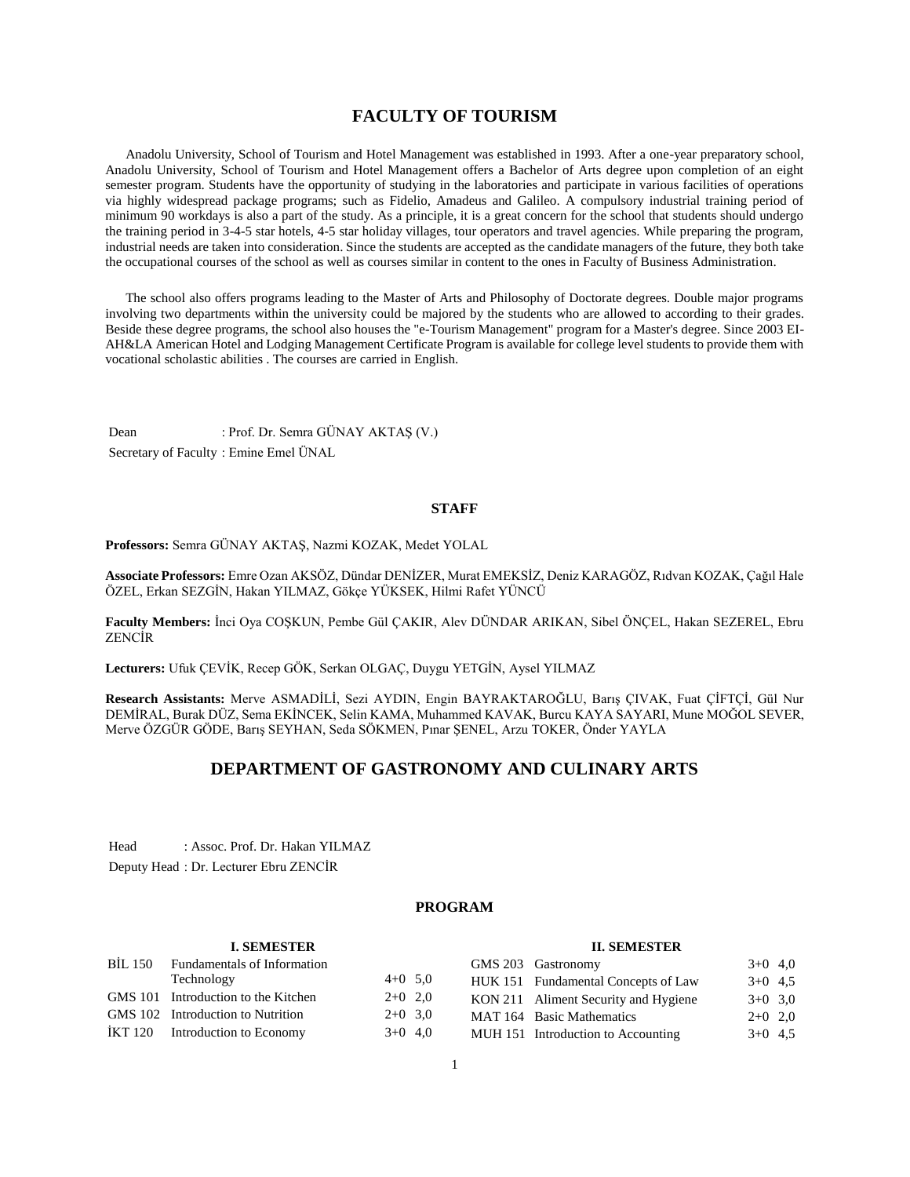# FACULTY OF TOURISM

Anadolu University, School of Tourism and Hotel Management was established in 1993. After a one-year preparatory school, Anadolu University, School of Tourism and Hotel Management offers a Bachelor of Arts degree upon completion of an eight semester program. Students have the opportunity of studying in the laboratories and participate in various facilities of operations via highly widespread package programs; such as Fidelio, Amadeus and Galileo. A compulsory industrial training period of minimum 90 workdays is also a part of the study. As a principle, it is a great concern for the school that students should undergo the training period in 3-4-5 star hotels, 4-5 star holiday villages, tour operators and travel agencies. While preparing the program, industrial needs are taken into consideration. Since the students are accepted as the candidate managers of the future, they both take the occupational courses of the school as well as courses similar in content to the ones in Faculty of Business Administration.

The school also offers programs leading to the Master of Arts and Philosophy of Doctorate degrees. Double major programs involving two departments within the university could be majored by the students who are allowed to according to their grades. Beside these degree programs, the school also houses the "e-Tourism Management" program for a Master's degree. Since 2003 EI-AH&LA American Hotel and Lodging Management Certificate Program is available for college level students to provide them with vocational scholastic abilities . The courses are carried in English.

Dean : Prof. Dr. Semra GÜNAY AKTAŞ (V.)

Secretary of Faculty : Emine Emel ÜNAL

## STAFF

**Professors:** Semra GÜNAY AKTAŞ, Nazmi KOZAK, Medet YOLAL

**Associate Professors:** Emre Ozan AKSÖZ, Dündar DENİZER, Murat EMEKSİZ, Deniz KARAGÖZ, Rıdvan KOZAK, Çağıl Hale ÖZEL, Erkan SEZGİN, Hakan YILMAZ, Gökçe YÜKSEK, Hilmi Rafet YÜNCÜ

**Faculty Members:** İnci Oya COŞKUN, Pembe Gül ÇAKIR, Alev DÜNDAR ARIKAN, Sibel ÖNÇEL, Hakan SEZEREL, Ebru ZENCİR

**Lecturers:** Ufuk ÇEVİK, Recep GÖK, Serkan OLGAÇ, Duygu YETGİN, Aysel YILMAZ

**Research Assistants:** Merve ASMADİLİ, Sezi AYDIN, Engin BAYRAKTAROĞLU, Barış ÇIVAK, Fuat ÇİFTÇİ, Gül Nur DEMİRAL, Burak DÜZ, Sema EKİNCEK, Selin KAMA, Muhammed KAVAK, Burcu KAYA SAYARI, Mune MOĞOL SEVER, Merve ÖZGÜR GÖDE, Barış SEYHAN, Seda SÖKMEN, Pınar ŞENEL, Arzu TOKER, Önder YAYLA

# DEPARTMENT OF GASTRONOMY AND CULINARY ARTS

Head : Assoc. Prof. Dr. Hakan YILMAZ

Deputy Head : Dr. Lecturer Ebru ZENCİR

## PROGRAM

### I. SEMESTER

| Code | Course | Hours | Credits |
|---|---|---|---|
| BİL 150 | Fundamentals of Information Technology | 4+0 | 5,0 |
| GMS 101 | Introduction to the Kitchen | 2+0 | 2,0 |
| GMS 102 | Introduction to Nutrition | 2+0 | 3,0 |
| İKT 120 | Introduction to Economy | 3+0 | 4,0 |

### II. SEMESTER

| Code | Course | Hours | Credits |
|---|---|---|---|
| GMS 203 | Gastronomy | 3+0 | 4,0 |
| HUK 151 | Fundamental Concepts of Law | 3+0 | 4,5 |
| KON 211 | Aliment Security and Hygiene | 3+0 | 3,0 |
| MAT 164 | Basic Mathematics | 2+0 | 2,0 |
| MUH 151 | Introduction to Accounting | 3+0 | 4,5 |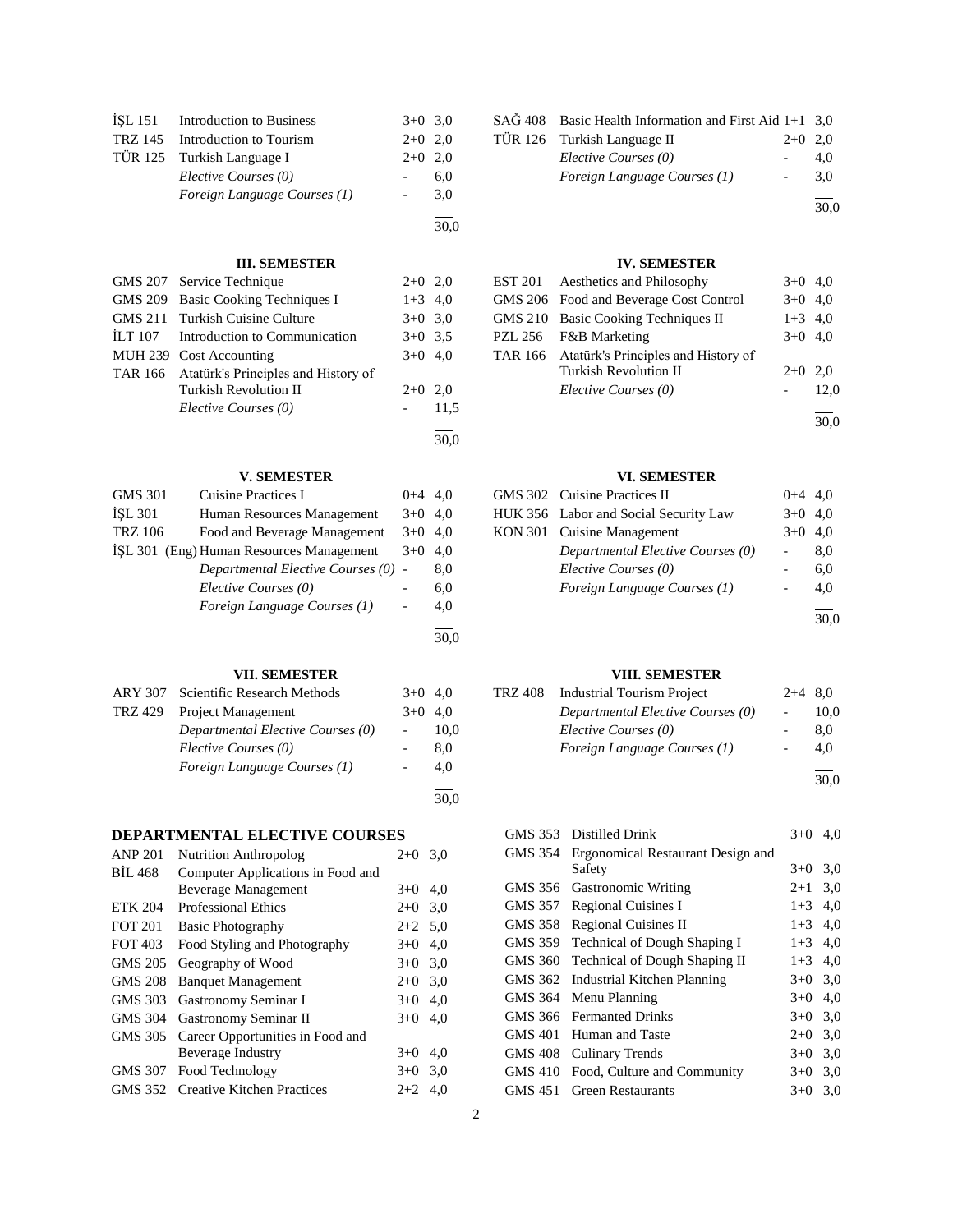| | | | |
|---|---|---|---|
| İŞL 151 | Introduction to Business | 3+0 | 3,0 |
| TRZ 145 | Introduction to Tourism | 2+0 | 2,0 |
| TÜR 125 | Turkish Language I | 2+0 | 2,0 |
| | *Elective Courses (0)* | - | 6,0 |
| | *Foreign Language Courses (1)* | - | 3,0 |
| | | | 30,0 |

| | | | |
|---|---|---|---|
| SAĞ 408 | Basic Health Information and First Aid | 1+1 | 3,0 |
| TÜR 126 | Turkish Language II | 2+0 | 2,0 |
| | *Elective Courses (0)* | - | 4,0 |
| | *Foreign Language Courses (1)* | - | 3,0 |
| | | | 30,0 |

### III. SEMESTER

| | | | |
|---|---|---|---|
| GMS 207 | Service Technique | 2+0 | 2,0 |
| GMS 209 | Basic Cooking Techniques I | 1+3 | 4,0 |
| GMS 211 | Turkish Cuisine Culture | 3+0 | 3,0 |
| İLT 107 | Introduction to Communication | 3+0 | 3,5 |
| MUH 239 | Cost Accounting | 3+0 | 4,0 |
| TAR 166 | Atatürk's Principles and History of Turkish Revolution II | 2+0 | 2,0 |
| | *Elective Courses (0)* | - | 11,5 |
| | | | 30,0 |

### IV. SEMESTER

| | | | |
|---|---|---|---|
| EST 201 | Aesthetics and Philosophy | 3+0 | 4,0 |
| GMS 206 | Food and Beverage Cost Control | 3+0 | 4,0 |
| GMS 210 | Basic Cooking Techniques II | 1+3 | 4,0 |
| PZL 256 | F&B Marketing | 3+0 | 4,0 |
| TAR 166 | Atatürk's Principles and History of Turkish Revolution II | 2+0 | 2,0 |
| | *Elective Courses (0)* | - | 12,0 |
| | | | 30,0 |

### V. SEMESTER

| | | | |
|---|---|---|---|
| GMS 301 | Cuisine Practices I | 0+4 | 4,0 |
| İŞL 301 | Human Resources Management | 3+0 | 4,0 |
| TRZ 106 | Food and Beverage Management | 3+0 | 4,0 |
| İŞL 301 (Eng) | Human Resources Management | 3+0 | 4,0 |
| | *Departmental Elective Courses (0)* | - | 8,0 |
| | *Elective Courses (0)* | - | 6,0 |
| | *Foreign Language Courses (1)* | - | 4,0 |
| | | | 30,0 |

### VI. SEMESTER

| | | | |
|---|---|---|---|
| GMS 302 | Cuisine Practices II | 0+4 | 4,0 |
| HUK 356 | Labor and Social Security Law | 3+0 | 4,0 |
| KON 301 | Cuisine Management | 3+0 | 4,0 |
| | *Departmental Elective Courses (0)* | - | 8,0 |
| | *Elective Courses (0)* | - | 6,0 |
| | *Foreign Language Courses (1)* | - | 4,0 |
| | | | 30,0 |

### VII. SEMESTER

| | | | |
|---|---|---|---|
| ARY 307 | Scientific Research Methods | 3+0 | 4,0 |
| TRZ 429 | Project Management | 3+0 | 4,0 |
| | *Departmental Elective Courses (0)* | - | 10,0 |
| | *Elective Courses (0)* | - | 8,0 |
| | *Foreign Language Courses (1)* | - | 4,0 |
| | | | 30,0 |

### VIII. SEMESTER

| | | | |
|---|---|---|---|
| TRZ 408 | Industrial Tourism Project | 2+4 | 8,0 |
| | *Departmental Elective Courses (0)* | - | 10,0 |
| | *Elective Courses (0)* | - | 8,0 |
| | *Foreign Language Courses (1)* | - | 4,0 |
| | | | 30,0 |

## DEPARTMENTAL ELECTIVE COURSES

| | | | |
|---|---|---|---|
| ANP 201 | Nutrition Anthropolog | 2+0 | 3,0 |
| BİL 468 | Computer Applications in Food and Beverage Management | 3+0 | 4,0 |
| ETK 204 | Professional Ethics | 2+0 | 3,0 |
| FOT 201 | Basic Photography | 2+2 | 5,0 |
| FOT 403 | Food Styling and Photography | 3+0 | 4,0 |
| GMS 205 | Geography of Wood | 3+0 | 3,0 |
| GMS 208 | Banquet Management | 2+0 | 3,0 |
| GMS 303 | Gastronomy Seminar I | 3+0 | 4,0 |
| GMS 304 | Gastronomy Seminar II | 3+0 | 4,0 |
| GMS 305 | Career Opportunities in Food and Beverage Industry | 3+0 | 4,0 |
| GMS 307 | Food Technology | 3+0 | 3,0 |
| GMS 352 | Creative Kitchen Practices | 2+2 | 4,0 |
| GMS 353 | Distilled Drink | 3+0 | 4,0 |
| GMS 354 | Ergonomical Restaurant Design and Safety | 3+0 | 3,0 |
| GMS 356 | Gastronomic Writing | 2+1 | 3,0 |
| GMS 357 | Regional Cuisines I | 1+3 | 4,0 |
| GMS 358 | Regional Cuisines II | 1+3 | 4,0 |
| GMS 359 | Technical of Dough Shaping I | 1+3 | 4,0 |
| GMS 360 | Technical of Dough Shaping II | 1+3 | 4,0 |
| GMS 362 | Industrial Kitchen Planning | 3+0 | 3,0 |
| GMS 364 | Menu Planning | 3+0 | 4,0 |
| GMS 366 | Fermanted Drinks | 3+0 | 3,0 |
| GMS 401 | Human and Taste | 2+0 | 3,0 |
| GMS 408 | Culinary Trends | 3+0 | 3,0 |
| GMS 410 | Food, Culture and Community | 3+0 | 3,0 |
| GMS 451 | Green Restaurants | 3+0 | 3,0 |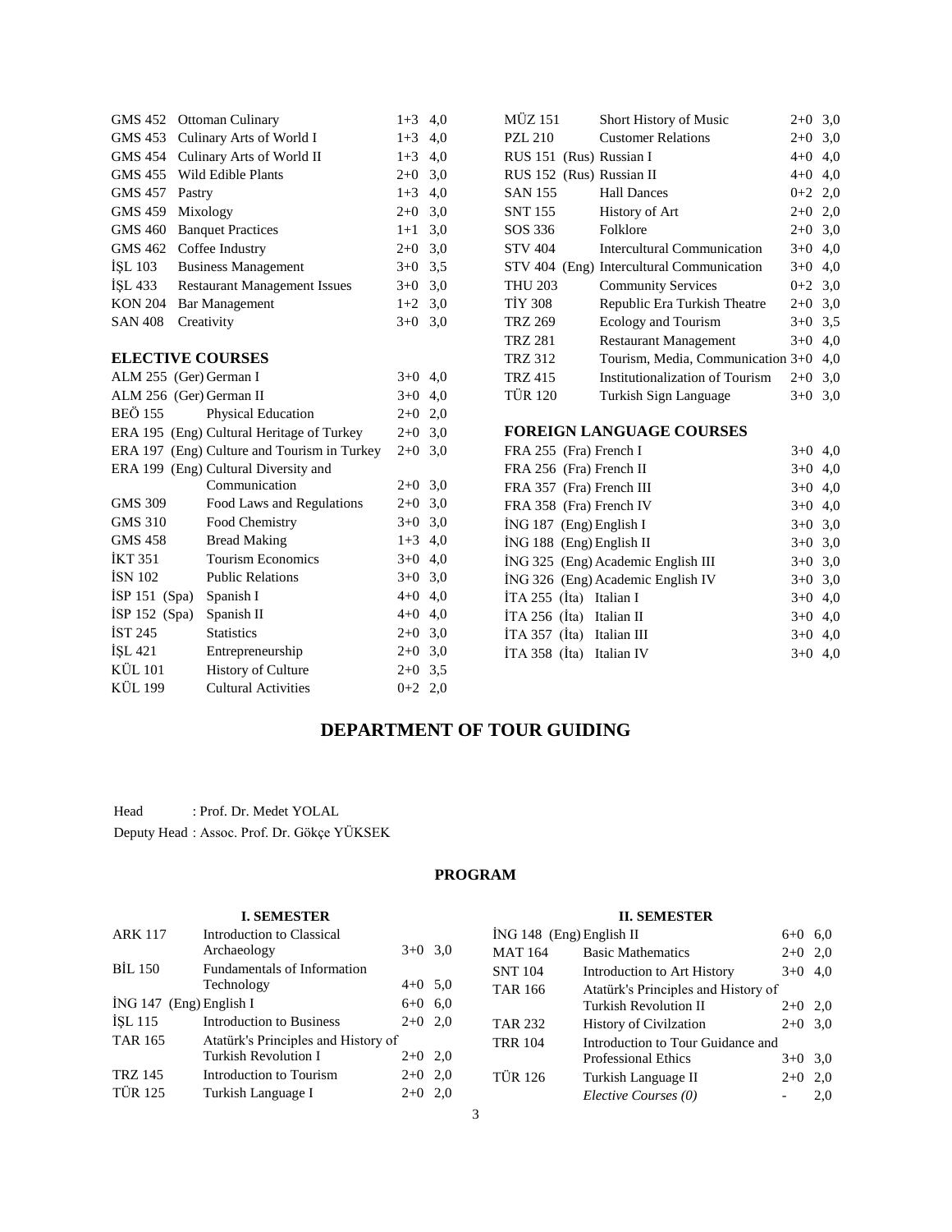| | | | |
|---|---|---|---|
| GMS 452 | Ottoman Culinary | 1+3 | 4,0 |
| GMS 453 | Culinary Arts of World I | 1+3 | 4,0 |
| GMS 454 | Culinary Arts of World II | 1+3 | 4,0 |
| GMS 455 | Wild Edible Plants | 2+0 | 3,0 |
| GMS 457 | Pastry | 1+3 | 4,0 |
| GMS 459 | Mixology | 2+0 | 3,0 |
| GMS 460 | Banquet Practices | 1+1 | 3,0 |
| GMS 462 | Coffee Industry | 2+0 | 3,0 |
| İŞL 103 | Business Management | 3+0 | 3,5 |
| İŞL 433 | Restaurant Management Issues | 3+0 | 3,0 |
| KON 204 | Bar Management | 1+2 | 3,0 |
| SAN 408 | Creativity | 3+0 | 3,0 |

### ELECTIVE COURSES

| | | | |
|---|---|---|---|
| ALM 255 (Ger) | German I | 3+0 | 4,0 |
| ALM 256 (Ger) | German II | 3+0 | 4,0 |
| BEÖ 155 | Physical Education | 2+0 | 2,0 |
| ERA 195 (Eng) | Cultural Heritage of Turkey | 2+0 | 3,0 |
| ERA 197 (Eng) | Culture and Tourism in Turkey | 2+0 | 3,0 |
| ERA 199 (Eng) | Cultural Diversity and Communication | 2+0 | 3,0 |
| GMS 309 | Food Laws and Regulations | 2+0 | 3,0 |
| GMS 310 | Food Chemistry | 3+0 | 3,0 |
| GMS 458 | Bread Making | 1+3 | 4,0 |
| İKT 351 | Tourism Economics | 3+0 | 4,0 |
| İSN 102 | Public Relations | 3+0 | 3,0 |
| İSP 151 (Spa) | Spanish I | 4+0 | 4,0 |
| İSP 152 (Spa) | Spanish II | 4+0 | 4,0 |
| İST 245 | Statistics | 2+0 | 3,0 |
| İŞL 421 | Entrepreneurship | 2+0 | 3,0 |
| KÜL 101 | History of Culture | 2+0 | 3,5 |
| KÜL 199 | Cultural Activities | 0+2 | 2,0 |
| MÜZ 151 | Short History of Music | 2+0 | 3,0 |
| PZL 210 | Customer Relations | 2+0 | 3,0 |
| RUS 151 (Rus) | Russian I | 4+0 | 4,0 |
| RUS 152 (Rus) | Russian II | 4+0 | 4,0 |
| SAN 155 | Hall Dances | 0+2 | 2,0 |
| SNT 155 | History of Art | 2+0 | 2,0 |
| SOS 336 | Folklore | 2+0 | 3,0 |
| STV 404 | Intercultural Communication | 3+0 | 4,0 |
| STV 404 (Eng) | Intercultural Communication | 3+0 | 4,0 |
| THU 203 | Community Services | 0+2 | 3,0 |
| TİY 308 | Republic Era Turkish Theatre | 2+0 | 3,0 |
| TRZ 269 | Ecology and Tourism | 3+0 | 3,5 |
| TRZ 281 | Restaurant Management | 3+0 | 4,0 |
| TRZ 312 | Tourism, Media, Communication | 3+0 | 4,0 |
| TRZ 415 | Institutionalization of Tourism | 2+0 | 3,0 |
| TÜR 120 | Turkish Sign Language | 3+0 | 3,0 |

### FOREIGN LANGUAGE COURSES

| | | | |
|---|---|---|---|
| FRA 255 (Fra) | French I | 3+0 | 4,0 |
| FRA 256 (Fra) | French II | 3+0 | 4,0 |
| FRA 357 (Fra) | French III | 3+0 | 4,0 |
| FRA 358 (Fra) | French IV | 3+0 | 4,0 |
| İNG 187 (Eng) | English I | 3+0 | 3,0 |
| İNG 188 (Eng) | English II | 3+0 | 3,0 |
| İNG 325 (Eng) | Academic English III | 3+0 | 3,0 |
| İNG 326 (Eng) | Academic English IV | 3+0 | 3,0 |
| İTA 255 (İta) | Italian I | 3+0 | 4,0 |
| İTA 256 (İta) | Italian II | 3+0 | 4,0 |
| İTA 357 (İta) | Italian III | 3+0 | 4,0 |
| İTA 358 (İta) | Italian IV | 3+0 | 4,0 |

## DEPARTMENT OF TOUR GUIDING

Head : Prof. Dr. Medet YOLAL

Deputy Head : Assoc. Prof. Dr. Gökçe YÜKSEK

### PROGRAM

#### I. SEMESTER

| | | | |
|---|---|---|---|
| ARK 117 | Introduction to Classical Archaeology | 3+0 | 3,0 |
| BİL 150 | Fundamentals of Information Technology | 4+0 | 5,0 |
| İNG 147 (Eng) | English I | 6+0 | 6,0 |
| İŞL 115 | Introduction to Business | 2+0 | 2,0 |
| TAR 165 | Atatürk's Principles and History of Turkish Revolution I | 2+0 | 2,0 |
| TRZ 145 | Introduction to Tourism | 2+0 | 2,0 |
| TÜR 125 | Turkish Language I | 2+0 | 2,0 |

#### II. SEMESTER

| | | | |
|---|---|---|---|
| İNG 148 (Eng) | English II | 6+0 | 6,0 |
| MAT 164 | Basic Mathematics | 2+0 | 2,0 |
| SNT 104 | Introduction to Art History | 3+0 | 4,0 |
| TAR 166 | Atatürk's Principles and History of Turkish Revolution II | 2+0 | 2,0 |
| TAR 232 | History of Civilzation | 2+0 | 3,0 |
| TRR 104 | Introduction to Tour Guidance and Professional Ethics | 3+0 | 3,0 |
| TÜR 126 | Turkish Language II | 2+0 | 2,0 |
| | *Elective Courses (0)* | - | 2,0 |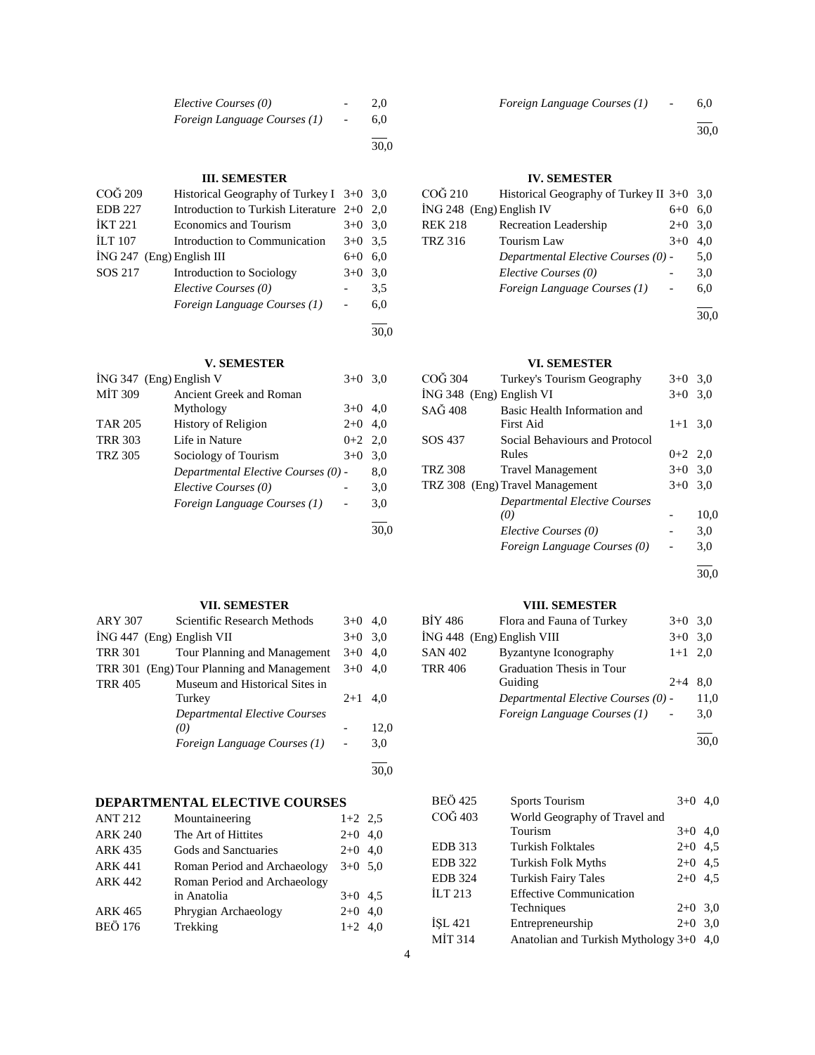| | | | |
|---|---|---|---|
| | *Elective Courses (0)* | - | 2,0 |
| | *Foreign Language Courses (1)* | - | 6,0 |
| | | | 30,0 |

| | | | |
|---|---|---|---|
| | *Foreign Language Courses (1)* | - | 6,0 |
| | | | 30,0 |

### III. SEMESTER

| Code | Course | Hours | Credits |
|---|---|---|---|
| COĞ 209 | Historical Geography of Turkey I | 3+0 | 3,0 |
| EDB 227 | Introduction to Turkish Literature | 2+0 | 2,0 |
| İKT 221 | Economics and Tourism | 3+0 | 3,0 |
| İLT 107 | Introduction to Communication | 3+0 | 3,5 |
| İNG 247 (Eng) | English III | 6+0 | 6,0 |
| SOS 217 | Introduction to Sociology | 3+0 | 3,0 |
| | *Elective Courses (0)* | - | 3,5 |
| | *Foreign Language Courses (1)* | - | 6,0 |
| | | | 30,0 |

### IV. SEMESTER

| Code | Course | Hours | Credits |
|---|---|---|---|
| COĞ 210 | Historical Geography of Turkey II | 3+0 | 3,0 |
| İNG 248 (Eng) | English IV | 6+0 | 6,0 |
| REK 218 | Recreation Leadership | 2+0 | 3,0 |
| TRZ 316 | Tourism Law | 3+0 | 4,0 |
| | *Departmental Elective Courses (0)* | - | 5,0 |
| | *Elective Courses (0)* | - | 3,0 |
| | *Foreign Language Courses (1)* | - | 6,0 |
| | | | 30,0 |

### V. SEMESTER

| Code | Course | Hours | Credits |
|---|---|---|---|
| İNG 347 (Eng) | English V | 3+0 | 3,0 |
| MİT 309 | Ancient Greek and Roman Mythology | 3+0 | 4,0 |
| TAR 205 | History of Religion | 2+0 | 4,0 |
| TRR 303 | Life in Nature | 0+2 | 2,0 |
| TRZ 305 | Sociology of Tourism | 3+0 | 3,0 |
| | *Departmental Elective Courses (0)* | - | 8,0 |
| | *Elective Courses (0)* | - | 3,0 |
| | *Foreign Language Courses (1)* | - | 3,0 |
| | | | 30,0 |

### VI. SEMESTER

| Code | Course | Hours | Credits |
|---|---|---|---|
| COĞ 304 | Turkey's Tourism Geography | 3+0 | 3,0 |
| İNG 348 (Eng) | English VI | 3+0 | 3,0 |
| SAĞ 408 | Basic Health Information and First Aid | 1+1 | 3,0 |
| SOS 437 | Social Behaviours and Protocol Rules | 0+2 | 2,0 |
| TRZ 308 | Travel Management | 3+0 | 3,0 |
| TRZ 308 (Eng) | Travel Management | 3+0 | 3,0 |
| | *Departmental Elective Courses (0)* | - | 10,0 |
| | *Elective Courses (0)* | - | 3,0 |
| | *Foreign Language Courses (0)* | - | 3,0 |
| | | | 30,0 |

### VII. SEMESTER

| Code | Course | Hours | Credits |
|---|---|---|---|
| ARY 307 | Scientific Research Methods | 3+0 | 4,0 |
| İNG 447 (Eng) | English VII | 3+0 | 3,0 |
| TRR 301 | Tour Planning and Management | 3+0 | 4,0 |
| TRR 301 (Eng) | Tour Planning and Management | 3+0 | 4,0 |
| TRR 405 | Museum and Historical Sites in Turkey | 2+1 | 4,0 |
| | *Departmental Elective Courses (0)* | - | 12,0 |
| | *Foreign Language Courses (1)* | - | 3,0 |
| | | | 30,0 |

### VIII. SEMESTER

| Code | Course | Hours | Credits |
|---|---|---|---|
| BİY 486 | Flora and Fauna of Turkey | 3+0 | 3,0 |
| İNG 448 (Eng) | English VIII | 3+0 | 3,0 |
| SAN 402 | Byzantyne Iconography | 1+1 | 2,0 |
| TRR 406 | Graduation Thesis in Tour Guiding | 2+4 | 8,0 |
| | *Departmental Elective Courses (0)* | - | 11,0 |
| | *Foreign Language Courses (1)* | - | 3,0 |
| | | | 30,0 |

## DEPARTMENTAL ELECTIVE COURSES

| Code | Course | Hours | Credits |
|---|---|---|---|
| ANT 212 | Mountaineering | 1+2 | 2,5 |
| ARK 240 | The Art of Hittites | 2+0 | 4,0 |
| ARK 435 | Gods and Sanctuaries | 2+0 | 4,0 |
| ARK 441 | Roman Period and Archaeology | 3+0 | 5,0 |
| ARK 442 | Roman Period and Archaeology in Anatolia | 3+0 | 4,5 |
| ARK 465 | Phrygian Archaeology | 2+0 | 4,0 |
| BEÖ 176 | Trekking | 1+2 | 4,0 |
| BEÖ 425 | Sports Tourism | 3+0 | 4,0 |
| COĞ 403 | World Geography of Travel and Tourism | 3+0 | 4,0 |
| EDB 313 | Turkish Folktales | 2+0 | 4,5 |
| EDB 322 | Turkish Folk Myths | 2+0 | 4,5 |
| EDB 324 | Turkish Fairy Tales | 2+0 | 4,5 |
| İLT 213 | Effective Communication Techniques | 2+0 | 3,0 |
| İŞL 421 | Entrepreneurship | 2+0 | 3,0 |
| MİT 314 | Anatolian and Turkish Mythology | 3+0 | 4,0 |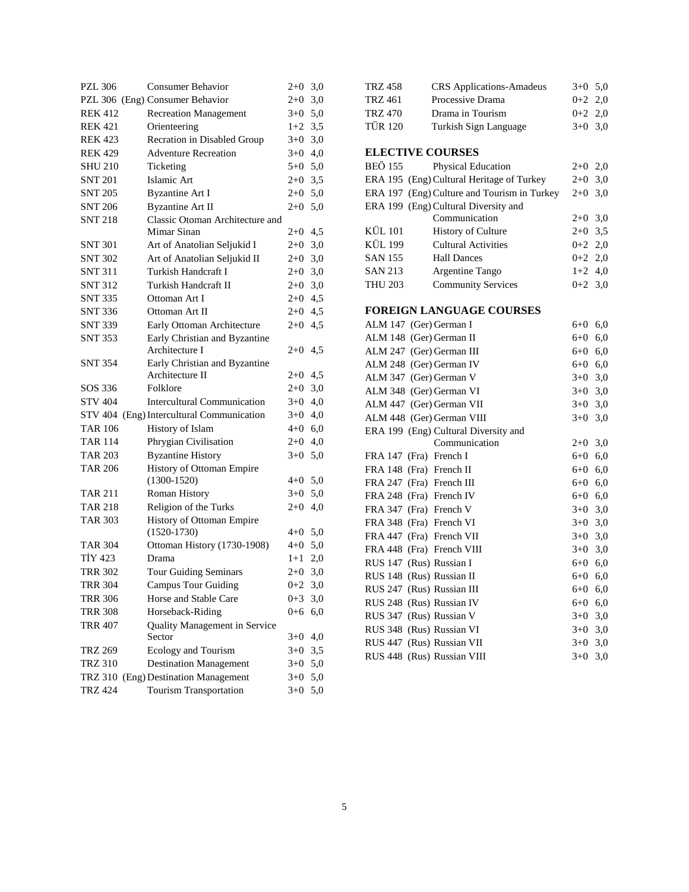| | | | |
|---|---|---|---|
| PZL 306 | Consumer Behavior | 2+0 | 3,0 |
| PZL 306 (Eng) | Consumer Behavior | 2+0 | 3,0 |
| REK 412 | Recreation Management | 3+0 | 5,0 |
| REK 421 | Orienteering | 1+2 | 3,5 |
| REK 423 | Recration in Disabled Group | 3+0 | 3,0 |
| REK 429 | Adventure Recreation | 3+0 | 4,0 |
| SHU 210 | Ticketing | 5+0 | 5,0 |
| SNT 201 | Islamic Art | 2+0 | 3,5 |
| SNT 205 | Byzantine Art I | 2+0 | 5,0 |
| SNT 206 | Byzantine Art II | 2+0 | 5,0 |
| SNT 218 | Classic Otoman Architecture and Mimar Sinan | 2+0 | 4,5 |
| SNT 301 | Art of Anatolian Seljukid I | 2+0 | 3,0 |
| SNT 302 | Art of Anatolian Seljukid II | 2+0 | 3,0 |
| SNT 311 | Turkish Handcraft I | 2+0 | 3,0 |
| SNT 312 | Turkish Handcraft II | 2+0 | 3,0 |
| SNT 335 | Ottoman Art I | 2+0 | 4,5 |
| SNT 336 | Ottoman Art II | 2+0 | 4,5 |
| SNT 339 | Early Ottoman Architecture | 2+0 | 4,5 |
| SNT 353 | Early Christian and Byzantine Architecture I | 2+0 | 4,5 |
| SNT 354 | Early Christian and Byzantine Architecture II | 2+0 | 4,5 |
| SOS 336 | Folklore | 2+0 | 3,0 |
| STV 404 | Intercultural Communication | 3+0 | 4,0 |
| STV 404 (Eng) | Intercultural Communication | 3+0 | 4,0 |
| TAR 106 | History of Islam | 4+0 | 6,0 |
| TAR 114 | Phrygian Civilisation | 2+0 | 4,0 |
| TAR 203 | Byzantine History | 3+0 | 5,0 |
| TAR 206 | History of Ottoman Empire (1300-1520) | 4+0 | 5,0 |
| TAR 211 | Roman History | 3+0 | 5,0 |
| TAR 218 | Religion of the Turks | 2+0 | 4,0 |
| TAR 303 | History of Ottoman Empire (1520-1730) | 4+0 | 5,0 |
| TAR 304 | Ottoman History (1730-1908) | 4+0 | 5,0 |
| TİY 423 | Drama | 1+1 | 2,0 |
| TRR 302 | Tour Guiding Seminars | 2+0 | 3,0 |
| TRR 304 | Campus Tour Guiding | 0+2 | 3,0 |
| TRR 306 | Horse and Stable Care | 0+3 | 3,0 |
| TRR 308 | Horseback-Riding | 0+6 | 6,0 |
| TRR 407 | Quality Management in Service Sector | 3+0 | 4,0 |
| TRZ 269 | Ecology and Tourism | 3+0 | 3,5 |
| TRZ 310 | Destination Management | 3+0 | 5,0 |
| TRZ 310 (Eng) | Destination Management | 3+0 | 5,0 |
| TRZ 424 | Tourism Transportation | 3+0 | 5,0 |
| TRZ 458 | CRS Applications-Amadeus | 3+0 | 5,0 |
| TRZ 461 | Processive Drama | 0+2 | 2,0 |
| TRZ 470 | Drama in Tourism | 0+2 | 2,0 |
| TÜR 120 | Turkish Sign Language | 3+0 | 3,0 |

## ELECTIVE COURSES

| | | | |
|---|---|---|---|
| BEÖ 155 | Physical Education | 2+0 | 2,0 |
| ERA 195 (Eng) | Cultural Heritage of Turkey | 2+0 | 3,0 |
| ERA 197 (Eng) | Culture and Tourism in Turkey | 2+0 | 3,0 |
| ERA 199 (Eng) | Cultural Diversity and Communication | 2+0 | 3,0 |
| KÜL 101 | History of Culture | 2+0 | 3,5 |
| KÜL 199 | Cultural Activities | 0+2 | 2,0 |
| SAN 155 | Hall Dances | 0+2 | 2,0 |
| SAN 213 | Argentine Tango | 1+2 | 4,0 |
| THU 203 | Community Services | 0+2 | 3,0 |

## FOREIGN LANGUAGE COURSES

| | | | |
|---|---|---|---|
| ALM 147 (Ger) | German I | 6+0 | 6,0 |
| ALM 148 (Ger) | German II | 6+0 | 6,0 |
| ALM 247 (Ger) | German III | 6+0 | 6,0 |
| ALM 248 (Ger) | German IV | 6+0 | 6,0 |
| ALM 347 (Ger) | German V | 3+0 | 3,0 |
| ALM 348 (Ger) | German VI | 3+0 | 3,0 |
| ALM 447 (Ger) | German VII | 3+0 | 3,0 |
| ALM 448 (Ger) | German VIII | 3+0 | 3,0 |
| ERA 199 (Eng) | Cultural Diversity and Communication | 2+0 | 3,0 |
| FRA 147 (Fra) | French I | 6+0 | 6,0 |
| FRA 148 (Fra) | French II | 6+0 | 6,0 |
| FRA 247 (Fra) | French III | 6+0 | 6,0 |
| FRA 248 (Fra) | French IV | 6+0 | 6,0 |
| FRA 347 (Fra) | French V | 3+0 | 3,0 |
| FRA 348 (Fra) | French VI | 3+0 | 3,0 |
| FRA 447 (Fra) | French VII | 3+0 | 3,0 |
| FRA 448 (Fra) | French VIII | 3+0 | 3,0 |
| RUS 147 (Rus) | Russian I | 6+0 | 6,0 |
| RUS 148 (Rus) | Russian II | 6+0 | 6,0 |
| RUS 247 (Rus) | Russian III | 6+0 | 6,0 |
| RUS 248 (Rus) | Russian IV | 6+0 | 6,0 |
| RUS 347 (Rus) | Russian V | 3+0 | 3,0 |
| RUS 348 (Rus) | Russian VI | 3+0 | 3,0 |
| RUS 447 (Rus) | Russian VII | 3+0 | 3,0 |
| RUS 448 (Rus) | Russian VIII | 3+0 | 3,0 |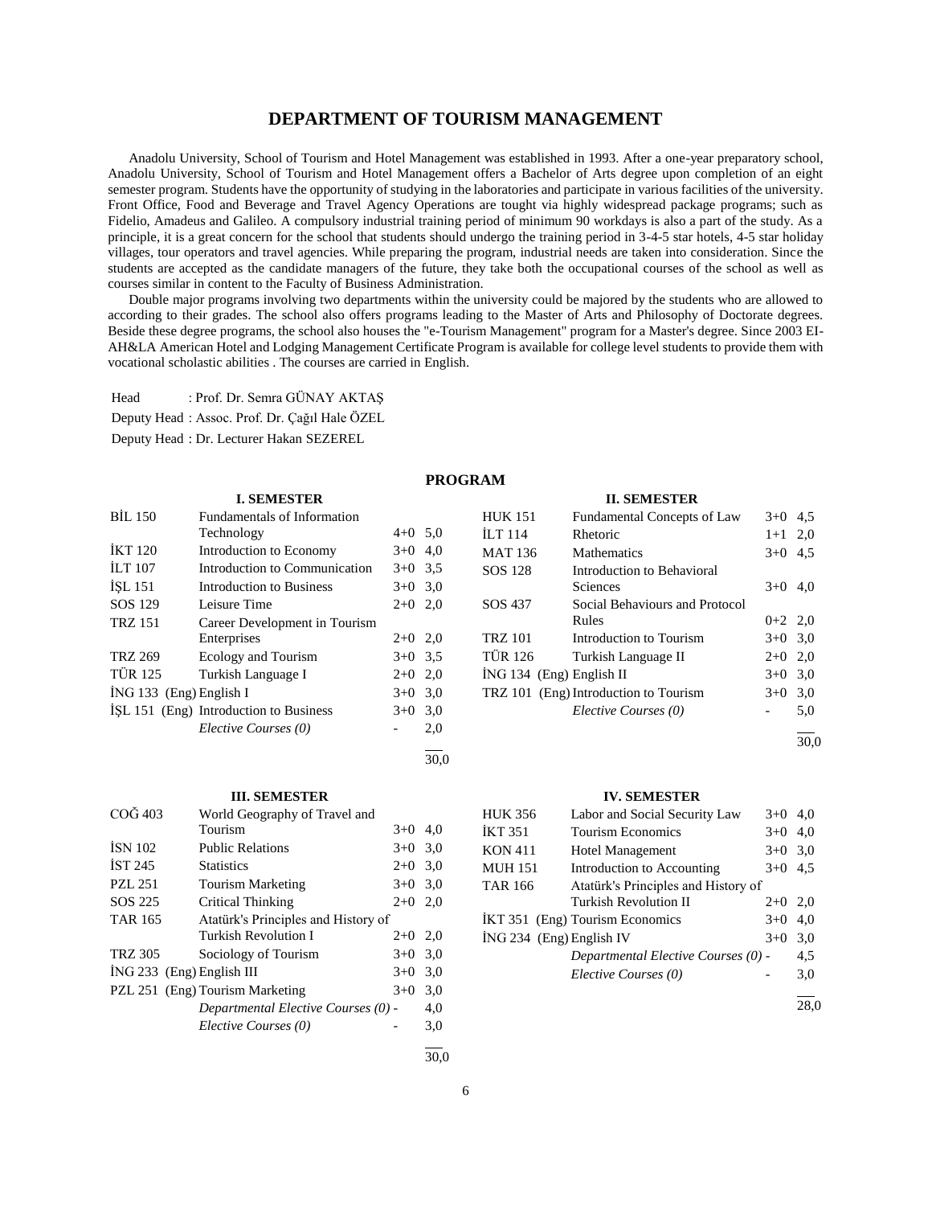## DEPARTMENT OF TOURISM MANAGEMENT

Anadolu University, School of Tourism and Hotel Management was established in 1993. After a one-year preparatory school, Anadolu University, School of Tourism and Hotel Management offers a Bachelor of Arts degree upon completion of an eight semester program. Students have the opportunity of studying in the laboratories and participate in various facilities of the university. Front Office, Food and Beverage and Travel Agency Operations are tought via highly widespread package programs; such as Fidelio, Amadeus and Galileo. A compulsory industrial training period of minimum 90 workdays is also a part of the study. As a principle, it is a great concern for the school that students should undergo the training period in 3-4-5 star hotels, 4-5 star holiday villages, tour operators and travel agencies. While preparing the program, industrial needs are taken into consideration. Since the students are accepted as the candidate managers of the future, they take both the occupational courses of the school as well as courses similar in content to the Faculty of Business Administration.

Double major programs involving two departments within the university could be majored by the students who are allowed to according to their grades. The school also offers programs leading to the Master of Arts and Philosophy of Doctorate degrees. Beside these degree programs, the school also houses the "e-Tourism Management" program for a Master's degree. Since 2003 EI-AH&LA American Hotel and Lodging Management Certificate Program is available for college level students to provide them with vocational scholastic abilities . The courses are carried in English.

Head : Prof. Dr. Semra GÜNAY AKTAŞ

Deputy Head : Assoc. Prof. Dr. Çağıl Hale ÖZEL

Deputy Head : Dr. Lecturer Hakan SEZEREL

### PROGRAM

#### I. SEMESTER

| Code | Course | Hours | Credits |
|---|---|---|---|
| BİL 150 | Fundamentals of Information Technology | 4+0 | 5,0 |
| İKT 120 | Introduction to Economy | 3+0 | 4,0 |
| İLT 107 | Introduction to Communication | 3+0 | 3,5 |
| İŞL 151 | Introduction to Business | 3+0 | 3,0 |
| SOS 129 | Leisure Time | 2+0 | 2,0 |
| TRZ 151 | Career Development in Tourism Enterprises | 2+0 | 2,0 |
| TRZ 269 | Ecology and Tourism | 3+0 | 3,5 |
| TÜR 125 | Turkish Language I | 2+0 | 2,0 |
| İNG 133 (Eng) | English I | 3+0 | 3,0 |
| İŞL 151 (Eng) | Introduction to Business | 3+0 | 3,0 |
| | *Elective Courses (0)* | - | 2,0 |
| | | | 30,0 |

#### II. SEMESTER

| Code | Course | Hours | Credits |
|---|---|---|---|
| HUK 151 | Fundamental Concepts of Law | 3+0 | 4,5 |
| İLT 114 | Rhetoric | 1+1 | 2,0 |
| MAT 136 | Mathematics | 3+0 | 4,5 |
| SOS 128 | Introduction to Behavioral Sciences | 3+0 | 4,0 |
| SOS 437 | Social Behaviours and Protocol Rules | 0+2 | 2,0 |
| TRZ 101 | Introduction to Tourism | 3+0 | 3,0 |
| TÜR 126 | Turkish Language II | 2+0 | 2,0 |
| İNG 134 (Eng) | English II | 3+0 | 3,0 |
| TRZ 101 (Eng) | Introduction to Tourism | 3+0 | 3,0 |
| | *Elective Courses (0)* | - | 5,0 |
| | | | 30,0 |

#### III. SEMESTER

| Code | Course | Hours | Credits |
|---|---|---|---|
| COĞ 403 | World Geography of Travel and Tourism | 3+0 | 4,0 |
| İSN 102 | Public Relations | 3+0 | 3,0 |
| İST 245 | Statistics | 2+0 | 3,0 |
| PZL 251 | Tourism Marketing | 3+0 | 3,0 |
| SOS 225 | Critical Thinking | 2+0 | 2,0 |
| TAR 165 | Atatürk's Principles and History of Turkish Revolution I | 2+0 | 2,0 |
| TRZ 305 | Sociology of Tourism | 3+0 | 3,0 |
| İNG 233 (Eng) | English III | 3+0 | 3,0 |
| PZL 251 (Eng) | Tourism Marketing | 3+0 | 3,0 |
| | *Departmental Elective Courses (0)* | - | 4,0 |
| | *Elective Courses (0)* | - | 3,0 |
| | | | 30,0 |

#### IV. SEMESTER

| Code | Course | Hours | Credits |
|---|---|---|---|
| HUK 356 | Labor and Social Security Law | 3+0 | 4,0 |
| İKT 351 | Tourism Economics | 3+0 | 4,0 |
| KON 411 | Hotel Management | 3+0 | 3,0 |
| MUH 151 | Introduction to Accounting | 3+0 | 4,5 |
| TAR 166 | Atatürk's Principles and History of Turkish Revolution II | 2+0 | 2,0 |
| İKT 351 (Eng) | Tourism Economics | 3+0 | 4,0 |
| İNG 234 (Eng) | English IV | 3+0 | 3,0 |
| | *Departmental Elective Courses (0)* | - | 4,5 |
| | *Elective Courses (0)* | - | 3,0 |
| | | | 28,0 |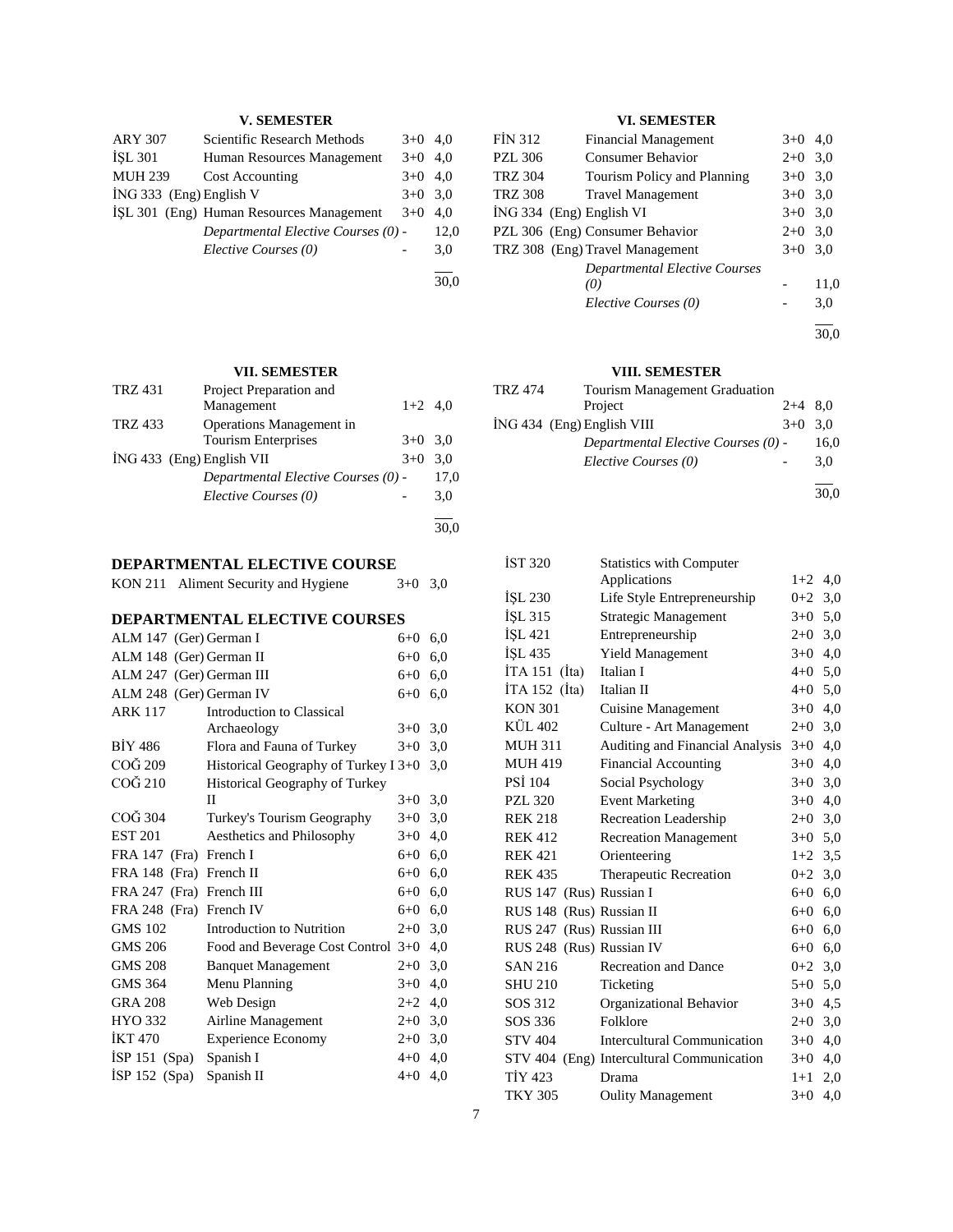### V. SEMESTER

| Code | Course | T+P | ECTS |
|---|---|---|---|
| ARY 307 | Scientific Research Methods | 3+0 | 4,0 |
| İŞL 301 | Human Resources Management | 3+0 | 4,0 |
| MUH 239 | Cost Accounting | 3+0 | 4,0 |
| İNG 333 (Eng) | English V | 3+0 | 3,0 |
| İŞL 301 (Eng) | Human Resources Management | 3+0 | 4,0 |
| | *Departmental Elective Courses (0)* | - | 12,0 |
| | *Elective Courses (0)* | - | 3,0 |
| | | | 30,0 |

### VI. SEMESTER

| Code | Course | T+P | ECTS |
|---|---|---|---|
| FİN 312 | Financial Management | 3+0 | 4,0 |
| PZL 306 | Consumer Behavior | 2+0 | 3,0 |
| TRZ 304 | Tourism Policy and Planning | 3+0 | 3,0 |
| TRZ 308 | Travel Management | 3+0 | 3,0 |
| İNG 334 (Eng) | English VI | 3+0 | 3,0 |
| PZL 306 (Eng) | Consumer Behavior | 2+0 | 3,0 |
| TRZ 308 (Eng) | Travel Management | 3+0 | 3,0 |
| | *Departmental Elective Courses (0)* | - | 11,0 |
| | *Elective Courses (0)* | - | 3,0 |
| | | | 30,0 |

### VII. SEMESTER

| Code | Course | T+P | ECTS |
|---|---|---|---|
| TRZ 431 | Project Preparation and Management | 1+2 | 4,0 |
| TRZ 433 | Operations Management in Tourism Enterprises | 3+0 | 3,0 |
| İNG 433 (Eng) | English VII | 3+0 | 3,0 |
| | *Departmental Elective Courses (0)* | - | 17,0 |
| | *Elective Courses (0)* | - | 3,0 |
| | | | 30,0 |

### VIII. SEMESTER

| Code | Course | T+P | ECTS |
|---|---|---|---|
| TRZ 474 | Tourism Management Graduation Project | 2+4 | 8,0 |
| İNG 434 (Eng) | English VIII | 3+0 | 3,0 |
| | *Departmental Elective Courses (0)* | - | 16,0 |
| | *Elective Courses (0)* | - | 3,0 |
| | | | 30,0 |

## DEPARTMENTAL ELECTIVE COURSE

| Code | Course | T+P | ECTS |
|---|---|---|---|
| KON 211 | Aliment Security and Hygiene | 3+0 | 3,0 |

## DEPARTMENTAL ELECTIVE COURSES

| Code | Course | T+P | ECTS |
|---|---|---|---|
| ALM 147 (Ger) | German I | 6+0 | 6,0 |
| ALM 148 (Ger) | German II | 6+0 | 6,0 |
| ALM 247 (Ger) | German III | 6+0 | 6,0 |
| ALM 248 (Ger) | German IV | 6+0 | 6,0 |
| ARK 117 | Introduction to Classical Archaeology | 3+0 | 3,0 |
| BİY 486 | Flora and Fauna of Turkey | 3+0 | 3,0 |
| COĞ 209 | Historical Geography of Turkey I | 3+0 | 3,0 |
| COĞ 210 | Historical Geography of Turkey II | 3+0 | 3,0 |
| COĞ 304 | Turkey's Tourism Geography | 3+0 | 3,0 |
| EST 201 | Aesthetics and Philosophy | 3+0 | 4,0 |
| FRA 147 (Fra) | French I | 6+0 | 6,0 |
| FRA 148 (Fra) | French II | 6+0 | 6,0 |
| FRA 247 (Fra) | French III | 6+0 | 6,0 |
| FRA 248 (Fra) | French IV | 6+0 | 6,0 |
| GMS 102 | Introduction to Nutrition | 2+0 | 3,0 |
| GMS 206 | Food and Beverage Cost Control | 3+0 | 4,0 |
| GMS 208 | Banquet Management | 2+0 | 3,0 |
| GMS 364 | Menu Planning | 3+0 | 4,0 |
| GRA 208 | Web Design | 2+2 | 4,0 |
| HYO 332 | Airline Management | 2+0 | 3,0 |
| İKT 470 | Experience Economy | 2+0 | 3,0 |
| İSP 151 (Spa) | Spanish I | 4+0 | 4,0 |
| İSP 152 (Spa) | Spanish II | 4+0 | 4,0 |
| İST 320 | Statistics with Computer Applications | 1+2 | 4,0 |
| İŞL 230 | Life Style Entrepreneurship | 0+2 | 3,0 |
| İŞL 315 | Strategic Management | 3+0 | 5,0 |
| İŞL 421 | Entrepreneurship | 2+0 | 3,0 |
| İŞL 435 | Yield Management | 3+0 | 4,0 |
| İTA 151 (İta) | Italian I | 4+0 | 5,0 |
| İTA 152 (İta) | Italian II | 4+0 | 5,0 |
| KON 301 | Cuisine Management | 3+0 | 4,0 |
| KÜL 402 | Culture - Art Management | 2+0 | 3,0 |
| MUH 311 | Auditing and Financial Analysis | 3+0 | 4,0 |
| MUH 419 | Financial Accounting | 3+0 | 4,0 |
| PSİ 104 | Social Psychology | 3+0 | 3,0 |
| PZL 320 | Event Marketing | 3+0 | 4,0 |
| REK 218 | Recreation Leadership | 2+0 | 3,0 |
| REK 412 | Recreation Management | 3+0 | 5,0 |
| REK 421 | Orienteering | 1+2 | 3,5 |
| REK 435 | Therapeutic Recreation | 0+2 | 3,0 |
| RUS 147 (Rus) | Russian I | 6+0 | 6,0 |
| RUS 148 (Rus) | Russian II | 6+0 | 6,0 |
| RUS 247 (Rus) | Russian III | 6+0 | 6,0 |
| RUS 248 (Rus) | Russian IV | 6+0 | 6,0 |
| SAN 216 | Recreation and Dance | 0+2 | 3,0 |
| SHU 210 | Ticketing | 5+0 | 5,0 |
| SOS 312 | Organizational Behavior | 3+0 | 4,5 |
| SOS 336 | Folklore | 2+0 | 3,0 |
| STV 404 | Intercultural Communication | 3+0 | 4,0 |
| STV 404 (Eng) | Intercultural Communication | 3+0 | 4,0 |
| TİY 423 | Drama | 1+1 | 2,0 |
| TKY 305 | Oulity Management | 3+0 | 4,0 |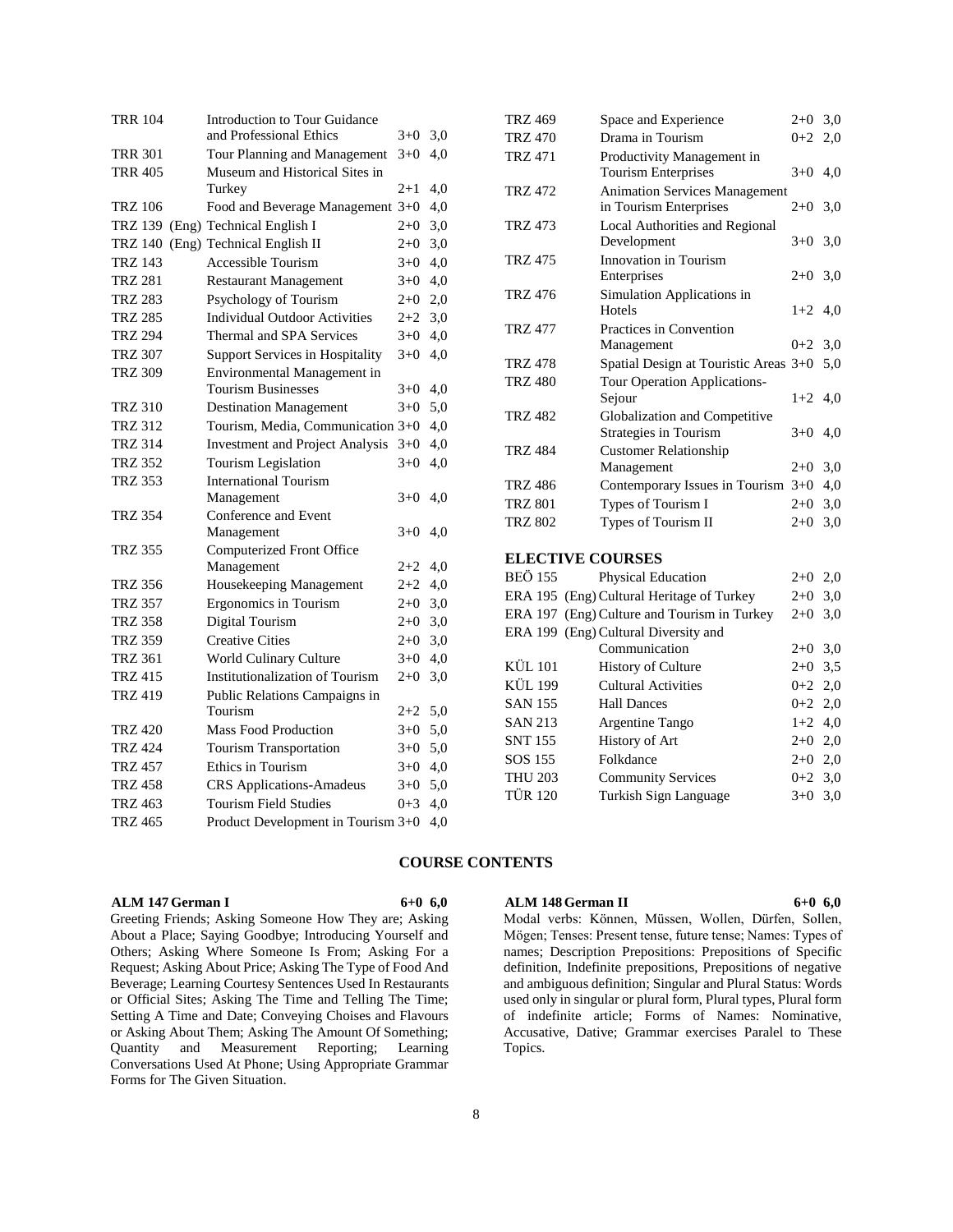| | | | |
|---|---|---|---|
| TRR 104 | Introduction to Tour Guidance and Professional Ethics | 3+0 | 3,0 |
| TRR 301 | Tour Planning and Management | 3+0 | 4,0 |
| TRR 405 | Museum and Historical Sites in Turkey | 2+1 | 4,0 |
| TRZ 106 | Food and Beverage Management | 3+0 | 4,0 |
| TRZ 139 (Eng) | Technical English I | 2+0 | 3,0 |
| TRZ 140 (Eng) | Technical English II | 2+0 | 3,0 |
| TRZ 143 | Accessible Tourism | 3+0 | 4,0 |
| TRZ 281 | Restaurant Management | 3+0 | 4,0 |
| TRZ 283 | Psychology of Tourism | 2+0 | 2,0 |
| TRZ 285 | Individual Outdoor Activities | 2+2 | 3,0 |
| TRZ 294 | Thermal and SPA Services | 3+0 | 4,0 |
| TRZ 307 | Support Services in Hospitality | 3+0 | 4,0 |
| TRZ 309 | Environmental Management in Tourism Businesses | 3+0 | 4,0 |
| TRZ 310 | Destination Management | 3+0 | 5,0 |
| TRZ 312 | Tourism, Media, Communication | 3+0 | 4,0 |
| TRZ 314 | Investment and Project Analysis | 3+0 | 4,0 |
| TRZ 352 | Tourism Legislation | 3+0 | 4,0 |
| TRZ 353 | International Tourism Management | 3+0 | 4,0 |
| TRZ 354 | Conference and Event Management | 3+0 | 4,0 |
| TRZ 355 | Computerized Front Office Management | 2+2 | 4,0 |
| TRZ 356 | Housekeeping Management | 2+2 | 4,0 |
| TRZ 357 | Ergonomics in Tourism | 2+0 | 3,0 |
| TRZ 358 | Digital Tourism | 2+0 | 3,0 |
| TRZ 359 | Creative Cities | 2+0 | 3,0 |
| TRZ 361 | World Culinary Culture | 3+0 | 4,0 |
| TRZ 415 | Institutionalization of Tourism | 2+0 | 3,0 |
| TRZ 419 | Public Relations Campaigns in Tourism | 2+2 | 5,0 |
| TRZ 420 | Mass Food Production | 3+0 | 5,0 |
| TRZ 424 | Tourism Transportation | 3+0 | 5,0 |
| TRZ 457 | Ethics in Tourism | 3+0 | 4,0 |
| TRZ 458 | CRS Applications-Amadeus | 3+0 | 5,0 |
| TRZ 463 | Tourism Field Studies | 0+3 | 4,0 |
| TRZ 465 | Product Development in Tourism | 3+0 | 4,0 |
| TRZ 469 | Space and Experience | 2+0 | 3,0 |
| TRZ 470 | Drama in Tourism | 0+2 | 2,0 |
| TRZ 471 | Productivity Management in Tourism Enterprises | 3+0 | 4,0 |
| TRZ 472 | Animation Services Management in Tourism Enterprises | 2+0 | 3,0 |
| TRZ 473 | Local Authorities and Regional Development | 3+0 | 3,0 |
| TRZ 475 | Innovation in Tourism Enterprises | 2+0 | 3,0 |
| TRZ 476 | Simulation Applications in Hotels | 1+2 | 4,0 |
| TRZ 477 | Practices in Convention Management | 0+2 | 3,0 |
| TRZ 478 | Spatial Design at Touristic Areas | 3+0 | 5,0 |
| TRZ 480 | Tour Operation Applications-Sejour | 1+2 | 4,0 |
| TRZ 482 | Globalization and Competitive Strategies in Tourism | 3+0 | 4,0 |
| TRZ 484 | Customer Relationship Management | 2+0 | 3,0 |
| TRZ 486 | Contemporary Issues in Tourism | 3+0 | 4,0 |
| TRZ 801 | Types of Tourism I | 2+0 | 3,0 |
| TRZ 802 | Types of Tourism II | 2+0 | 3,0 |

## ELECTIVE COURSES

| | | | |
|---|---|---|---|
| BEÖ 155 | Physical Education | 2+0 | 2,0 |
| ERA 195 (Eng) | Cultural Heritage of Turkey | 2+0 | 3,0 |
| ERA 197 (Eng) | Culture and Tourism in Turkey | 2+0 | 3,0 |
| ERA 199 (Eng) | Cultural Diversity and Communication | 2+0 | 3,0 |
| KÜL 101 | History of Culture | 2+0 | 3,5 |
| KÜL 199 | Cultural Activities | 0+2 | 2,0 |
| SAN 155 | Hall Dances | 0+2 | 2,0 |
| SAN 213 | Argentine Tango | 1+2 | 4,0 |
| SNT 155 | History of Art | 2+0 | 2,0 |
| SOS 155 | Folkdance | 2+0 | 2,0 |
| THU 203 | Community Services | 0+2 | 3,0 |
| TÜR 120 | Turkish Sign Language | 3+0 | 3,0 |

## COURSE CONTENTS

**ALM 147 German I 6+0 6,0**

Greeting Friends; Asking Someone How They are; Asking About a Place; Saying Goodbye; Introducing Yourself and Others; Asking Where Someone Is From; Asking For a Request; Asking About Price; Asking The Type of Food And Beverage; Learning Courtesy Sentences Used In Restaurants or Official Sites; Asking The Time and Telling The Time; Setting A Time and Date; Conveying Choises and Flavours or Asking About Them; Asking The Amount Of Something; Quantity and Measurement Reporting; Learning Conversations Used At Phone; Using Appropriate Grammar Forms for The Given Situation.

**ALM 148 German II 6+0 6,0**

Modal verbs: Können, Müssen, Wollen, Dürfen, Sollen, Mögen; Tenses: Present tense, future tense; Names: Types of names; Description Prepositions: Prepositions of Specific definition, Indefinite prepositions, Prepositions of negative and ambiguous definition; Singular and Plural Status: Words used only in singular or plural form, Plural types, Plural form of indefinite article; Forms of Names: Nominative, Accusative, Dative; Grammar exercises Paralel to These Topics.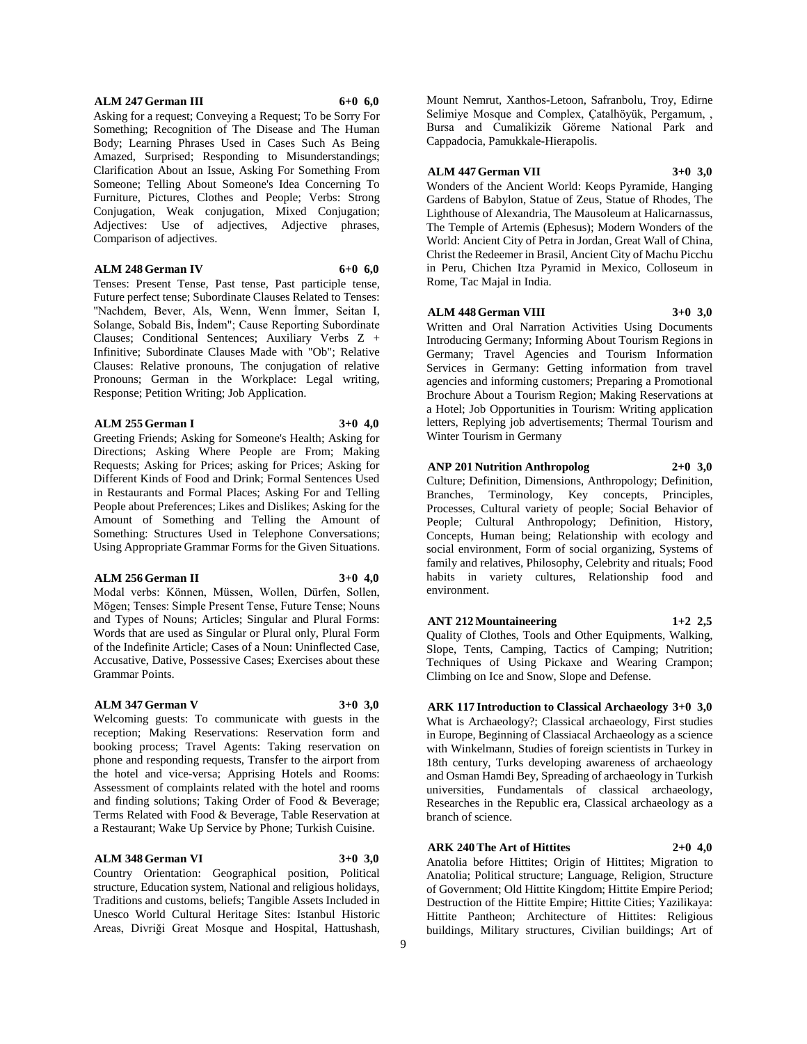**ALM 247 German III 6+0 6,0**

Asking for a request; Conveying a Request; To be Sorry For Something; Recognition of The Disease and The Human Body; Learning Phrases Used in Cases Such As Being Amazed, Surprised; Responding to Misunderstandings; Clarification About an Issue, Asking For Something From Someone; Telling About Someone's Idea Concerning To Furniture, Pictures, Clothes and People; Verbs: Strong Conjugation, Weak conjugation, Mixed Conjugation; Adjectives: Use of adjectives, Adjective phrases, Comparison of adjectives.

**ALM 248 German IV 6+0 6,0**

Tenses: Present Tense, Past tense, Past participle tense, Future perfect tense; Subordinate Clauses Related to Tenses: "Nachdem, Bever, Als, Wenn, Wenn İmmer, Seitan I, Solange, Sobald Bis, İndem"; Cause Reporting Subordinate Clauses; Conditional Sentences; Auxiliary Verbs Z + Infinitive; Subordinate Clauses Made with "Ob"; Relative Clauses: Relative pronouns, The conjugation of relative Pronouns; German in the Workplace: Legal writing, Response; Petition Writing; Job Application.

**ALM 255 German I 3+0 4,0**

Greeting Friends; Asking for Someone's Health; Asking for Directions; Asking Where People are From; Making Requests; Asking for Prices; asking for Prices; Asking for Different Kinds of Food and Drink; Formal Sentences Used in Restaurants and Formal Places; Asking For and Telling People about Preferences; Likes and Dislikes; Asking for the Amount of Something and Telling the Amount of Something: Structures Used in Telephone Conversations; Using Appropriate Grammar Forms for the Given Situations.

**ALM 256 German II 3+0 4,0**

Modal verbs: Können, Müssen, Wollen, Dürfen, Sollen, Mögen; Tenses: Simple Present Tense, Future Tense; Nouns and Types of Nouns; Articles; Singular and Plural Forms: Words that are used as Singular or Plural only, Plural Form of the Indefinite Article; Cases of a Noun: Uninflected Case, Accusative, Dative, Possessive Cases; Exercises about these Grammar Points.

**ALM 347 German V 3+0 3,0**

Welcoming guests: To communicate with guests in the reception; Making Reservations: Reservation form and booking process; Travel Agents: Taking reservation on phone and responding requests, Transfer to the airport from the hotel and vice-versa; Apprising Hotels and Rooms: Assessment of complaints related with the hotel and rooms and finding solutions; Taking Order of Food & Beverage; Terms Related with Food & Beverage, Table Reservation at a Restaurant; Wake Up Service by Phone; Turkish Cuisine.

**ALM 348 German VI 3+0 3,0**

Country Orientation: Geographical position, Political structure, Education system, National and religious holidays, Traditions and customs, beliefs; Tangible Assets Included in Unesco World Cultural Heritage Sites: Istanbul Historic Areas, Divriği Great Mosque and Hospital, Hattushash, Mount Nemrut, Xanthos-Letoon, Safranbolu, Troy, Edirne Selimiye Mosque and Complex, Çatalhöyük, Pergamum, , Bursa and Cumalikizik Göreme National Park and Cappadocia, Pamukkale-Hierapolis.

**ALM 447 German VII 3+0 3,0**

Wonders of the Ancient World: Keops Pyramide, Hanging Gardens of Babylon, Statue of Zeus, Statue of Rhodes, The Lighthouse of Alexandria, The Mausoleum at Halicarnassus, The Temple of Artemis (Ephesus); Modern Wonders of the World: Ancient City of Petra in Jordan, Great Wall of China, Christ the Redeemer in Brasil, Ancient City of Machu Picchu in Peru, Chichen Itza Pyramid in Mexico, Colloseum in Rome, Tac Majal in India.

**ALM 448 German VIII 3+0 3,0**

Written and Oral Narration Activities Using Documents Introducing Germany; Informing About Tourism Regions in Germany; Travel Agencies and Tourism Information Services in Germany: Getting information from travel agencies and informing customers; Preparing a Promotional Brochure About a Tourism Region; Making Reservations at a Hotel; Job Opportunities in Tourism: Writing application letters, Replying job advertisements; Thermal Tourism and Winter Tourism in Germany

**ANP 201 Nutrition Anthropolog 2+0 3,0**

Culture; Definition, Dimensions, Anthropology; Definition, Branches, Terminology, Key concepts, Principles, Processes, Cultural variety of people; Social Behavior of People; Cultural Anthropology; Definition, History, Concepts, Human being; Relationship with ecology and social environment, Form of social organizing, Systems of family and relatives, Philosophy, Celebrity and rituals; Food habits in variety cultures, Relationship food and environment.

**ANT 212 Mountaineering 1+2 2,5**

Quality of Clothes, Tools and Other Equipments, Walking, Slope, Tents, Camping, Tactics of Camping; Nutrition; Techniques of Using Pickaxe and Wearing Crampon; Climbing on Ice and Snow, Slope and Defense.

**ARK 117 Introduction to Classical Archaeology 3+0 3,0**

What is Archaeology?; Classical archaeology, First studies in Europe, Beginning of Classiacal Archaeology as a science with Winkelmann, Studies of foreign scientists in Turkey in 18th century, Turks developing awareness of archaeology and Osman Hamdi Bey, Spreading of archaeology in Turkish universities, Fundamentals of classical archaeology, Researches in the Republic era, Classical archaeology as a branch of science.

**ARK 240 The Art of Hittites 2+0 4,0**

Anatolia before Hittites; Origin of Hittites; Migration to Anatolia; Political structure, Language, Religion, Structure of Government; Old Hittite Kingdom; Hittite Empire Period; Destruction of the Hittite Empire; Hittite Cities; Yazilikaya: Hittite Pantheon; Architecture of Hittites: Religious buildings, Military structures, Civilian buildings; Art of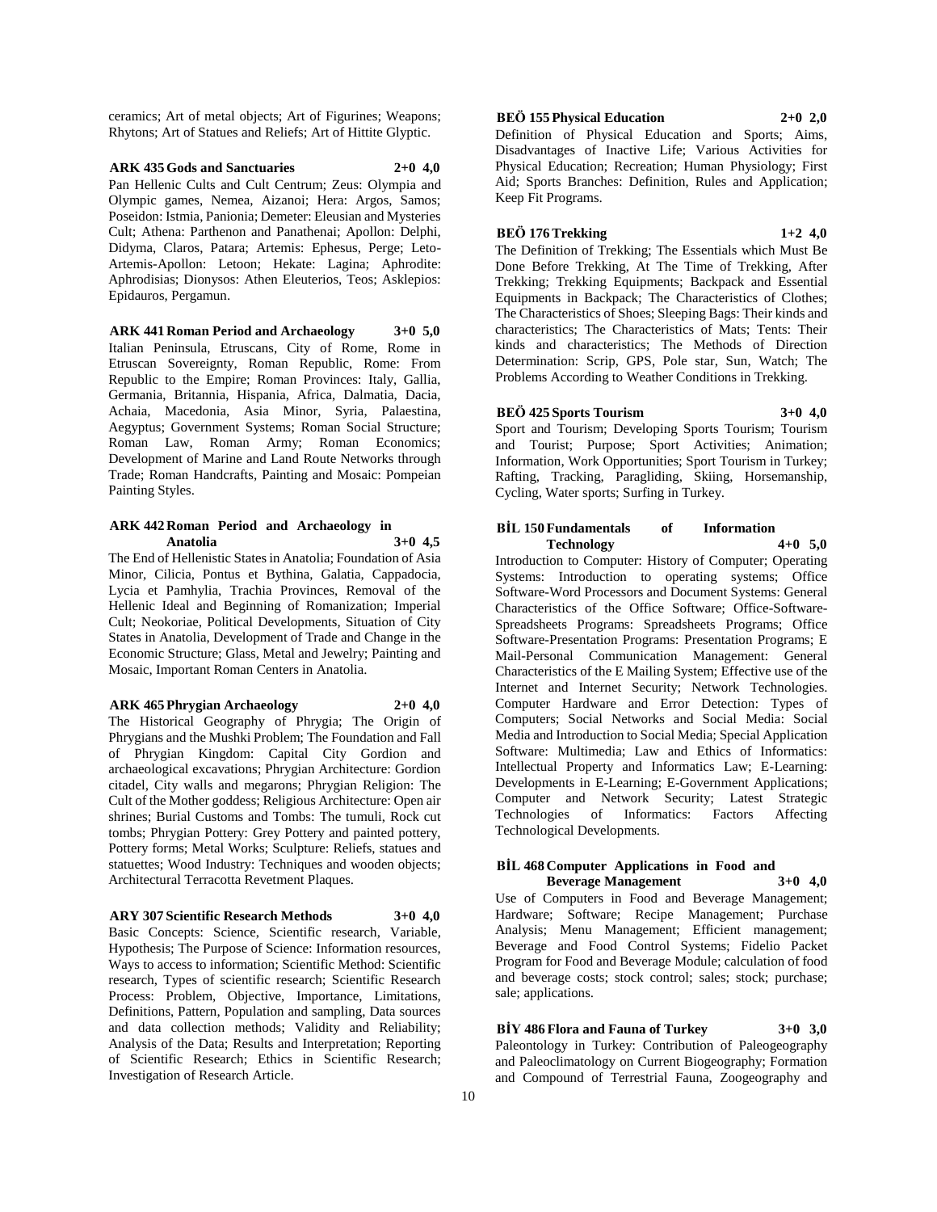ceramics; Art of metal objects; Art of Figurines; Weapons; Rhytons; Art of Statues and Reliefs; Art of Hittite Glyptic.

**ARK 435 Gods and Sanctuaries 2+0 4,0**

Pan Hellenic Cults and Cult Centrum; Zeus: Olympia and Olympic games, Nemea, Aizanoi; Hera: Argos, Samos; Poseidon: Istmia, Panionia; Demeter: Eleusian and Mysteries Cult; Athena: Parthenon and Panathenai; Apollon: Delphi, Didyma, Claros, Patara; Artemis: Ephesus, Perge; Leto-Artemis-Apollon: Letoon; Hekate: Lagina; Aphrodite: Aphrodisias; Dionysos: Athen Eleuterios, Teos; Asklepios: Epidauros, Pergamun.

**ARK 441 Roman Period and Archaeology 3+0 5,0**

Italian Peninsula, Etruscans, City of Rome, Rome in Etruscan Sovereignty, Roman Republic, Rome: From Republic to the Empire; Roman Provinces: Italy, Gallia, Germania, Britannia, Hispania, Africa, Dalmatia, Dacia, Achaia, Macedonia, Asia Minor, Syria, Palaestina, Aegyptus; Government Systems; Roman Social Structure; Roman Law, Roman Army; Roman Economics; Development of Marine and Land Route Networks through Trade; Roman Handcrafts, Painting and Mosaic: Pompeian Painting Styles.

**ARK 442 Roman Period and Archaeology in Anatolia 3+0 4,5**

The End of Hellenistic States in Anatolia; Foundation of Asia Minor, Cilicia, Pontus et Bythina, Galatia, Cappadocia, Lycia et Pamhylia, Trachia Provinces, Removal of the Hellenic Ideal and Beginning of Romanization; Imperial Cult; Neokoriae, Political Developments, Situation of City States in Anatolia, Development of Trade and Change in the Economic Structure; Glass, Metal and Jewelry; Painting and Mosaic, Important Roman Centers in Anatolia.

**ARK 465 Phrygian Archaeology 2+0 4,0**

The Historical Geography of Phrygia; The Origin of Phrygians and the Mushki Problem; The Foundation and Fall of Phrygian Kingdom: Capital City Gordion and archaeological excavations; Phrygian Architecture: Gordion citadel, City walls and megarons; Phrygian Religion: The Cult of the Mother goddess; Religious Architecture: Open air shrines; Burial Customs and Tombs: The tumuli, Rock cut tombs; Phrygian Pottery: Grey Pottery and painted pottery, Pottery forms; Metal Works; Sculpture: Reliefs, statues and statuettes; Wood Industry: Techniques and wooden objects; Architectural Terracotta Revetment Plaques.

**ARY 307 Scientific Research Methods 3+0 4,0**

Basic Concepts: Science, Scientific research, Variable, Hypothesis; The Purpose of Science: Information resources, Ways to access to information; Scientific Method: Scientific research, Types of scientific research; Scientific Research Process: Problem, Objective, Importance, Limitations, Definitions, Pattern, Population and sampling, Data sources and data collection methods; Validity and Reliability; Analysis of the Data; Results and Interpretation; Reporting of Scientific Research; Ethics in Scientific Research; Investigation of Research Article.

**BEÖ 155 Physical Education 2+0 2,0**

Definition of Physical Education and Sports; Aims, Disadvantages of Inactive Life; Various Activities for Physical Education; Recreation; Human Physiology; First Aid; Sports Branches: Definition, Rules and Application; Keep Fit Programs.

**BEÖ 176 Trekking 1+2 4,0**

The Definition of Trekking; The Essentials which Must Be Done Before Trekking, At The Time of Trekking, After Trekking; Trekking Equipments; Backpack and Essential Equipments in Backpack; The Characteristics of Clothes; The Characteristics of Shoes; Sleeping Bags: Their kinds and characteristics; The Characteristics of Mats; Tents: Their kinds and characteristics; The Methods of Direction Determination: Scrip, GPS, Pole star, Sun, Watch; The Problems According to Weather Conditions in Trekking.

**BEÖ 425 Sports Tourism 3+0 4,0**

Sport and Tourism; Developing Sports Tourism; Tourism and Tourist; Purpose; Sport Activities; Animation; Information, Work Opportunities; Sport Tourism in Turkey; Rafting, Tracking, Paragliding, Skiing, Horsemanship, Cycling, Water sports; Surfing in Turkey.

**BİL 150 Fundamentals of Information Technology 4+0 5,0**

Introduction to Computer: History of Computer; Operating Systems: Introduction to operating systems; Office Software-Word Processors and Document Systems: General Characteristics of the Office Software; Office-Software-Spreadsheets Programs: Spreadsheets Programs; Office Software-Presentation Programs: Presentation Programs; E Mail-Personal Communication Management: General Characteristics of the E Mailing System; Effective use of the Internet and Internet Security; Network Technologies. Computer Hardware and Error Detection: Types of Computers; Social Networks and Social Media: Social Media and Introduction to Social Media; Special Application Software: Multimedia; Law and Ethics of Informatics: Intellectual Property and Informatics Law; E-Learning: Developments in E-Learning; E-Government Applications; Computer and Network Security; Latest Strategic Technologies of Informatics: Factors Affecting Technological Developments.

**BİL 468 Computer Applications in Food and Beverage Management 3+0 4,0**

Use of Computers in Food and Beverage Management; Hardware; Software; Recipe Management; Purchase Analysis; Menu Management; Efficient management; Beverage and Food Control Systems; Fidelio Packet Program for Food and Beverage Module; calculation of food and beverage costs; stock control; sales; stock; purchase; sale; applications.

**BİY 486 Flora and Fauna of Turkey 3+0 3,0**

Paleontology in Turkey: Contribution of Paleogeography and Paleoclimatology on Current Biogeography; Formation and Compound of Terrestrial Fauna, Zoogeography and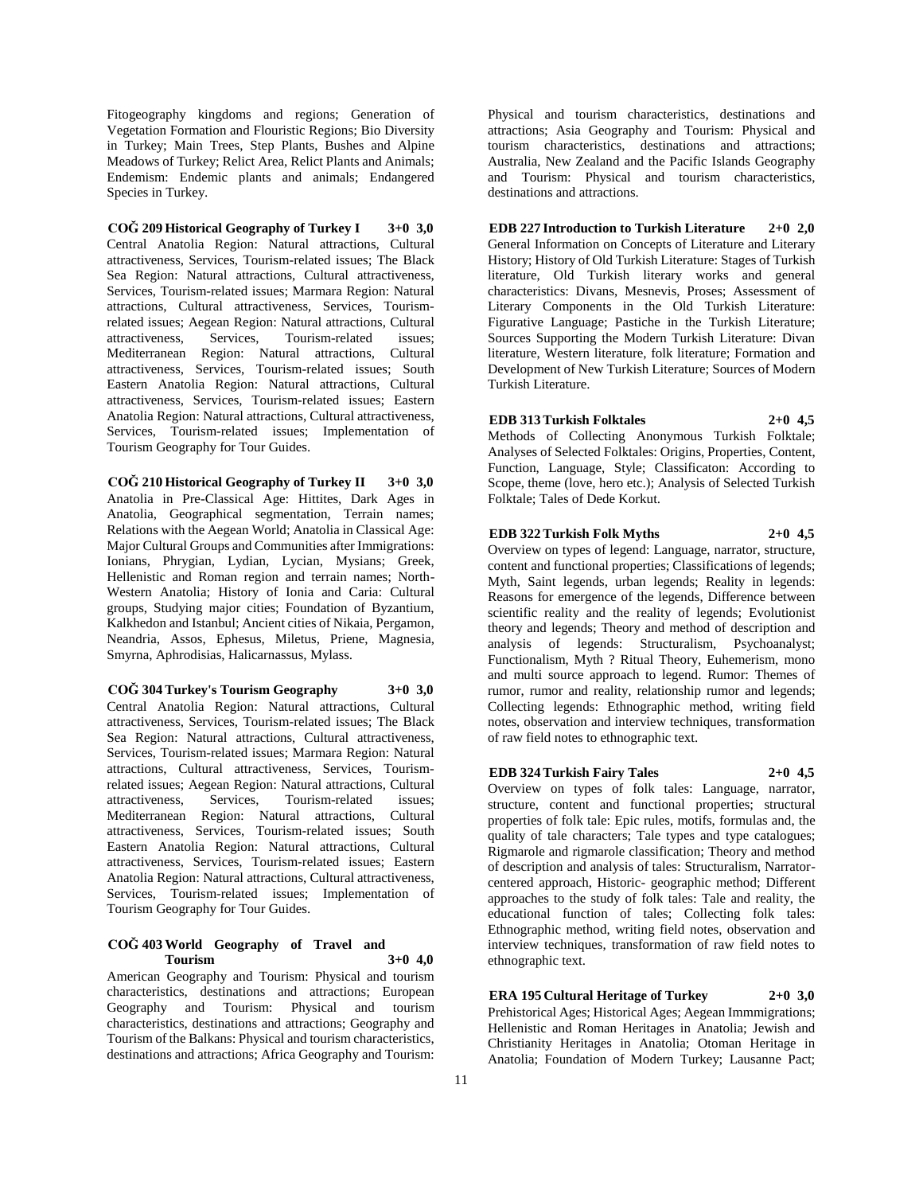Fitogeography kingdoms and regions; Generation of Vegetation Formation and Flouristic Regions; Bio Diversity in Turkey; Main Trees, Step Plants, Bushes and Alpine Meadows of Turkey; Relict Area, Relict Plants and Animals; Endemism: Endemic plants and animals; Endangered Species in Turkey.

**COĞ 209 Historical Geography of Turkey I 3+0 3,0**

Central Anatolia Region: Natural attractions, Cultural attractiveness, Services, Tourism-related issues; The Black Sea Region: Natural attractions, Cultural attractiveness, Services, Tourism-related issues; Marmara Region: Natural attractions, Cultural attractiveness, Services, Tourism-related issues; Aegean Region: Natural attractions, Cultural attractiveness, Services, Tourism-related issues; Mediterranean Region: Natural attractions, Cultural attractiveness, Services, Tourism-related issues; South Eastern Anatolia Region: Natural attractions, Cultural attractiveness, Services, Tourism-related issues; Eastern Anatolia Region: Natural attractions, Cultural attractiveness, Services, Tourism-related issues; Implementation of Tourism Geography for Tour Guides.

**COĞ 210 Historical Geography of Turkey II 3+0 3,0**

Anatolia in Pre-Classical Age: Hittites, Dark Ages in Anatolia, Geographical segmentation, Terrain names; Relations with the Aegean World; Anatolia in Classical Age: Major Cultural Groups and Communities after Immigrations: Ionians, Phrygian, Lydian, Lycian, Mysians; Greek, Hellenistic and Roman region and terrain names; North-Western Anatolia; History of Ionia and Caria: Cultural groups, Studying major cities; Foundation of Byzantium, Kalkhedon and Istanbul; Ancient cities of Nikaia, Pergamon, Neandria, Assos, Ephesus, Miletus, Priene, Magnesia, Smyrna, Aphrodisias, Halicarnassus, Mylass.

**COĞ 304 Turkey's Tourism Geography 3+0 3,0**

Central Anatolia Region: Natural attractions, Cultural attractiveness, Services, Tourism-related issues; The Black Sea Region: Natural attractions, Cultural attractiveness, Services, Tourism-related issues; Marmara Region: Natural attractions, Cultural attractiveness, Services, Tourism-related issues; Aegean Region: Natural attractions, Cultural attractiveness, Services, Tourism-related issues; Mediterranean Region: Natural attractions, Cultural attractiveness, Services, Tourism-related issues; South Eastern Anatolia Region: Natural attractions, Cultural attractiveness, Services, Tourism-related issues; Eastern Anatolia Region: Natural attractions, Cultural attractiveness, Services, Tourism-related issues; Implementation of Tourism Geography for Tour Guides.

**COĞ 403 World Geography of Travel and Tourism 3+0 4,0**

American Geography and Tourism: Physical and tourism characteristics, destinations and attractions; European Geography and Tourism: Physical and tourism characteristics, destinations and attractions; Geography and Tourism of the Balkans: Physical and tourism characteristics, destinations and attractions; Africa Geography and Tourism: Physical and tourism characteristics, destinations and attractions; Asia Geography and Tourism: Physical and tourism characteristics, destinations and attractions; Australia, New Zealand and the Pacific Islands Geography and Tourism: Physical and tourism characteristics, destinations and attractions.

**EDB 227 Introduction to Turkish Literature 2+0 2,0**

General Information on Concepts of Literature and Literary History; History of Old Turkish Literature: Stages of Turkish literature, Old Turkish literary works and general characteristics: Divans, Mesnevis, Proses; Assessment of Literary Components in the Old Turkish Literature: Figurative Language; Pastiche in the Turkish Literature; Sources Supporting the Modern Turkish Literature: Divan literature, Western literature, folk literature; Formation and Development of New Turkish Literature; Sources of Modern Turkish Literature.

**EDB 313 Turkish Folktales 2+0 4,5**

Methods of Collecting Anonymous Turkish Folktale; Analyses of Selected Folktales: Origins, Properties, Content, Function, Language, Style; Classificaton: According to Scope, theme (love, hero etc.); Analysis of Selected Turkish Folktale; Tales of Dede Korkut.

**EDB 322 Turkish Folk Myths 2+0 4,5**

Overview on types of legend: Language, narrator, structure, content and functional properties; Classifications of legends; Myth, Saint legends, urban legends; Reality in legends: Reasons for emergence of the legends, Difference between scientific reality and the reality of legends; Evolutionist theory and legends; Theory and method of description and analysis of legends: Structuralism, Psychoanalyst; Functionalism, Myth ? Ritual Theory, Euhemerism, mono and multi source approach to legend. Rumor: Themes of rumor, rumor and reality, relationship rumor and legends; Collecting legends: Ethnographic method, writing field notes, observation and interview techniques, transformation of raw field notes to ethnographic text.

**EDB 324 Turkish Fairy Tales 2+0 4,5**

Overview on types of folk tales: Language, narrator, structure, content and functional properties; structural properties of folk tale: Epic rules, motifs, formulas and, the quality of tale characters; Tale types and type catalogues; Rigmarole and rigmarole classification; Theory and method of description and analysis of tales: Structuralism, Narrator-centered approach, Historic- geographic method; Different approaches to the study of folk tales: Tale and reality, the educational function of tales; Collecting folk tales: Ethnographic method, writing field notes, observation and interview techniques, transformation of raw field notes to ethnographic text.

**ERA 195 Cultural Heritage of Turkey 2+0 3,0**

Prehistorical Ages; Historical Ages; Aegean Immmigrations; Hellenistic and Roman Heritages in Anatolia; Jewish and Christianity Heritages in Anatolia; Otoman Heritage in Anatolia; Foundation of Modern Turkey; Lausanne Pact;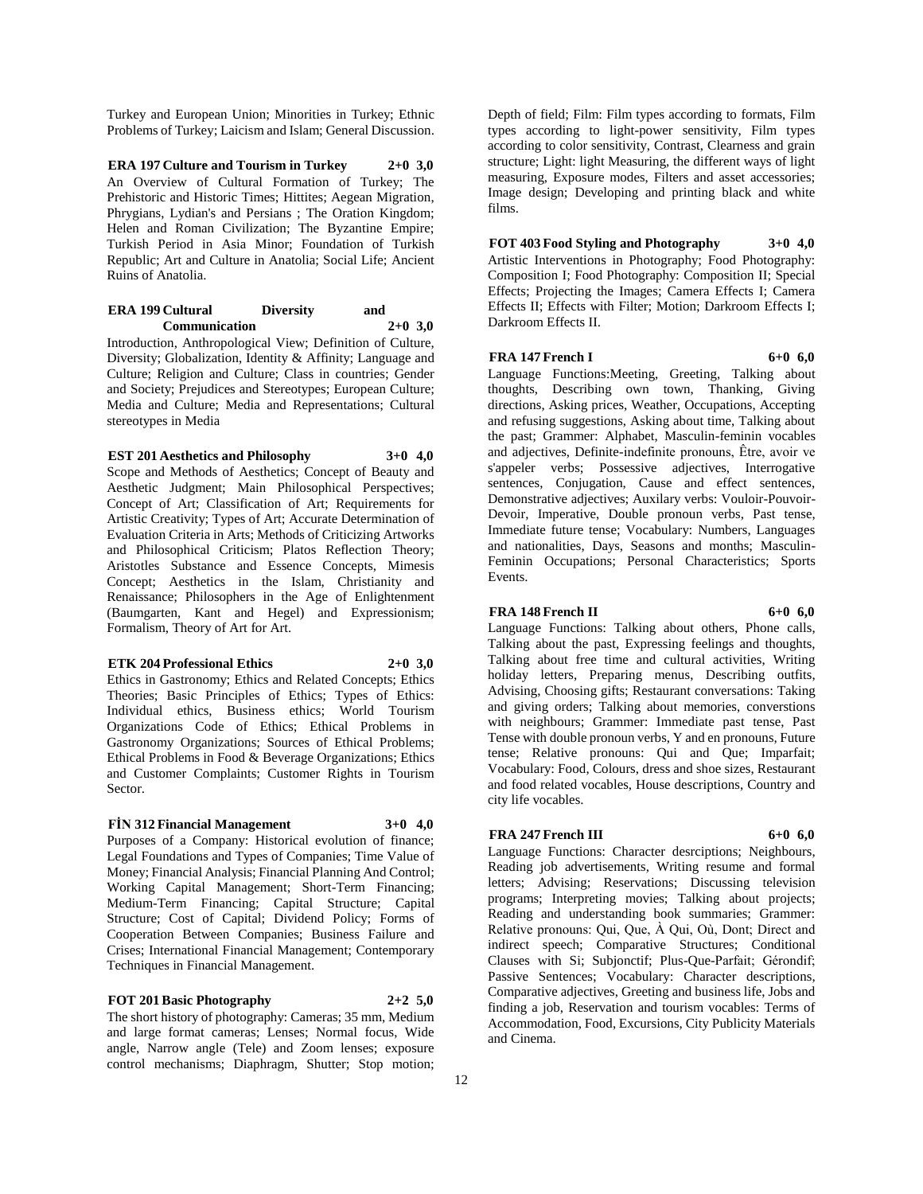Turkey and European Union; Minorities in Turkey; Ethnic Problems of Turkey; Laicism and Islam; General Discussion.

**ERA 197 Culture and Tourism in Turkey 2+0 3,0**
An Overview of Cultural Formation of Turkey; The Prehistoric and Historic Times; Hittites; Aegean Migration, Phrygians, Lydian's and Persians ; The Oration Kingdom; Helen and Roman Civilization; The Byzantine Empire; Turkish Period in Asia Minor; Foundation of Turkish Republic; Art and Culture in Anatolia; Social Life; Ancient Ruins of Anatolia.

**ERA 199 Cultural Diversity and Communication 2+0 3,0**
Introduction, Anthropological View; Definition of Culture, Diversity; Globalization, Identity & Affinity; Language and Culture; Religion and Culture; Class in countries; Gender and Society; Prejudices and Stereotypes; European Culture; Media and Culture; Media and Representations; Cultural stereotypes in Media

**EST 201 Aesthetics and Philosophy 3+0 4,0**
Scope and Methods of Aesthetics; Concept of Beauty and Aesthetic Judgment; Main Philosophical Perspectives; Concept of Art; Classification of Art; Requirements for Artistic Creativity; Types of Art; Accurate Determination of Evaluation Criteria in Arts; Methods of Criticizing Artworks and Philosophical Criticism; Platos Reflection Theory; Aristotles Substance and Essence Concepts, Mimesis Concept; Aesthetics in the Islam, Christianity and Renaissance; Philosophers in the Age of Enlightenment (Baumgarten, Kant and Hegel) and Expressionism; Formalism, Theory of Art for Art.

**ETK 204 Professional Ethics 2+0 3,0**
Ethics in Gastronomy; Ethics and Related Concepts; Ethics Theories; Basic Principles of Ethics; Types of Ethics: Individual ethics, Business ethics; World Tourism Organizations Code of Ethics; Ethical Problems in Gastronomy Organizations; Sources of Ethical Problems; Ethical Problems in Food & Beverage Organizations; Ethics and Customer Complaints; Customer Rights in Tourism Sector.

**FİN 312 Financial Management 3+0 4,0**
Purposes of a Company: Historical evolution of finance; Legal Foundations and Types of Companies; Time Value of Money; Financial Analysis; Financial Planning And Control; Working Capital Management; Short-Term Financing; Medium-Term Financing; Capital Structure; Capital Structure; Cost of Capital; Dividend Policy; Forms of Cooperation Between Companies; Business Failure and Crises; International Financial Management; Contemporary Techniques in Financial Management.

**FOT 201 Basic Photography 2+2 5,0**
The short history of photography: Cameras; 35 mm, Medium and large format cameras; Lenses; Normal focus, Wide angle, Narrow angle (Tele) and Zoom lenses; exposure control mechanisms; Diaphragm, Shutter; Stop motion; Depth of field; Film: Film types according to formats, Film types according to light-power sensitivity, Film types according to color sensitivity, Contrast, Clearness and grain structure; Light: light Measuring, the different ways of light measuring, Exposure modes, Filters and asset accessories; Image design; Developing and printing black and white films.

**FOT 403 Food Styling and Photography 3+0 4,0**
Artistic Interventions in Photography; Food Photography: Composition I; Food Photography: Composition II; Special Effects; Projecting the Images; Camera Effects I; Camera Effects II; Effects with Filter; Motion; Darkroom Effects I; Darkroom Effects II.

**FRA 147 French I 6+0 6,0**
Language Functions:Meeting, Greeting, Talking about thoughts, Describing own town, Thanking, Giving directions, Asking prices, Weather, Occupations, Accepting and refusing suggestions, Asking about time, Talking about the past; Grammer: Alphabet, Masculin-feminin vocables and adjectives, Definite-indefinite pronouns, Être, avoir ve s'appeler verbs; Possessive adjectives, Interrogative sentences, Conjugation, Cause and effect sentences, Demonstrative adjectives; Auxilary verbs: Vouloir-Pouvoir-Devoir, Imperative, Double pronoun verbs, Past tense, Immediate future tense; Vocabulary: Numbers, Languages and nationalities, Days, Seasons and months; Masculin-Feminin Occupations; Personal Characteristics; Sports Events.

**FRA 148 French II 6+0 6,0**
Language Functions: Talking about others, Phone calls, Talking about the past, Expressing feelings and thoughts, Talking about free time and cultural activities, Writing holiday letters, Preparing menus, Describing outfits, Advising, Choosing gifts; Restaurant conversations: Taking and giving orders; Talking about memories, converstions with neighbours; Grammer: Immediate past tense, Past Tense with double pronoun verbs, Y and en pronouns, Future tense; Relative pronouns: Qui and Que; Imparfait; Vocabulary: Food, Colours, dress and shoe sizes, Restaurant and food related vocables, House descriptions, Country and city life vocables.

**FRA 247 French III 6+0 6,0**
Language Functions: Character desrciptions; Neighbours, Reading job advertisements, Writing resume and formal letters; Advising; Reservations; Discussing television programs; Interpreting movies; Talking about projects; Reading and understanding book summaries; Grammer: Relative pronouns: Qui, Que, À Qui, Où, Dont; Direct and indirect speech; Comparative Structures; Conditional Clauses with Si; Subjonctif; Plus-Que-Parfait; Gérondif; Passive Sentences; Vocabulary: Character descriptions, Comparative adjectives, Greeting and business life, Jobs and finding a job, Reservation and tourism vocables: Terms of Accommodation, Food, Excursions, City Publicity Materials and Cinema.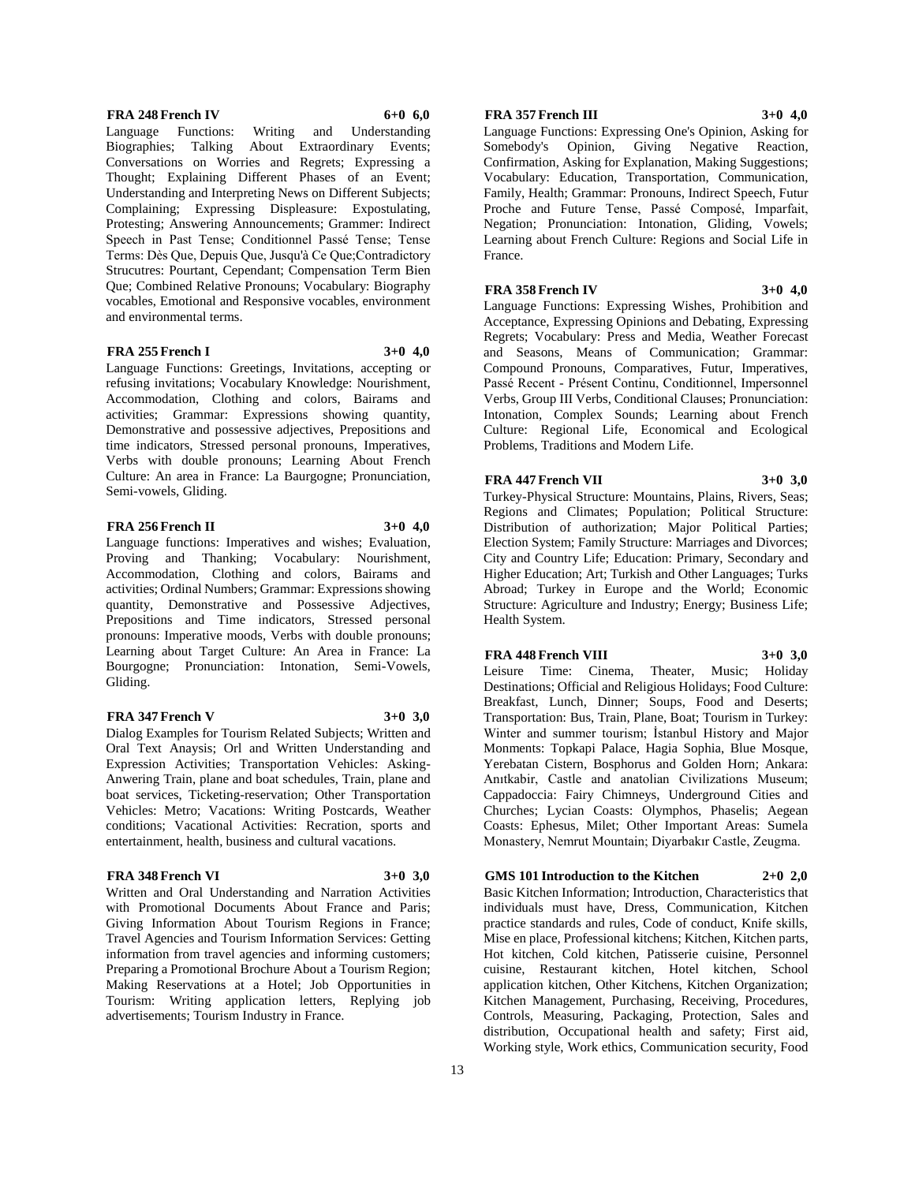**FRA 248 French IV 6+0 6,0**

Language Functions: Writing and Understanding Biographies; Talking About Extraordinary Events; Conversations on Worries and Regrets; Expressing a Thought; Explaining Different Phases of an Event; Understanding and Interpreting News on Different Subjects; Complaining; Expressing Displeasure: Expostulating, Protesting; Answering Announcements; Grammer: Indirect Speech in Past Tense; Conditionnel Passé Tense; Tense Terms: Dès Que, Depuis Que, Jusqu'à Ce Que;Contradictory Strucutres: Pourtant, Cependant; Compensation Term Bien Que; Combined Relative Pronouns; Vocabulary: Biography vocables, Emotional and Responsive vocables, environment and environmental terms.

**FRA 255 French I 3+0 4,0**

Language Functions: Greetings, Invitations, accepting or refusing invitations; Vocabulary Knowledge: Nourishment, Accommodation, Clothing and colors, Bairams and activities; Grammar: Expressions showing quantity, Demonstrative and possessive adjectives, Prepositions and time indicators, Stressed personal pronouns, Imperatives, Verbs with double pronouns; Learning About French Culture: An area in France: La Baurgogne; Pronunciation, Semi-vowels, Gliding.

**FRA 256 French II 3+0 4,0**

Language functions: Imperatives and wishes; Evaluation, Proving and Thanking; Vocabulary: Nourishment, Accommodation, Clothing and colors, Bairams and activities; Ordinal Numbers; Grammar: Expressions showing quantity, Demonstrative and Possessive Adjectives, Prepositions and Time indicators, Stressed personal pronouns: Imperative moods, Verbs with double pronouns; Learning about Target Culture: An Area in France: La Bourgogne; Pronunciation: Intonation, Semi-Vowels, Gliding.

**FRA 347 French V 3+0 3,0**

Dialog Examples for Tourism Related Subjects; Written and Oral Text Anaysis; Orl and Written Understanding and Expression Activities; Transportation Vehicles: Asking-Anwering Train, plane and boat schedules, Train, plane and boat services, Ticketing-reservation; Other Transportation Vehicles: Metro; Vacations: Writing Postcards, Weather conditions; Vacational Activities: Recration, sports and entertainment, health, business and cultural vacations.

**FRA 348 French VI 3+0 3,0**

Written and Oral Understanding and Narration Activities with Promotional Documents About France and Paris; Giving Information About Tourism Regions in France; Travel Agencies and Tourism Information Services: Getting information from travel agencies and informing customers; Preparing a Promotional Brochure About a Tourism Region; Making Reservations at a Hotel; Job Opportunities in Tourism: Writing application letters, Replying job advertisements; Tourism Industry in France.

**FRA 357 French III 3+0 4,0**

Language Functions: Expressing One's Opinion, Asking for Somebody's Opinion, Giving Negative Reaction, Confirmation, Asking for Explanation, Making Suggestions; Vocabulary: Education, Transportation, Communication, Family, Health; Grammar: Pronouns, Indirect Speech, Futur Proche and Future Tense, Passé Composé, Imparfait, Negation; Pronunciation: Intonation, Gliding, Vowels; Learning about French Culture: Regions and Social Life in France.

**FRA 358 French IV 3+0 4,0**

Language Functions: Expressing Wishes, Prohibition and Acceptance, Expressing Opinions and Debating, Expressing Regrets; Vocabulary: Press and Media, Weather Forecast and Seasons, Means of Communication; Grammar: Compound Pronouns, Comparatives, Futur, Imperatives, Passé Recent - Présent Continu, Conditionnel, Impersonnel Verbs, Group III Verbs, Conditional Clauses; Pronunciation: Intonation, Complex Sounds; Learning about French Culture: Regional Life, Economical and Ecological Problems, Traditions and Modern Life.

**FRA 447 French VII 3+0 3,0**

Turkey-Physical Structure: Mountains, Plains, Rivers, Seas; Regions and Climates; Population; Political Structure: Distribution of authorization; Major Political Parties; Election System; Family Structure: Marriages and Divorces; City and Country Life; Education: Primary, Secondary and Higher Education; Art; Turkish and Other Languages; Turks Abroad; Turkey in Europe and the World; Economic Structure: Agriculture and Industry; Energy; Business Life; Health System.

**FRA 448 French VIII 3+0 3,0**

Leisure Time: Cinema, Theater, Music; Holiday Destinations; Official and Religious Holidays; Food Culture: Breakfast, Lunch, Dinner; Soups, Food and Deserts; Transportation: Bus, Train, Plane, Boat; Tourism in Turkey: Winter and summer tourism; İstanbul History and Major Monments: Topkapi Palace, Hagia Sophia, Blue Mosque, Yerebatan Cistern, Bosphorus and Golden Horn; Ankara: Anıtkabir, Castle and anatolian Civilizations Museum; Cappadoccia: Fairy Chimneys, Underground Cities and Churches; Lycian Coasts: Olymphos, Phaselis; Aegean Coasts: Ephesus, Milet; Other Important Areas: Sumela Monastery, Nemrut Mountain; Diyarbakır Castle, Zeugma.

**GMS 101 Introduction to the Kitchen 2+0 2,0**

Basic Kitchen Information; Introduction, Characteristics that individuals must have, Dress, Communication, Kitchen practice standards and rules, Code of conduct, Knife skills, Mise en place, Professional kitchens; Kitchen, Kitchen parts, Hot kitchen, Cold kitchen, Patisserie cuisine, Personnel cuisine, Restaurant kitchen, Hotel kitchen, School application kitchen, Other Kitchens, Kitchen Organization; Kitchen Management, Purchasing, Receiving, Procedures, Controls, Measuring, Packaging, Protection, Sales and distribution, Occupational health and safety; First aid, Working style, Work ethics, Communication security, Food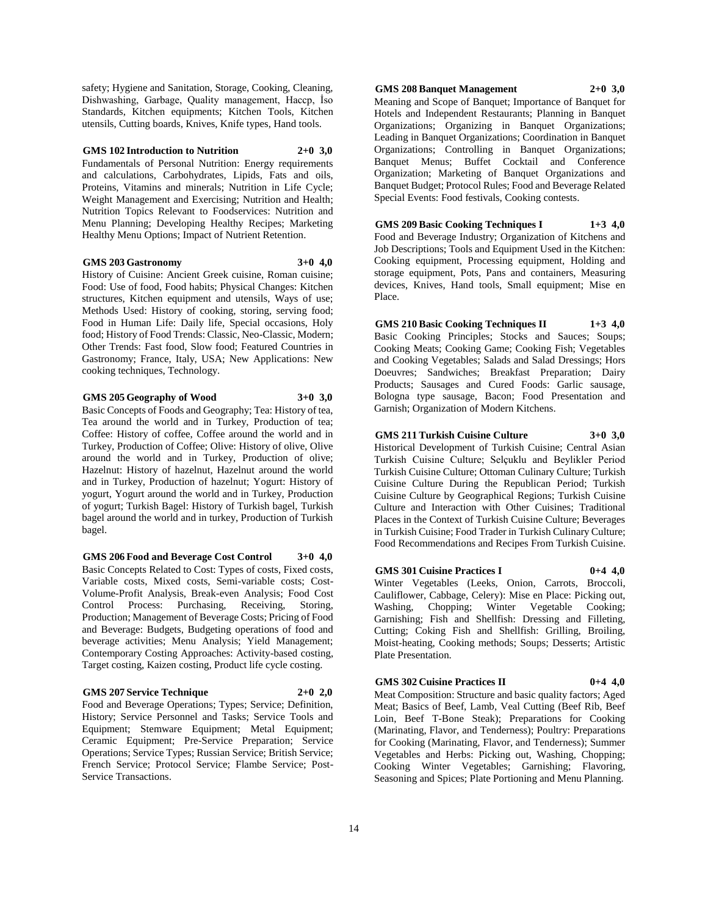safety; Hygiene and Sanitation, Storage, Cooking, Cleaning, Dishwashing, Garbage, Quality management, Haccp, İso Standards, Kitchen equipments; Kitchen Tools, Kitchen utensils, Cutting boards, Knives, Knife types, Hand tools.

**GMS 102 Introduction to Nutrition 2+0 3,0**

Fundamentals of Personal Nutrition: Energy requirements and calculations, Carbohydrates, Lipids, Fats and oils, Proteins, Vitamins and minerals; Nutrition in Life Cycle; Weight Management and Exercising; Nutrition and Health; Nutrition Topics Relevant to Foodservices: Nutrition and Menu Planning; Developing Healthy Recipes; Marketing Healthy Menu Options; Impact of Nutrient Retention.

**GMS 203 Gastronomy 3+0 4,0**

History of Cuisine: Ancient Greek cuisine, Roman cuisine; Food: Use of food, Food habits; Physical Changes: Kitchen structures, Kitchen equipment and utensils, Ways of use; Methods Used: History of cooking, storing, serving food; Food in Human Life: Daily life, Special occasions, Holy food; History of Food Trends: Classic, Neo-Classic, Modern; Other Trends: Fast food, Slow food; Featured Countries in Gastronomy; France, Italy, USA; New Applications: New cooking techniques, Technology.

**GMS 205 Geography of Wood 3+0 3,0**

Basic Concepts of Foods and Geography; Tea: History of tea, Tea around the world and in Turkey, Production of tea; Coffee: History of coffee, Coffee around the world and in Turkey, Production of Coffee; Olive: History of olive, Olive around the world and in Turkey, Production of olive; Hazelnut: History of hazelnut, Hazelnut around the world and in Turkey, Production of hazelnut; Yogurt: History of yogurt, Yogurt around the world and in Turkey, Production of yogurt; Turkish Bagel: History of Turkish bagel, Turkish bagel around the world and in turkey, Production of Turkish bagel.

**GMS 206 Food and Beverage Cost Control 3+0 4,0**

Basic Concepts Related to Cost: Types of costs, Fixed costs, Variable costs, Mixed costs, Semi-variable costs; Cost-Volume-Profit Analysis, Break-even Analysis; Food Cost Control Process: Purchasing, Receiving, Storing, Production; Management of Beverage Costs; Pricing of Food and Beverage: Budgets, Budgeting operations of food and beverage activities; Menu Analysis; Yield Management; Contemporary Costing Approaches: Activity-based costing, Target costing, Kaizen costing, Product life cycle costing.

**GMS 207 Service Technique 2+0 2,0**

Food and Beverage Operations; Types; Service; Definition, History; Service Personnel and Tasks; Service Tools and Equipment; Stemware Equipment; Metal Equipment; Ceramic Equipment; Pre-Service Preparation; Service Operations; Service Types; Russian Service; British Service; French Service; Protocol Service; Flambe Service; Post-Service Transactions.

**GMS 208 Banquet Management 2+0 3,0**

Meaning and Scope of Banquet; Importance of Banquet for Hotels and Independent Restaurants; Planning in Banquet Organizations; Organizing in Banquet Organizations; Leading in Banquet Organizations; Coordination in Banquet Organizations; Controlling in Banquet Organizations; Banquet Menus; Buffet Cocktail and Conference Organization; Marketing of Banquet Organizations and Banquet Budget; Protocol Rules; Food and Beverage Related Special Events: Food festivals, Cooking contests.

**GMS 209 Basic Cooking Techniques I 1+3 4,0**

Food and Beverage Industry; Organization of Kitchens and Job Descriptions; Tools and Equipment Used in the Kitchen: Cooking equipment, Processing equipment, Holding and storage equipment, Pots, Pans and containers, Measuring devices, Knives, Hand tools, Small equipment; Mise en Place.

**GMS 210 Basic Cooking Techniques II 1+3 4,0**

Basic Cooking Principles; Stocks and Sauces; Soups; Cooking Meats; Cooking Game; Cooking Fish; Vegetables and Cooking Vegetables; Salads and Salad Dressings; Hors Doeuvres; Sandwiches; Breakfast Preparation; Dairy Products; Sausages and Cured Foods: Garlic sausage, Bologna type sausage, Bacon; Food Presentation and Garnish; Organization of Modern Kitchens.

**GMS 211 Turkish Cuisine Culture 3+0 3,0**

Historical Development of Turkish Cuisine; Central Asian Turkish Cuisine Culture; Selçuklu and Beylikler Period Turkish Cuisine Culture; Ottoman Culinary Culture; Turkish Cuisine Culture During the Republican Period; Turkish Cuisine Culture by Geographical Regions; Turkish Cuisine Culture and Interaction with Other Cuisines; Traditional Places in the Context of Turkish Cuisine Culture; Beverages in Turkish Cuisine; Food Trader in Turkish Culinary Culture; Food Recommendations and Recipes From Turkish Cuisine.

**GMS 301 Cuisine Practices I 0+4 4,0**

Winter Vegetables (Leeks, Onion, Carrots, Broccoli, Cauliflower, Cabbage, Celery): Mise en Place: Picking out, Washing, Chopping; Winter Vegetable Cooking; Garnishing; Fish and Shellfish: Dressing and Filleting, Cutting; Coking Fish and Shellfish: Grilling, Broiling, Moist-heating, Cooking methods; Soups; Desserts; Artistic Plate Presentation.

**GMS 302 Cuisine Practices II 0+4 4,0**

Meat Composition: Structure and basic quality factors; Aged Meat; Basics of Beef, Lamb, Veal Cutting (Beef Rib, Beef Loin, Beef T-Bone Steak); Preparations for Cooking (Marinating, Flavor, and Tenderness); Poultry: Preparations for Cooking (Marinating, Flavor, and Tenderness); Summer Vegetables and Herbs: Picking out, Washing, Chopping; Cooking Winter Vegetables; Garnishing; Flavoring, Seasoning and Spices; Plate Portioning and Menu Planning.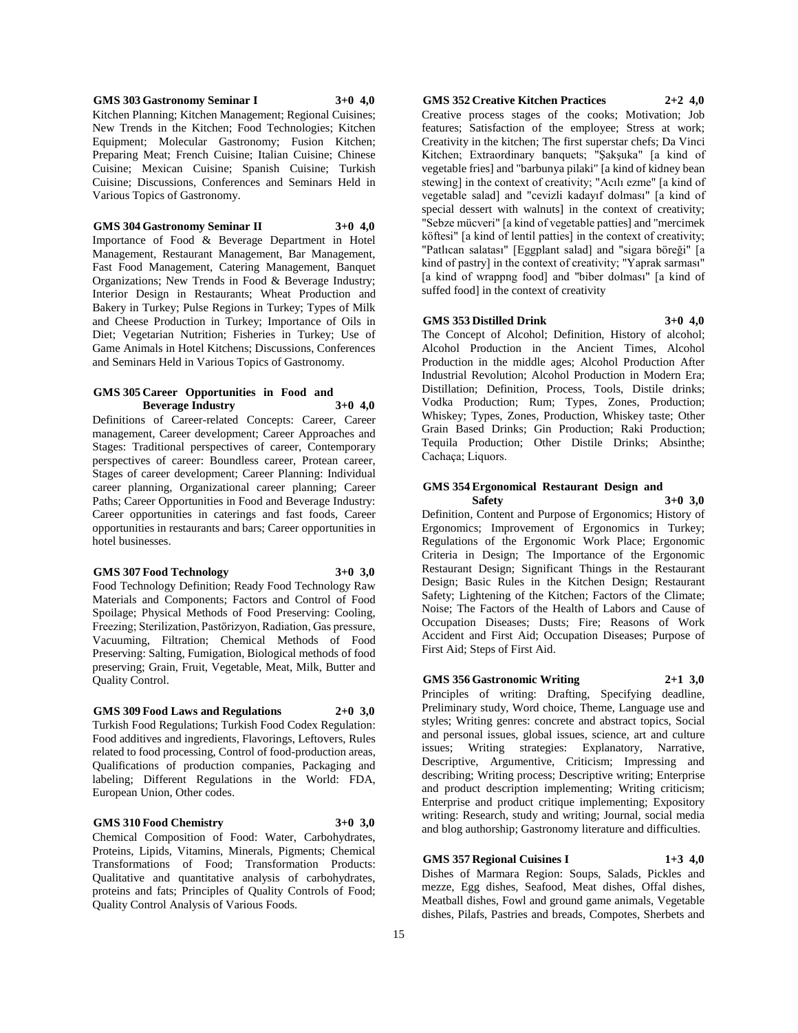**GMS 303 Gastronomy Seminar I 3+0 4,0**

Kitchen Planning; Kitchen Management; Regional Cuisines; New Trends in the Kitchen; Food Technologies; Kitchen Equipment; Molecular Gastronomy; Fusion Kitchen; Preparing Meat; French Cuisine; Italian Cuisine; Chinese Cuisine; Mexican Cuisine; Spanish Cuisine; Turkish Cuisine; Discussions, Conferences and Seminars Held in Various Topics of Gastronomy.

**GMS 304 Gastronomy Seminar II 3+0 4,0**

Importance of Food & Beverage Department in Hotel Management, Restaurant Management, Bar Management, Fast Food Management, Catering Management, Banquet Organizations; New Trends in Food & Beverage Industry; Interior Design in Restaurants; Wheat Production and Bakery in Turkey; Pulse Regions in Turkey; Types of Milk and Cheese Production in Turkey; Importance of Oils in Diet; Vegetarian Nutrition; Fisheries in Turkey; Use of Game Animals in Hotel Kitchens; Discussions, Conferences and Seminars Held in Various Topics of Gastronomy.

**GMS 305 Career Opportunities in Food and Beverage Industry 3+0 4,0**

Definitions of Career-related Concepts: Career, Career management, Career development; Career Approaches and Stages: Traditional perspectives of career, Contemporary perspectives of career: Boundless career, Protean career, Stages of career development; Career Planning: Individual career planning, Organizational career planning; Career Paths; Career Opportunities in Food and Beverage Industry: Career opportunities in caterings and fast foods, Career opportunities in restaurants and bars; Career opportunities in hotel businesses.

**GMS 307 Food Technology 3+0 3,0**

Food Technology Definition; Ready Food Technology Raw Materials and Components; Factors and Control of Food Spoilage; Physical Methods of Food Preserving: Cooling, Freezing; Sterilization, Pastörizyon, Radiation, Gas pressure, Vacuuming, Filtration; Chemical Methods of Food Preserving: Salting, Fumigation, Biological methods of food preserving; Grain, Fruit, Vegetable, Meat, Milk, Butter and Quality Control.

**GMS 309 Food Laws and Regulations 2+0 3,0**

Turkish Food Regulations; Turkish Food Codex Regulation: Food additives and ingredients, Flavorings, Leftovers, Rules related to food processing, Control of food-production areas, Qualifications of production companies, Packaging and labeling; Different Regulations in the World: FDA, European Union, Other codes.

**GMS 310 Food Chemistry 3+0 3,0**

Chemical Composition of Food: Water, Carbohydrates, Proteins, Lipids, Vitamins, Minerals, Pigments; Chemical Transformations of Food; Transformation Products: Qualitative and quantitative analysis of carbohydrates, proteins and fats; Principles of Quality Controls of Food; Quality Control Analysis of Various Foods.

**GMS 352 Creative Kitchen Practices 2+2 4,0**

Creative process stages of the cooks; Motivation; Job features; Satisfaction of the employee; Stress at work; Creativity in the kitchen; The first superstar chefs; Da Vinci Kitchen; Extraordinary banquets; "Şakşuka" [a kind of vegetable fries] and "barbunya pilaki" [a kind of kidney bean stewing] in the context of creativity; "Acılı ezme" [a kind of vegetable salad] and "cevizli kadayıf dolması" [a kind of special dessert with walnuts] in the context of creativity; "Sebze mücveri" [a kind of vegetable patties] and "mercimek köftesi" [a kind of lentil patties] in the context of creativity; "Patlıcan salatası" [Eggplant salad] and "sigara böreği" [a kind of pastry] in the context of creativity; "Yaprak sarması" [a kind of wrappng food] and "biber dolması" [a kind of suffed food] in the context of creativity

**GMS 353 Distilled Drink 3+0 4,0**

The Concept of Alcohol; Definition, History of alcohol; Alcohol Production in the Ancient Times, Alcohol Production in the middle ages; Alcohol Production After Industrial Revolution; Alcohol Production in Modern Era; Distillation; Definition, Process, Tools, Distile drinks; Vodka Production; Rum; Types, Zones, Production; Whiskey; Types, Zones, Production, Whiskey taste; Other Grain Based Drinks; Gin Production; Raki Production; Tequila Production; Other Distile Drinks; Absinthe; Cachaça; Liquors.

**GMS 354 Ergonomical Restaurant Design and Safety 3+0 3,0**

Definition, Content and Purpose of Ergonomics; History of Ergonomics; Improvement of Ergonomics in Turkey; Regulations of the Ergonomic Work Place; Ergonomic Criteria in Design; The Importance of the Ergonomic Restaurant Design; Significant Things in the Restaurant Design; Basic Rules in the Kitchen Design; Restaurant Safety; Lightening of the Kitchen; Factors of the Climate; Noise; The Factors of the Health of Labors and Cause of Occupation Diseases; Dusts; Fire; Reasons of Work Accident and First Aid; Occupation Diseases; Purpose of First Aid; Steps of First Aid.

**GMS 356 Gastronomic Writing 2+1 3,0**

Principles of writing: Drafting, Specifying deadline, Preliminary study, Word choice, Theme, Language use and styles; Writing genres: concrete and abstract topics, Social and personal issues, global issues, science, art and culture issues; Writing strategies: Explanatory, Narrative, Descriptive, Argumentive, Criticism; Impressing and describing; Writing process; Descriptive writing; Enterprise and product description implementing; Writing criticism; Enterprise and product critique implementing; Expository writing: Research, study and writing; Journal, social media and blog authorship; Gastronomy literature and difficulties.

**GMS 357 Regional Cuisines I 1+3 4,0**

Dishes of Marmara Region: Soups, Salads, Pickles and mezze, Egg dishes, Seafood, Meat dishes, Offal dishes, Meatball dishes, Fowl and ground game animals, Vegetable dishes, Pilafs, Pastries and breads, Compotes, Sherbets and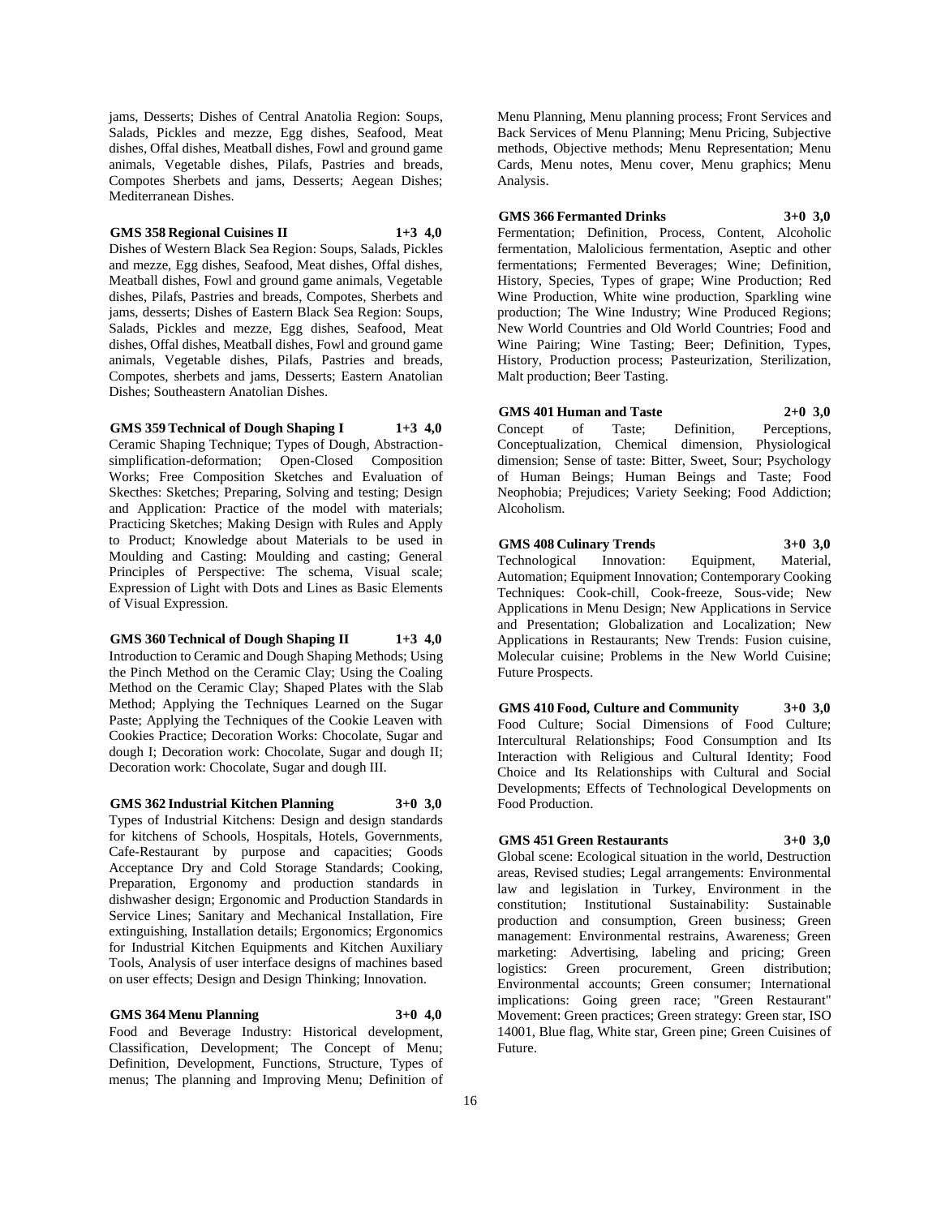jams, Desserts; Dishes of Central Anatolia Region: Soups, Salads, Pickles and mezze, Egg dishes, Seafood, Meat dishes, Offal dishes, Meatball dishes, Fowl and ground game animals, Vegetable dishes, Pilafs, Pastries and breads, Compotes Sherbets and jams, Desserts; Aegean Dishes; Mediterranean Dishes.

**GMS 358 Regional Cuisines II 1+3 4,0**
Dishes of Western Black Sea Region: Soups, Salads, Pickles and mezze, Egg dishes, Seafood, Meat dishes, Offal dishes, Meatball dishes, Fowl and ground game animals, Vegetable dishes, Pilafs, Pastries and breads, Compotes, Sherbets and jams, desserts; Dishes of Eastern Black Sea Region: Soups, Salads, Pickles and mezze, Egg dishes, Seafood, Meat dishes, Offal dishes, Meatball dishes, Fowl and ground game animals, Vegetable dishes, Pilafs, Pastries and breads, Compotes, sherbets and jams, Desserts; Eastern Anatolian Dishes; Southeastern Anatolian Dishes.

**GMS 359 Technical of Dough Shaping I 1+3 4,0**
Ceramic Shaping Technique; Types of Dough, Abstraction-simplification-deformation; Open-Closed Composition Works; Free Composition Sketches and Evaluation of Skecthes: Sketches; Preparing, Solving and testing; Design and Application: Practice of the model with materials; Practicing Sketches; Making Design with Rules and Apply to Product; Knowledge about Materials to be used in Moulding and Casting: Moulding and casting; General Principles of Perspective: The schema, Visual scale; Expression of Light with Dots and Lines as Basic Elements of Visual Expression.

**GMS 360 Technical of Dough Shaping II 1+3 4,0**
Introduction to Ceramic and Dough Shaping Methods; Using the Pinch Method on the Ceramic Clay; Using the Coaling Method on the Ceramic Clay; Shaped Plates with the Slab Method; Applying the Techniques Learned on the Sugar Paste; Applying the Techniques of the Cookie Leaven with Cookies Practice; Decoration Works: Chocolate, Sugar and dough I; Decoration work: Chocolate, Sugar and dough II; Decoration work: Chocolate, Sugar and dough III.

**GMS 362 Industrial Kitchen Planning 3+0 3,0**
Types of Industrial Kitchens: Design and design standards for kitchens of Schools, Hospitals, Hotels, Governments, Cafe-Restaurant by purpose and capacities; Goods Acceptance Dry and Cold Storage Standards; Cooking, Preparation, Ergonomy and production standards in dishwasher design; Ergonomic and Production Standards in Service Lines; Sanitary and Mechanical Installation, Fire extinguishing, Installation details; Ergonomics; Ergonomics for Industrial Kitchen Equipments and Kitchen Auxiliary Tools, Analysis of user interface designs of machines based on user effects; Design and Design Thinking; Innovation.

**GMS 364 Menu Planning 3+0 4,0**
Food and Beverage Industry: Historical development, Classification, Development; The Concept of Menu; Definition, Development, Functions, Structure, Types of menus; The planning and Improving Menu; Definition of Menu Planning, Menu planning process; Front Services and Back Services of Menu Planning; Menu Pricing, Subjective methods, Objective methods; Menu Representation; Menu Cards, Menu notes, Menu cover, Menu graphics; Menu Analysis.

**GMS 366 Fermanted Drinks 3+0 3,0**
Fermentation; Definition, Process, Content, Alcoholic fermentation, Malolicious fermentation, Aseptic and other fermentations; Fermented Beverages; Wine; Definition, History, Species, Types of grape; Wine Production; Red Wine Production, White wine production, Sparkling wine production; The Wine Industry; Wine Produced Regions; New World Countries and Old World Countries; Food and Wine Pairing; Wine Tasting; Beer; Definition, Types, History, Production process; Pasteurization, Sterilization, Malt production; Beer Tasting.

**GMS 401 Human and Taste 2+0 3,0**
Concept of Taste; Definition, Perceptions, Conceptualization, Chemical dimension, Physiological dimension; Sense of taste: Bitter, Sweet, Sour; Psychology of Human Beings; Human Beings and Taste; Food Neophobia; Prejudices; Variety Seeking; Food Addiction; Alcoholism.

**GMS 408 Culinary Trends 3+0 3,0**
Technological Innovation: Equipment, Material, Automation; Equipment Innovation; Contemporary Cooking Techniques: Cook-chill, Cook-freeze, Sous-vide; New Applications in Menu Design; New Applications in Service and Presentation; Globalization and Localization; New Applications in Restaurants; New Trends: Fusion cuisine, Molecular cuisine; Problems in the New World Cuisine; Future Prospects.

**GMS 410 Food, Culture and Community 3+0 3,0**
Food Culture; Social Dimensions of Food Culture; Intercultural Relationships; Food Consumption and Its Interaction with Religious and Cultural Identity; Food Choice and Its Relationships with Cultural and Social Developments; Effects of Technological Developments on Food Production.

**GMS 451 Green Restaurants 3+0 3,0**
Global scene: Ecological situation in the world, Destruction areas, Revised studies; Legal arrangements: Environmental law and legislation in Turkey, Environment in the constitution; Institutional Sustainability: Sustainable production and consumption, Green business; Green management: Environmental restrains, Awareness; Green marketing: Advertising, labeling and pricing; Green logistics: Green procurement, Green distribution; Environmental accounts; Green consumer; International implications: Going green race; "Green Restaurant" Movement: Green practices; Green strategy: Green star, ISO 14001, Blue flag, White star, Green pine; Green Cuisines of Future.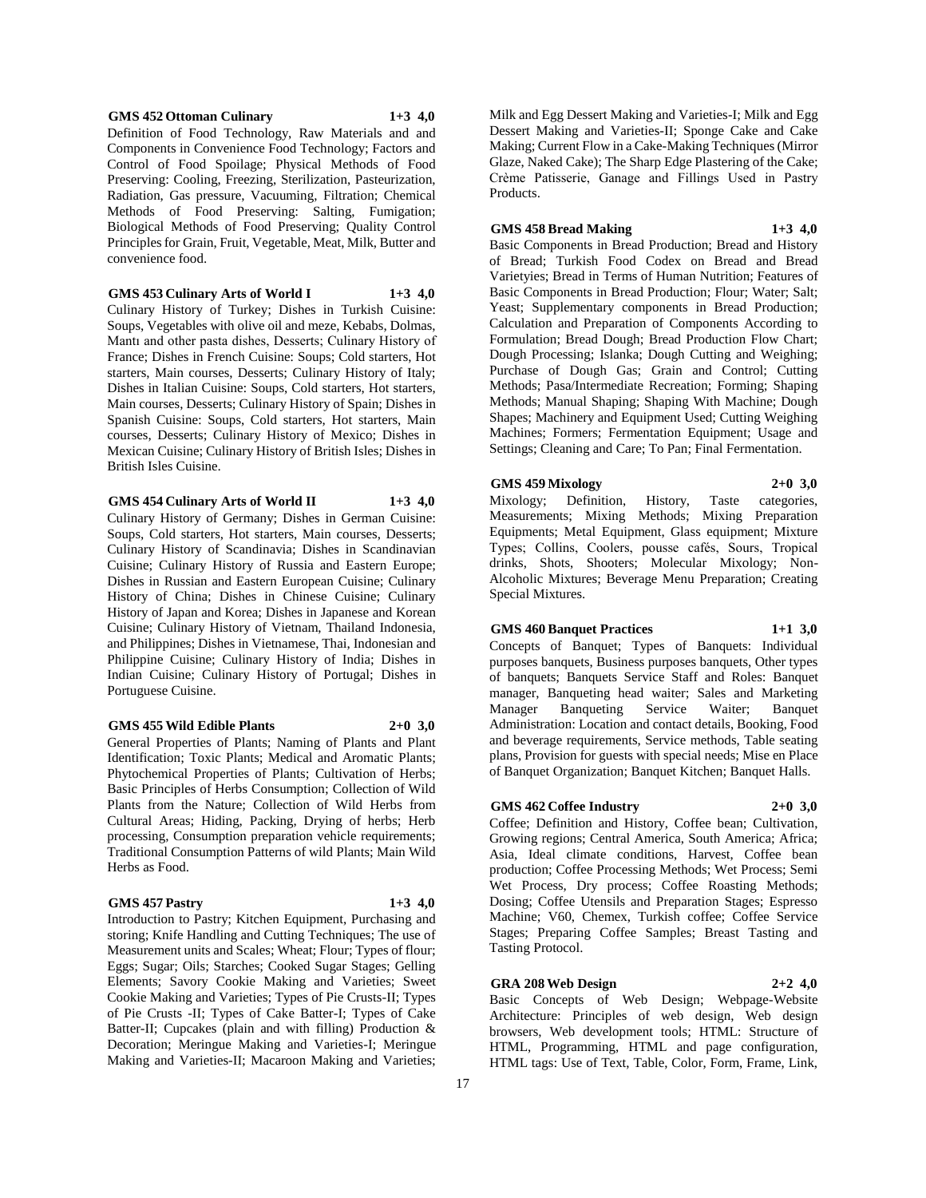**GMS 452 Ottoman Culinary 1+3 4,0**

Definition of Food Technology, Raw Materials and and Components in Convenience Food Technology; Factors and Control of Food Spoilage; Physical Methods of Food Preserving: Cooling, Freezing, Sterilization, Pasteurization, Radiation, Gas pressure, Vacuuming, Filtration; Chemical Methods of Food Preserving: Salting, Fumigation; Biological Methods of Food Preserving; Quality Control Principles for Grain, Fruit, Vegetable, Meat, Milk, Butter and convenience food.

**GMS 453 Culinary Arts of World I 1+3 4,0**

Culinary History of Turkey; Dishes in Turkish Cuisine: Soups, Vegetables with olive oil and meze, Kebabs, Dolmas, Mantı and other pasta dishes, Desserts; Culinary History of France; Dishes in French Cuisine: Soups; Cold starters, Hot starters, Main courses, Desserts; Culinary History of Italy; Dishes in Italian Cuisine: Soups, Cold starters, Hot starters, Main courses, Desserts; Culinary History of Spain; Dishes in Spanish Cuisine: Soups, Cold starters, Hot starters, Main courses, Desserts; Culinary History of Mexico; Dishes in Mexican Cuisine; Culinary History of British Isles; Dishes in British Isles Cuisine.

**GMS 454 Culinary Arts of World II 1+3 4,0**

Culinary History of Germany; Dishes in German Cuisine: Soups, Cold starters, Hot starters, Main courses, Desserts; Culinary History of Scandinavia; Dishes in Scandinavian Cuisine; Culinary History of Russia and Eastern Europe; Dishes in Russian and Eastern European Cuisine; Culinary History of China; Dishes in Chinese Cuisine; Culinary History of Japan and Korea; Dishes in Japanese and Korean Cuisine; Culinary History of Vietnam, Thailand Indonesia, and Philippines; Dishes in Vietnamese, Thai, Indonesian and Philippine Cuisine; Culinary History of India; Dishes in Indian Cuisine; Culinary History of Portugal; Dishes in Portuguese Cuisine.

**GMS 455 Wild Edible Plants 2+0 3,0**

General Properties of Plants; Naming of Plants and Plant Identification; Toxic Plants; Medical and Aromatic Plants; Phytochemical Properties of Plants; Cultivation of Herbs; Basic Principles of Herbs Consumption; Collection of Wild Plants from the Nature; Collection of Wild Herbs from Cultural Areas; Hiding, Packing, Drying of herbs; Herb processing, Consumption preparation vehicle requirements; Traditional Consumption Patterns of wild Plants; Main Wild Herbs as Food.

**GMS 457 Pastry 1+3 4,0**

Introduction to Pastry; Kitchen Equipment, Purchasing and storing; Knife Handling and Cutting Techniques; The use of Measurement units and Scales; Wheat; Flour; Types of flour; Eggs; Sugar; Oils; Starches; Cooked Sugar Stages; Gelling Elements; Savory Cookie Making and Varieties; Sweet Cookie Making and Varieties; Types of Pie Crusts-II; Types of Pie Crusts -II; Types of Cake Batter-I; Types of Cake Batter-II; Cupcakes (plain and with filling) Production & Decoration; Meringue Making and Varieties-I; Meringue Making and Varieties-II; Macaroon Making and Varieties; Milk and Egg Dessert Making and Varieties-I; Milk and Egg Dessert Making and Varieties-II; Sponge Cake and Cake Making; Current Flow in a Cake-Making Techniques (Mirror Glaze, Naked Cake); The Sharp Edge Plastering of the Cake; Crème Patisserie, Ganage and Fillings Used in Pastry Products.

**GMS 458 Bread Making 1+3 4,0**

Basic Components in Bread Production; Bread and History of Bread; Turkish Food Codex on Bread and Bread Varietyies; Bread in Terms of Human Nutrition; Features of Basic Components in Bread Production; Flour; Water; Salt; Yeast; Supplementary components in Bread Production; Calculation and Preparation of Components According to Formulation; Bread Dough; Bread Production Flow Chart; Dough Processing; Islanka; Dough Cutting and Weighing; Purchase of Dough Gas; Grain and Control; Cutting Methods; Pasa/Intermediate Recreation; Forming; Shaping Methods; Manual Shaping; Shaping With Machine; Dough Shapes; Machinery and Equipment Used; Cutting Weighing Machines; Formers; Fermentation Equipment; Usage and Settings; Cleaning and Care; To Pan; Final Fermentation.

**GMS 459 Mixology 2+0 3,0**

Mixology; Definition, History, Taste categories, Measurements; Mixing Methods; Mixing Preparation Equipments; Metal Equipment, Glass equipment; Mixture Types; Collins, Coolers, pousse cafés, Sours, Tropical drinks, Shots, Shooters; Molecular Mixology; Non-Alcoholic Mixtures; Beverage Menu Preparation; Creating Special Mixtures.

**GMS 460 Banquet Practices 1+1 3,0**

Concepts of Banquet; Types of Banquets: Individual purposes banquets, Business purposes banquets, Other types of banquets; Banquets Service Staff and Roles: Banquet manager, Banqueting head waiter; Sales and Marketing Manager Banqueting Service Waiter; Banquet Administration: Location and contact details, Booking, Food and beverage requirements, Service methods, Table seating plans, Provision for guests with special needs; Mise en Place of Banquet Organization; Banquet Kitchen; Banquet Halls.

**GMS 462 Coffee Industry 2+0 3,0**

Coffee; Definition and History, Coffee bean; Cultivation, Growing regions; Central America, South America; Africa; Asia, Ideal climate conditions, Harvest, Coffee bean production; Coffee Processing Methods; Wet Process; Semi Wet Process, Dry process; Coffee Roasting Methods; Dosing; Coffee Utensils and Preparation Stages; Espresso Machine; V60, Chemex, Turkish coffee; Coffee Service Stages; Preparing Coffee Samples; Breast Tasting and Tasting Protocol.

**GRA 208 Web Design 2+2 4,0**

Basic Concepts of Web Design; Webpage-Website Architecture: Principles of web design, Web design browsers, Web development tools; HTML: Structure of HTML, Programming, HTML and page configuration, HTML tags: Use of Text, Table, Color, Form, Frame, Link,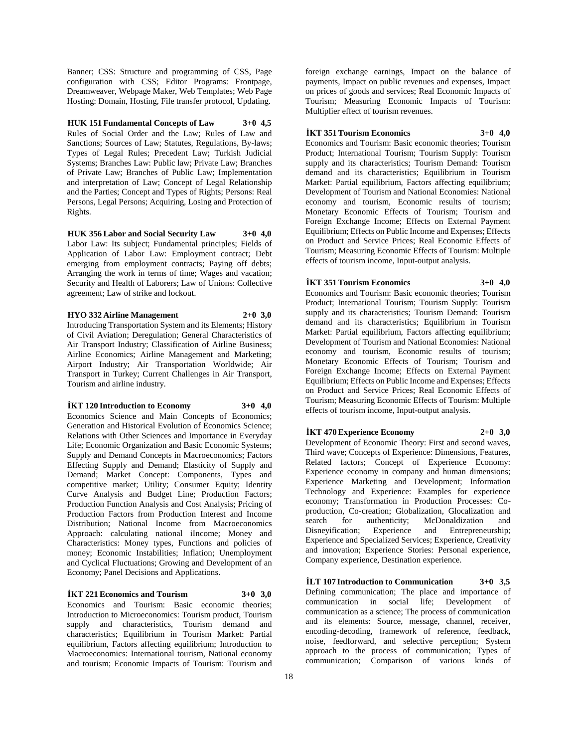Banner; CSS: Structure and programming of CSS, Page configuration with CSS; Editor Programs: Frontpage, Dreamweaver, Webpage Maker, Web Templates; Web Page Hosting: Domain, Hosting, File transfer protocol, Updating.

**HUK 151 Fundamental Concepts of Law 3+0 4,5**

Rules of Social Order and the Law; Rules of Law and Sanctions; Sources of Law; Statutes, Regulations, By-laws; Types of Legal Rules; Precedent Law; Turkish Judicial Systems; Branches Law: Public law; Private Law; Branches of Private Law; Branches of Public Law; Implementation and interpretation of Law; Concept of Legal Relationship and the Parties; Concept and Types of Rights; Persons: Real Persons, Legal Persons; Acquiring, Losing and Protection of Rights.

**HUK 356 Labor and Social Security Law 3+0 4,0**

Labor Law: Its subject; Fundamental principles; Fields of Application of Labor Law: Employment contract; Debt emerging from employment contracts; Paying off debts; Arranging the work in terms of time; Wages and vacation; Security and Health of Laborers; Law of Unions: Collective agreement; Law of strike and lockout.

**HYO 332 Airline Management 2+0 3,0**

Introducing Transportation System and its Elements; History of Civil Aviation; Deregulation; General Characteristics of Air Transport Industry; Classification of Airline Business; Airline Economics; Airline Management and Marketing; Airport Industry; Air Transportation Worldwide; Air Transport in Turkey; Current Challenges in Air Transport, Tourism and airline industry.

**İKT 120 Introduction to Economy 3+0 4,0**

Economics Science and Main Concepts of Economics; Generation and Historical Evolution of Economics Science; Relations with Other Sciences and Importance in Everyday Life; Economic Organization and Basic Economic Systems; Supply and Demand Concepts in Macroeconomics; Factors Effecting Supply and Demand; Elasticity of Supply and Demand; Market Concept: Components, Types and competitive market; Utility; Consumer Equity; Identity Curve Analysis and Budget Line; Production Factors; Production Function Analysis and Cost Analysis; Pricing of Production Factors from Production Interest and Income Distribution; National Income from Macroeconomics Approach: calculating national iIncome; Money and Characteristics: Money types, Functions and policies of money; Economic Instabilities; Inflation; Unemployment and Cyclical Fluctuations; Growing and Development of an Economy; Panel Decisions and Applications.

**İKT 221 Economics and Tourism 3+0 3,0**

Economics and Tourism: Basic economic theories; Introduction to Microeconomics: Tourism product, Tourism supply and characteristics, Tourism demand and characteristics; Equilibrium in Tourism Market: Partial equilibrium, Factors affecting equilibrium; Introduction to Macroeconomics: International tourism, National economy and tourism; Economic Impacts of Tourism: Tourism and foreign exchange earnings, Impact on the balance of payments, Impact on public revenues and expenses, Impact on prices of goods and services; Real Economic Impacts of Tourism; Measuring Economic Impacts of Tourism: Multiplier effect of tourism revenues.

**İKT 351 Tourism Economics 3+0 4,0**

Economics and Tourism: Basic economic theories; Tourism Product; International Tourism; Tourism Supply: Tourism supply and its characteristics; Tourism Demand: Tourism demand and its characteristics; Equilibrium in Tourism Market: Partial equilibrium, Factors affecting equilibrium; Development of Tourism and National Economies: National economy and tourism, Economic results of tourism; Monetary Economic Effects of Tourism; Tourism and Foreign Exchange Income; Effects on External Payment Equilibrium; Effects on Public Income and Expenses; Effects on Product and Service Prices; Real Economic Effects of Tourism; Measuring Economic Effects of Tourism: Multiple effects of tourism income, Input-output analysis.

**İKT 351 Tourism Economics 3+0 4,0**

Economics and Tourism: Basic economic theories; Tourism Product; International Tourism; Tourism Supply: Tourism supply and its characteristics; Tourism Demand: Tourism demand and its characteristics; Equilibrium in Tourism Market: Partial equilibrium, Factors affecting equilibrium; Development of Tourism and National Economies: National economy and tourism, Economic results of tourism; Monetary Economic Effects of Tourism; Tourism and Foreign Exchange Income; Effects on External Payment Equilibrium; Effects on Public Income and Expenses; Effects on Product and Service Prices; Real Economic Effects of Tourism; Measuring Economic Effects of Tourism: Multiple effects of tourism income, Input-output analysis.

**İKT 470 Experience Economy 2+0 3,0**

Development of Economic Theory: First and second waves, Third wave; Concepts of Experience: Dimensions, Features, Related factors; Concept of Experience Economy: Experience economy in company and human dimensions; Experience Marketing and Development; Information Technology and Experience: Examples for experience economy; Transformation in Production Processes: Co-production, Co-creation; Globalization, Glocalization and search for authenticity; McDonaldization and Disneyification; Experience and Entrepreneurship; Experience and Specialized Services; Experience, Creativity and innovation; Experience Stories: Personal experience, Company experience, Destination experience.

**İLT 107 Introduction to Communication 3+0 3,5**

Defining communication; The place and importance of communication in social life; Development of communication as a science; The process of communication and its elements: Source, message, channel, receiver, encoding-decoding, framework of reference, feedback, noise, feedforward, and selective perception; System approach to the process of communication; Types of communication; Comparison of various kinds of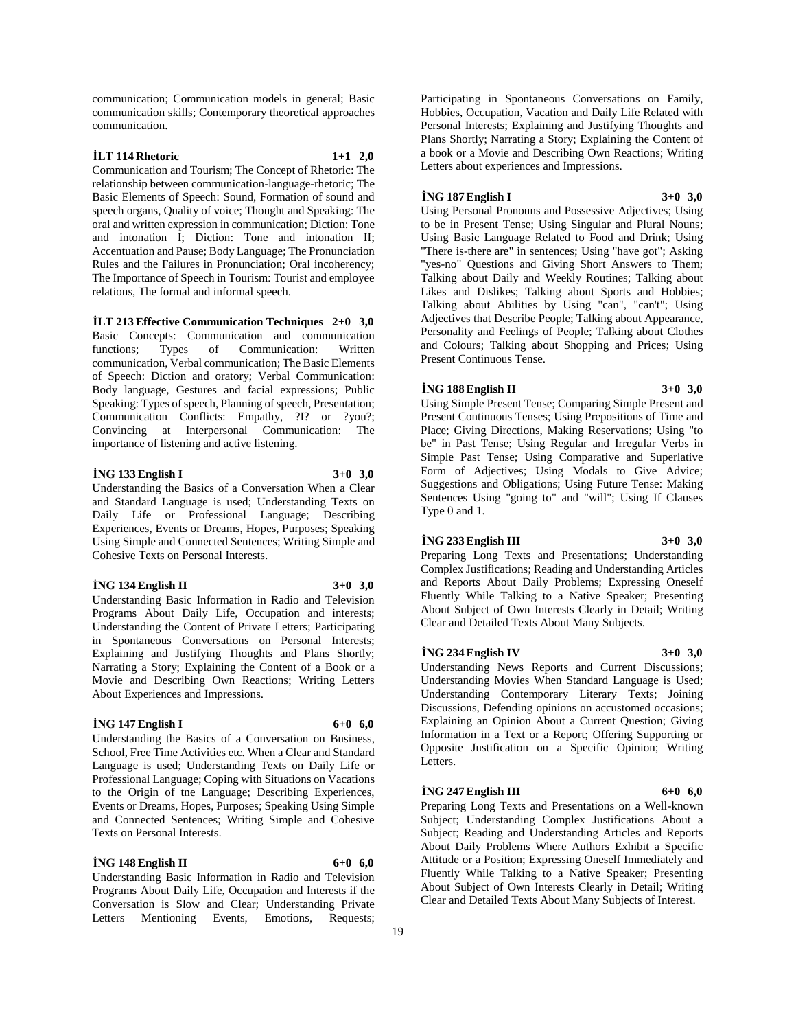communication; Communication models in general; Basic communication skills; Contemporary theoretical approaches communication.

**İLT 114 Rhetoric 1+1 2,0**

Communication and Tourism; The Concept of Rhetoric: The relationship between communication-language-rhetoric; The Basic Elements of Speech: Sound, Formation of sound and speech organs, Quality of voice; Thought and Speaking: The oral and written expression in communication; Diction: Tone and intonation I; Diction: Tone and intonation II; Accentuation and Pause; Body Language; The Pronunciation Rules and the Failures in Pronunciation; Oral incoherency; The Importance of Speech in Tourism: Tourist and employee relations, The formal and informal speech.

**İLT 213 Effective Communication Techniques 2+0 3,0**

Basic Concepts: Communication and communication functions; Types of Communication: Written communication, Verbal communication; The Basic Elements of Speech: Diction and oratory; Verbal Communication: Body language, Gestures and facial expressions; Public Speaking: Types of speech, Planning of speech, Presentation; Communication Conflicts: Empathy, ?I? or ?you?; Convincing at Interpersonal Communication: The importance of listening and active listening.

**İNG 133 English I 3+0 3,0**

Understanding the Basics of a Conversation When a Clear and Standard Language is used; Understanding Texts on Daily Life or Professional Language; Describing Experiences, Events or Dreams, Hopes, Purposes; Speaking Using Simple and Connected Sentences; Writing Simple and Cohesive Texts on Personal Interests.

**İNG 134 English II 3+0 3,0**

Understanding Basic Information in Radio and Television Programs About Daily Life, Occupation and interests; Understanding the Content of Private Letters; Participating in Spontaneous Conversations on Personal Interests; Explaining and Justifying Thoughts and Plans Shortly; Narrating a Story; Explaining the Content of a Book or a Movie and Describing Own Reactions; Writing Letters About Experiences and Impressions.

**İNG 147 English I 6+0 6,0**

Understanding the Basics of a Conversation on Business, School, Free Time Activities etc. When a Clear and Standard Language is used; Understanding Texts on Daily Life or Professional Language; Coping with Situations on Vacations to the Origin of tne Language; Describing Experiences, Events or Dreams, Hopes, Purposes; Speaking Using Simple and Connected Sentences; Writing Simple and Cohesive Texts on Personal Interests.

**İNG 148 English II 6+0 6,0**

Understanding Basic Information in Radio and Television Programs About Daily Life, Occupation and Interests if the Conversation is Slow and Clear; Understanding Private Letters Mentioning Events, Emotions, Requests; Participating in Spontaneous Conversations on Family, Hobbies, Occupation, Vacation and Daily Life Related with Personal Interests; Explaining and Justifying Thoughts and Plans Shortly; Narrating a Story; Explaining the Content of a book or a Movie and Describing Own Reactions; Writing Letters about experiences and Impressions.

**İNG 187 English I 3+0 3,0**

Using Personal Pronouns and Possessive Adjectives; Using to be in Present Tense; Using Singular and Plural Nouns; Using Basic Language Related to Food and Drink; Using "There is-there are" in sentences; Using "have got"; Asking "yes-no" Questions and Giving Short Answers to Them; Talking about Daily and Weekly Routines; Talking about Likes and Dislikes; Talking about Sports and Hobbies; Talking about Abilities by Using "can", "can't"; Using Adjectives that Describe People; Talking about Appearance, Personality and Feelings of People; Talking about Clothes and Colours; Talking about Shopping and Prices; Using Present Continuous Tense.

**İNG 188 English II 3+0 3,0**

Using Simple Present Tense; Comparing Simple Present and Present Continuous Tenses; Using Prepositions of Time and Place; Giving Directions, Making Reservations; Using "to be" in Past Tense; Using Regular and Irregular Verbs in Simple Past Tense; Using Comparative and Superlative Form of Adjectives; Using Modals to Give Advice; Suggestions and Obligations; Using Future Tense: Making Sentences Using "going to" and "will"; Using If Clauses Type 0 and 1.

**İNG 233 English III 3+0 3,0**

Preparing Long Texts and Presentations; Understanding Complex Justifications; Reading and Understanding Articles and Reports About Daily Problems; Expressing Oneself Fluently While Talking to a Native Speaker; Presenting About Subject of Own Interests Clearly in Detail; Writing Clear and Detailed Texts About Many Subjects.

**İNG 234 English IV 3+0 3,0**

Understanding News Reports and Current Discussions; Understanding Movies When Standard Language is Used; Understanding Contemporary Literary Texts; Joining Discussions, Defending opinions on accustomed occasions; Explaining an Opinion About a Current Question; Giving Information in a Text or a Report; Offering Supporting or Opposite Justification on a Specific Opinion; Writing Letters.

**İNG 247 English III 6+0 6,0**

Preparing Long Texts and Presentations on a Well-known Subject; Understanding Complex Justifications About a Subject; Reading and Understanding Articles and Reports About Daily Problems Where Authors Exhibit a Specific Attitude or a Position; Expressing Oneself Immediately and Fluently While Talking to a Native Speaker; Presenting About Subject of Own Interests Clearly in Detail; Writing Clear and Detailed Texts About Many Subjects of Interest.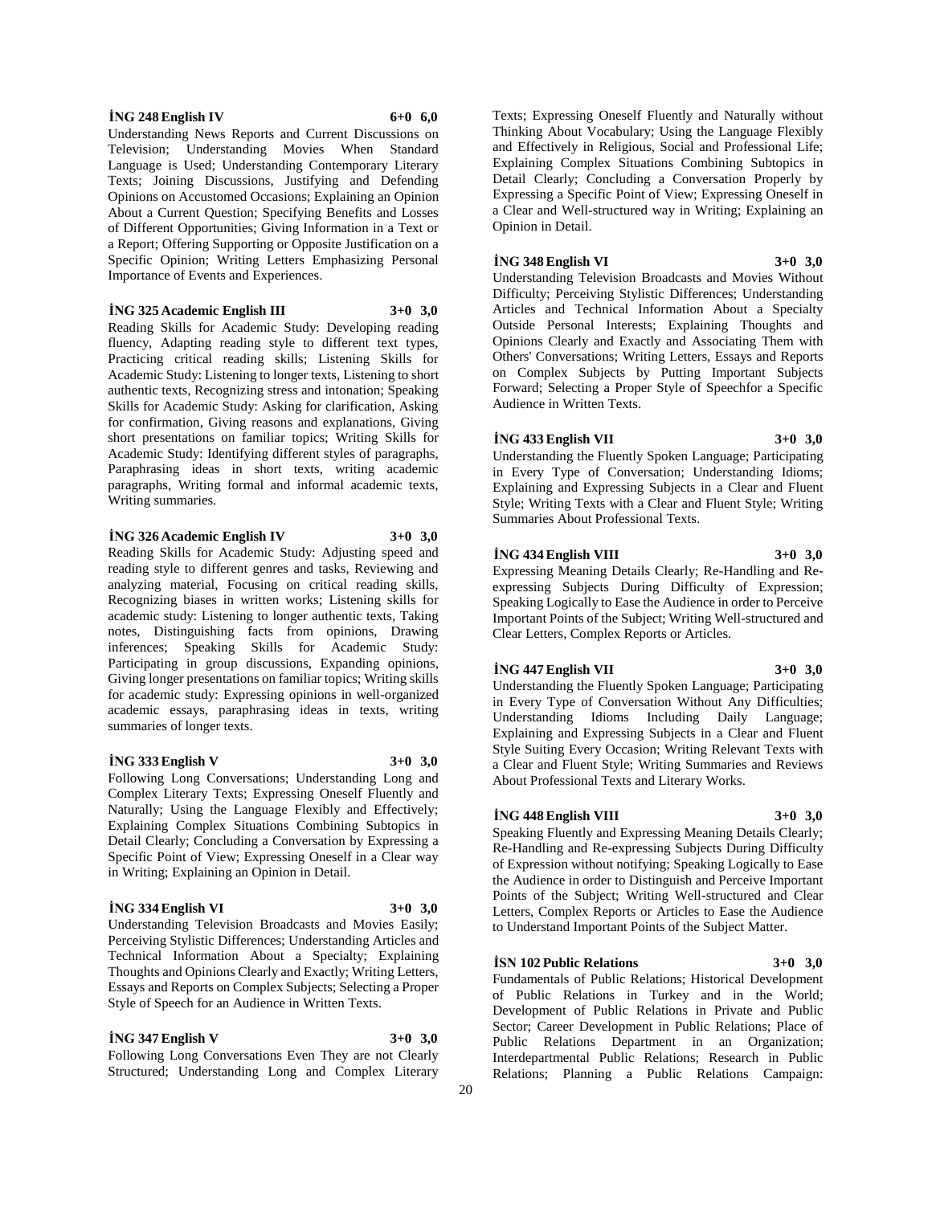**İNG 248 English IV 6+0 6,0**

Understanding News Reports and Current Discussions on Television; Understanding Movies When Standard Language is Used; Understanding Contemporary Literary Texts; Joining Discussions, Justifying and Defending Opinions on Accustomed Occasions; Explaining an Opinion About a Current Question; Specifying Benefits and Losses of Different Opportunities; Giving Information in a Text or a Report; Offering Supporting or Opposite Justification on a Specific Opinion; Writing Letters Emphasizing Personal Importance of Events and Experiences.

**İNG 325 Academic English III 3+0 3,0**

Reading Skills for Academic Study: Developing reading fluency, Adapting reading style to different text types, Practicing critical reading skills; Listening Skills for Academic Study: Listening to longer texts, Listening to short authentic texts, Recognizing stress and intonation; Speaking Skills for Academic Study: Asking for clarification, Asking for confirmation, Giving reasons and explanations, Giving short presentations on familiar topics; Writing Skills for Academic Study: Identifying different styles of paragraphs, Paraphrasing ideas in short texts, writing academic paragraphs, Writing formal and informal academic texts, Writing summaries.

**İNG 326 Academic English IV 3+0 3,0**

Reading Skills for Academic Study: Adjusting speed and reading style to different genres and tasks, Reviewing and analyzing material, Focusing on critical reading skills, Recognizing biases in written works; Listening skills for academic study: Listening to longer authentic texts, Taking notes, Distinguishing facts from opinions, Drawing inferences; Speaking Skills for Academic Study: Participating in group discussions, Expanding opinions, Giving longer presentations on familiar topics; Writing skills for academic study: Expressing opinions in well-organized academic essays, paraphrasing ideas in texts, writing summaries of longer texts.

**İNG 333 English V 3+0 3,0**

Following Long Conversations; Understanding Long and Complex Literary Texts; Expressing Oneself Fluently and Naturally; Using the Language Flexibly and Effectively; Explaining Complex Situations Combining Subtopics in Detail Clearly; Concluding a Conversation by Expressing a Specific Point of View; Expressing Oneself in a Clear way in Writing; Explaining an Opinion in Detail.

**İNG 334 English VI 3+0 3,0**

Understanding Television Broadcasts and Movies Easily; Perceiving Stylistic Differences; Understanding Articles and Technical Information About a Specialty; Explaining Thoughts and Opinions Clearly and Exactly; Writing Letters, Essays and Reports on Complex Subjects; Selecting a Proper Style of Speech for an Audience in Written Texts.

**İNG 347 English V 3+0 3,0**

Following Long Conversations Even They are not Clearly Structured; Understanding Long and Complex Literary Texts; Expressing Oneself Fluently and Naturally without Thinking About Vocabulary; Using the Language Flexibly and Effectively in Religious, Social and Professional Life; Explaining Complex Situations Combining Subtopics in Detail Clearly; Concluding a Conversation Properly by Expressing a Specific Point of View; Expressing Oneself in a Clear and Well-structured way in Writing; Explaining an Opinion in Detail.

**İNG 348 English VI 3+0 3,0**

Understanding Television Broadcasts and Movies Without Difficulty; Perceiving Stylistic Differences; Understanding Articles and Technical Information About a Specialty Outside Personal Interests; Explaining Thoughts and Opinions Clearly and Exactly and Associating Them with Others' Conversations; Writing Letters, Essays and Reports on Complex Subjects by Putting Important Subjects Forward; Selecting a Proper Style of Speechfor a Specific Audience in Written Texts.

**İNG 433 English VII 3+0 3,0**

Understanding the Fluently Spoken Language; Participating in Every Type of Conversation; Understanding Idioms; Explaining and Expressing Subjects in a Clear and Fluent Style; Writing Texts with a Clear and Fluent Style; Writing Summaries About Professional Texts.

**İNG 434 English VIII 3+0 3,0**

Expressing Meaning Details Clearly; Re-Handling and Re-expressing Subjects During Difficulty of Expression; Speaking Logically to Ease the Audience in order to Perceive Important Points of the Subject; Writing Well-structured and Clear Letters, Complex Reports or Articles.

**İNG 447 English VII 3+0 3,0**

Understanding the Fluently Spoken Language; Participating in Every Type of Conversation Without Any Difficulties; Understanding Idioms Including Daily Language; Explaining and Expressing Subjects in a Clear and Fluent Style Suiting Every Occasion; Writing Relevant Texts with a Clear and Fluent Style; Writing Summaries and Reviews About Professional Texts and Literary Works.

**İNG 448 English VIII 3+0 3,0**

Speaking Fluently and Expressing Meaning Details Clearly; Re-Handling and Re-expressing Subjects During Difficulty of Expression without notifying; Speaking Logically to Ease the Audience in order to Distinguish and Perceive Important Points of the Subject; Writing Well-structured and Clear Letters, Complex Reports or Articles to Ease the Audience to Understand Important Points of the Subject Matter.

**İSN 102 Public Relations 3+0 3,0**

Fundamentals of Public Relations; Historical Development of Public Relations in Turkey and in the World; Development of Public Relations in Private and Public Sector; Career Development in Public Relations; Place of Public Relations Department in an Organization; Interdepartmental Public Relations; Research in Public Relations; Planning a Public Relations Campaign: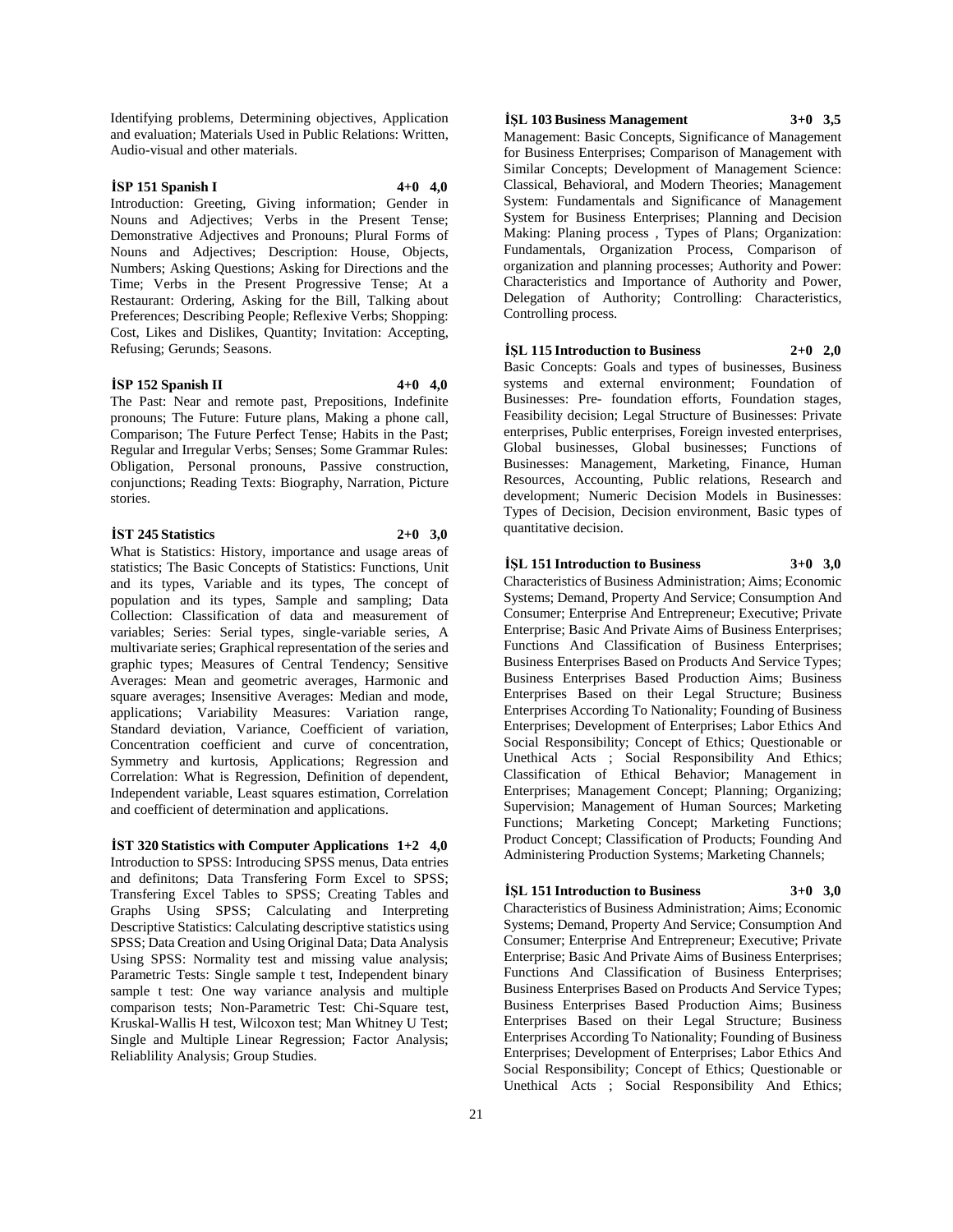Identifying problems, Determining objectives, Application and evaluation; Materials Used in Public Relations: Written, Audio-visual and other materials.

**İSP 151 Spanish I 4+0 4,0**

Introduction: Greeting, Giving information; Gender in Nouns and Adjectives; Verbs in the Present Tense; Demonstrative Adjectives and Pronouns; Plural Forms of Nouns and Adjectives; Description: House, Objects, Numbers; Asking Questions; Asking for Directions and the Time; Verbs in the Present Progressive Tense; At a Restaurant: Ordering, Asking for the Bill, Talking about Preferences; Describing People; Reflexive Verbs; Shopping: Cost, Likes and Dislikes, Quantity; Invitation: Accepting, Refusing; Gerunds; Seasons.

**İSP 152 Spanish II 4+0 4,0**

The Past: Near and remote past, Prepositions, Indefinite pronouns; The Future: Future plans, Making a phone call, Comparison; The Future Perfect Tense; Habits in the Past; Regular and Irregular Verbs; Senses; Some Grammar Rules: Obligation, Personal pronouns, Passive construction, conjunctions; Reading Texts: Biography, Narration, Picture stories.

**İST 245 Statistics 2+0 3,0**

What is Statistics: History, importance and usage areas of statistics; The Basic Concepts of Statistics: Functions, Unit and its types, Variable and its types, The concept of population and its types, Sample and sampling; Data Collection: Classification of data and measurement of variables; Series: Serial types, single-variable series, A multivariate series; Graphical representation of the series and graphic types; Measures of Central Tendency; Sensitive Averages: Mean and geometric averages, Harmonic and square averages; Insensitive Averages: Median and mode, applications; Variability Measures: Variation range, Standard deviation, Variance, Coefficient of variation, Concentration coefficient and curve of concentration, Symmetry and kurtosis, Applications; Regression and Correlation: What is Regression, Definition of dependent, Independent variable, Least squares estimation, Correlation and coefficient of determination and applications.

**İST 320 Statistics with Computer Applications 1+2 4,0**

Introduction to SPSS: Introducing SPSS menus, Data entries and definitons; Data Transfering Form Excel to SPSS; Transfering Excel Tables to SPSS; Creating Tables and Graphs Using SPSS; Calculating and Interpreting Descriptive Statistics: Calculating descriptive statistics using SPSS; Data Creation and Using Original Data; Data Analysis Using SPSS: Normality test and missing value analysis; Parametric Tests: Single sample t test, Independent binary sample t test: One way variance analysis and multiple comparison tests; Non-Parametric Test: Chi-Square test, Kruskal-Wallis H test, Wilcoxon test; Man Whitney U Test; Single and Multiple Linear Regression; Factor Analysis; Reliablility Analysis; Group Studies.

**İŞL 103 Business Management 3+0 3,5**

Management: Basic Concepts, Significance of Management for Business Enterprises; Comparison of Management with Similar Concepts; Development of Management Science: Classical, Behavioral, and Modern Theories; Management System: Fundamentals and Significance of Management System for Business Enterprises; Planning and Decision Making: Planing process , Types of Plans; Organization: Fundamentals, Organization Process, Comparison of organization and planning processes; Authority and Power: Characteristics and Importance of Authority and Power, Delegation of Authority; Controlling: Characteristics, Controlling process.

**İŞL 115 Introduction to Business 2+0 2,0**

Basic Concepts: Goals and types of businesses, Business systems and external environment; Foundation of Businesses: Pre- foundation efforts, Foundation stages, Feasibility decision; Legal Structure of Businesses: Private enterprises, Public enterprises, Foreign invested enterprises, Global businesses, Global businesses; Functions of Businesses: Management, Marketing, Finance, Human Resources, Accounting, Public relations, Research and development; Numeric Decision Models in Businesses: Types of Decision, Decision environment, Basic types of quantitative decision.

**İŞL 151 Introduction to Business 3+0 3,0**

Characteristics of Business Administration; Aims; Economic Systems; Demand, Property And Service; Consumption And Consumer; Enterprise And Entrepreneur; Executive; Private Enterprise; Basic And Private Aims of Business Enterprises; Functions And Classification of Business Enterprises; Business Enterprises Based on Products And Service Types; Business Enterprises Based Production Aims; Business Enterprises Based on their Legal Structure; Business Enterprises According To Nationality; Founding of Business Enterprises; Development of Enterprises; Labor Ethics And Social Responsibility; Concept of Ethics; Questionable or Unethical Acts ; Social Responsibility And Ethics; Classification of Ethical Behavior; Management in Enterprises; Management Concept; Planning; Organizing; Supervision; Management of Human Sources; Marketing Functions; Marketing Concept; Marketing Functions; Product Concept; Classification of Products; Founding And Administering Production Systems; Marketing Channels;

**İŞL 151 Introduction to Business 3+0 3,0**

Characteristics of Business Administration; Aims; Economic Systems; Demand, Property And Service; Consumption And Consumer; Enterprise And Entrepreneur; Executive; Private Enterprise; Basic And Private Aims of Business Enterprises; Functions And Classification of Business Enterprises; Business Enterprises Based on Products And Service Types; Business Enterprises Based Production Aims; Business Enterprises Based on their Legal Structure; Business Enterprises According To Nationality; Founding of Business Enterprises; Development of Enterprises; Labor Ethics And Social Responsibility; Concept of Ethics; Questionable or Unethical Acts ; Social Responsibility And Ethics;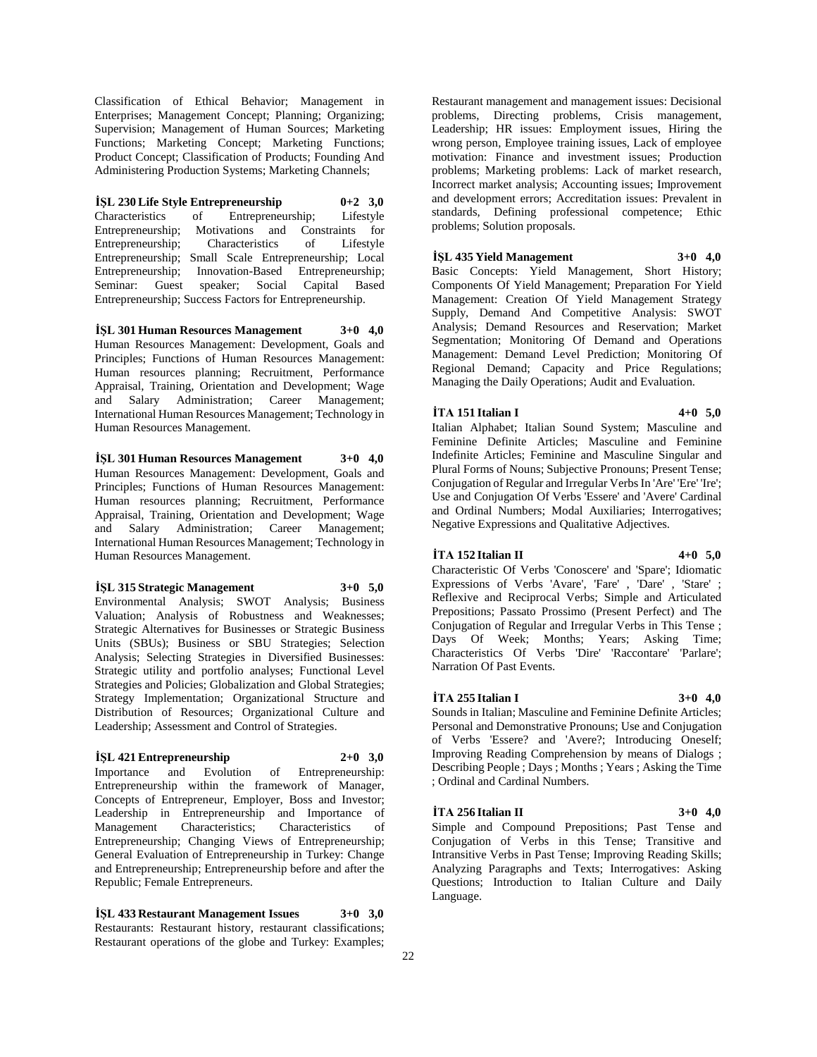Classification of Ethical Behavior; Management in Enterprises; Management Concept; Planning; Organizing; Supervision; Management of Human Sources; Marketing Functions; Marketing Concept; Marketing Functions; Product Concept; Classification of Products; Founding And Administering Production Systems; Marketing Channels;

**İŞL 230 Life Style Entrepreneurship 0+2 3,0**
Characteristics of Entrepreneurship; Lifestyle Entrepreneurship; Motivations and Constraints for Entrepreneurship; Characteristics of Lifestyle Entrepreneurship; Small Scale Entrepreneurship; Local Entrepreneurship; Innovation-Based Entrepreneurship; Seminar: Guest speaker; Social Capital Based Entrepreneurship; Success Factors for Entrepreneurship.

**İŞL 301 Human Resources Management 3+0 4,0**
Human Resources Management: Development, Goals and Principles; Functions of Human Resources Management: Human resources planning; Recruitment, Performance Appraisal, Training, Orientation and Development; Wage and Salary Administration; Career Management; International Human Resources Management; Technology in Human Resources Management.

**İŞL 301 Human Resources Management 3+0 4,0**
Human Resources Management: Development, Goals and Principles; Functions of Human Resources Management: Human resources planning; Recruitment, Performance Appraisal, Training, Orientation and Development; Wage and Salary Administration; Career Management; International Human Resources Management; Technology in Human Resources Management.

**İŞL 315 Strategic Management 3+0 5,0**
Environmental Analysis; SWOT Analysis; Business Valuation; Analysis of Robustness and Weaknesses; Strategic Alternatives for Businesses or Strategic Business Units (SBUs); Business or SBU Strategies; Selection Analysis; Selecting Strategies in Diversified Businesses: Strategic utility and portfolio analyses; Functional Level Strategies and Policies; Globalization and Global Strategies; Strategy Implementation; Organizational Structure and Distribution of Resources; Organizational Culture and Leadership; Assessment and Control of Strategies.

**İŞL 421 Entrepreneurship 2+0 3,0**
Importance and Evolution of Entrepreneurship: Entrepreneurship within the framework of Manager, Concepts of Entrepreneur, Employer, Boss and Investor; Leadership in Entrepreneurship and Importance of Management Characteristics; Characteristics of Entrepreneurship; Changing Views of Entrepreneurship; General Evaluation of Entrepreneurship in Turkey: Change and Entrepreneurship; Entrepreneurship before and after the Republic; Female Entrepreneurs.

**İŞL 433 Restaurant Management Issues 3+0 3,0**
Restaurants: Restaurant history, restaurant classifications; Restaurant operations of the globe and Turkey: Examples; Restaurant management and management issues: Decisional problems, Directing problems, Crisis management, Leadership; HR issues: Employment issues, Hiring the wrong person, Employee training issues, Lack of employee motivation: Finance and investment issues; Production problems; Marketing problems: Lack of market research, Incorrect market analysis; Accounting issues; Improvement and development errors; Accreditation issues: Prevalent in standards, Defining professional competence; Ethic problems; Solution proposals.

**İŞL 435 Yield Management 3+0 4,0**
Basic Concepts: Yield Management, Short History; Components Of Yield Management; Preparation For Yield Management: Creation Of Yield Management Strategy Supply, Demand And Competitive Analysis: SWOT Analysis; Demand Resources and Reservation; Market Segmentation; Monitoring Of Demand and Operations Management: Demand Level Prediction; Monitoring Of Regional Demand; Capacity and Price Regulations; Managing the Daily Operations; Audit and Evaluation.

**İTA 151 Italian I 4+0 5,0**
Italian Alphabet; Italian Sound System; Masculine and Feminine Definite Articles; Masculine and Feminine Indefinite Articles; Feminine and Masculine Singular and Plural Forms of Nouns; Subjective Pronouns; Present Tense; Conjugation of Regular and Irregular Verbs In 'Are' 'Ere' 'Ire'; Use and Conjugation Of Verbs 'Essere' and 'Avere' Cardinal and Ordinal Numbers; Modal Auxiliaries; Interrogatives; Negative Expressions and Qualitative Adjectives.

**İTA 152 Italian II 4+0 5,0**
Characteristic Of Verbs 'Conoscere' and 'Spare'; Idiomatic Expressions of Verbs 'Avare', 'Fare' , 'Dare' , 'Stare' ; Reflexive and Reciprocal Verbs; Simple and Articulated Prepositions; Passato Prossimo (Present Perfect) and The Conjugation of Regular and Irregular Verbs in This Tense ; Days Of Week; Months; Years; Asking Time; Characteristics Of Verbs 'Dire' 'Raccontare' 'Parlare'; Narration Of Past Events.

**İTA 255 Italian I 3+0 4,0**
Sounds in Italian; Masculine and Feminine Definite Articles; Personal and Demonstrative Pronouns; Use and Conjugation of Verbs 'Essere? and 'Avere?; Introducing Oneself; Improving Reading Comprehension by means of Dialogs ; Describing People ; Days ; Months ; Years ; Asking the Time ; Ordinal and Cardinal Numbers.

**İTA 256 Italian II 3+0 4,0**
Simple and Compound Prepositions; Past Tense and Conjugation of Verbs in this Tense; Transitive and Intransitive Verbs in Past Tense; Improving Reading Skills; Analyzing Paragraphs and Texts; Interrogatives: Asking Questions; Introduction to Italian Culture and Daily Language.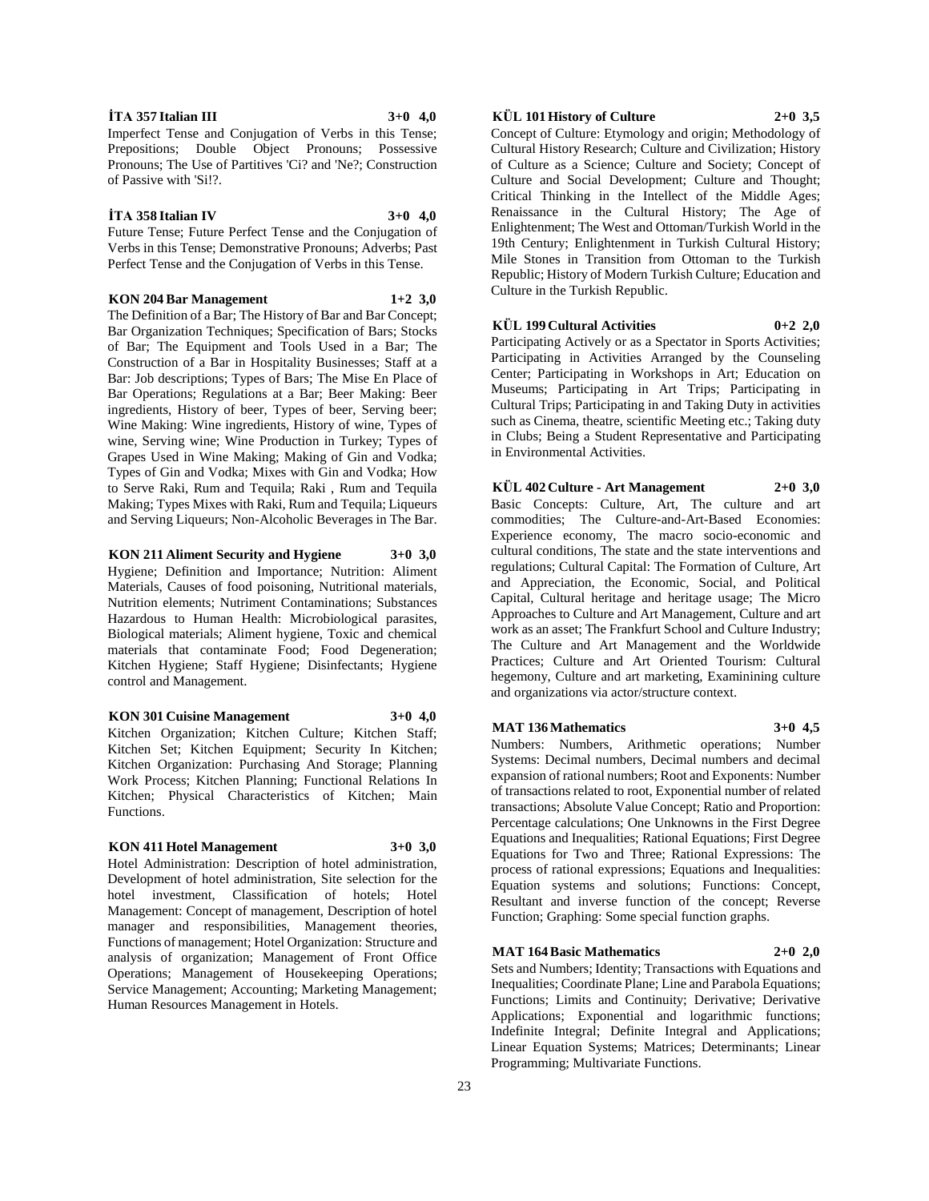**İTA 357 Italian III 3+0 4,0**

Imperfect Tense and Conjugation of Verbs in this Tense; Prepositions; Double Object Pronouns; Possessive Pronouns; The Use of Partitives 'Ci? and 'Ne?; Construction of Passive with 'Si!?.

**İTA 358 Italian IV 3+0 4,0**

Future Tense; Future Perfect Tense and the Conjugation of Verbs in this Tense; Demonstrative Pronouns; Adverbs; Past Perfect Tense and the Conjugation of Verbs in this Tense.

**KON 204 Bar Management 1+2 3,0**

The Definition of a Bar; The History of Bar and Bar Concept; Bar Organization Techniques; Specification of Bars; Stocks of Bar; The Equipment and Tools Used in a Bar; The Construction of a Bar in Hospitality Businesses; Staff at a Bar: Job descriptions; Types of Bars; The Mise En Place of Bar Operations; Regulations at a Bar; Beer Making: Beer ingredients, History of beer, Types of beer, Serving beer; Wine Making: Wine ingredients, History of wine, Types of wine, Serving wine; Wine Production in Turkey; Types of Grapes Used in Wine Making; Making of Gin and Vodka; Types of Gin and Vodka; Mixes with Gin and Vodka; How to Serve Raki, Rum and Tequila; Raki , Rum and Tequila Making; Types Mixes with Raki, Rum and Tequila; Liqueurs and Serving Liqueurs; Non-Alcoholic Beverages in The Bar.

**KON 211 Aliment Security and Hygiene 3+0 3,0**

Hygiene; Definition and Importance; Nutrition: Aliment Materials, Causes of food poisoning, Nutritional materials, Nutrition elements; Nutriment Contaminations; Substances Hazardous to Human Health: Microbiological parasites, Biological materials; Aliment hygiene, Toxic and chemical materials that contaminate Food; Food Degeneration; Kitchen Hygiene; Staff Hygiene; Disinfectants; Hygiene control and Management.

**KON 301 Cuisine Management 3+0 4,0**

Kitchen Organization; Kitchen Culture; Kitchen Staff; Kitchen Set; Kitchen Equipment; Security In Kitchen; Kitchen Organization: Purchasing And Storage; Planning Work Process; Kitchen Planning; Functional Relations In Kitchen; Physical Characteristics of Kitchen; Main Functions.

**KON 411 Hotel Management 3+0 3,0**

Hotel Administration: Description of hotel administration, Development of hotel administration, Site selection for the hotel investment, Classification of hotels; Hotel Management: Concept of management, Description of hotel manager and responsibilities, Management theories, Functions of management; Hotel Organization: Structure and analysis of organization; Management of Front Office Operations; Management of Housekeeping Operations; Service Management; Accounting; Marketing Management; Human Resources Management in Hotels.

**KÜL 101 History of Culture 2+0 3,5**

Concept of Culture: Etymology and origin; Methodology of Cultural History Research; Culture and Civilization; History of Culture as a Science; Culture and Society; Concept of Culture and Social Development; Culture and Thought; Critical Thinking in the Intellect of the Middle Ages; Renaissance in the Cultural History; The Age of Enlightenment; The West and Ottoman/Turkish World in the 19th Century; Enlightenment in Turkish Cultural History; Mile Stones in Transition from Ottoman to the Turkish Republic; History of Modern Turkish Culture; Education and Culture in the Turkish Republic.

**KÜL 199 Cultural Activities 0+2 2,0**

Participating Actively or as a Spectator in Sports Activities; Participating in Activities Arranged by the Counseling Center; Participating in Workshops in Art; Education on Museums; Participating in Art Trips; Participating in Cultural Trips; Participating in and Taking Duty in activities such as Cinema, theatre, scientific Meeting etc.; Taking duty in Clubs; Being a Student Representative and Participating in Environmental Activities.

**KÜL 402 Culture - Art Management 2+0 3,0**

Basic Concepts: Culture, Art, The culture and art commodities; The Culture-and-Art-Based Economies: Experience economy, The macro socio-economic and cultural conditions, The state and the state interventions and regulations; Cultural Capital: The Formation of Culture, Art and Appreciation, the Economic, Social, and Political Capital, Cultural heritage and heritage usage; The Micro Approaches to Culture and Art Management, Culture and art work as an asset; The Frankfurt School and Culture Industry; The Culture and Art Management and the Worldwide Practices; Culture and Art Oriented Tourism: Cultural hegemony, Culture and art marketing, Examinining culture and organizations via actor/structure context.

**MAT 136 Mathematics 3+0 4,5**

Numbers: Numbers, Arithmetic operations; Number Systems: Decimal numbers, Decimal numbers and decimal expansion of rational numbers; Root and Exponents: Number of transactions related to root, Exponential number of related transactions; Absolute Value Concept; Ratio and Proportion: Percentage calculations; One Unknowns in the First Degree Equations and Inequalities; Rational Equations; First Degree Equations for Two and Three; Rational Expressions: The process of rational expressions; Equations and Inequalities: Equation systems and solutions; Functions: Concept, Resultant and inverse function of the concept; Reverse Function; Graphing: Some special function graphs.

**MAT 164 Basic Mathematics 2+0 2,0**

Sets and Numbers; Identity; Transactions with Equations and Inequalities; Coordinate Plane; Line and Parabola Equations; Functions; Limits and Continuity; Derivative; Derivative Applications; Exponential and logarithmic functions; Indefinite Integral; Definite Integral and Applications; Linear Equation Systems; Matrices; Determinants; Linear Programming; Multivariate Functions.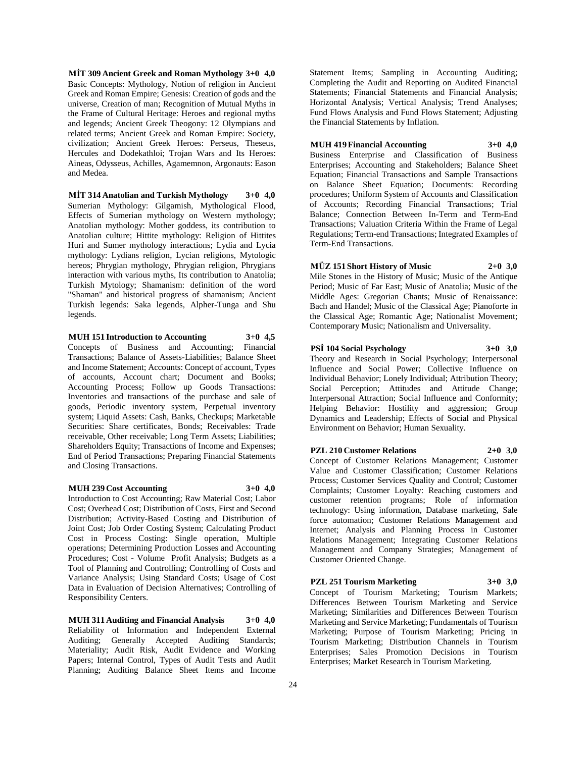**MİT 309 Ancient Greek and Roman Mythology 3+0 4,0**
Basic Concepts: Mythology, Notion of religion in Ancient Greek and Roman Empire; Genesis: Creation of gods and the universe, Creation of man; Recognition of Mutual Myths in the Frame of Cultural Heritage: Heroes and regional myths and legends; Ancient Greek Theogony: 12 Olympians and related terms; Ancient Greek and Roman Empire: Society, civilization; Ancient Greek Heroes: Perseus, Theseus, Hercules and Dodekathloi; Trojan Wars and Its Heroes: Aineas, Odysseus, Achilles, Agamemnon, Argonauts: Eason and Medea.

**MİT 314 Anatolian and Turkish Mythology 3+0 4,0**
Sumerian Mythology: Gilgamish, Mythological Flood, Effects of Sumerian mythology on Western mythology; Anatolian mythology: Mother goddess, its contribution to Anatolian culture; Hittite mythology: Religion of Hittites Huri and Sumer mythology interactions; Lydia and Lycia mythology: Lydians religion, Lycian religions, Mytologic hereos; Phrygian mythology, Phrygian religion, Phrygians interaction with various myths, Its contribution to Anatolia; Turkish Mytology; Shamanism: definition of the word "Shaman" and historical progress of shamanism; Ancient Turkish legends: Saka legends, Alpher-Tunga and Shu legends.

**MUH 151 Introduction to Accounting 3+0 4,5**
Concepts of Business and Accounting; Financial Transactions; Balance of Assets-Liabilities; Balance Sheet and Income Statement; Accounts: Concept of account, Types of accounts, Account chart; Document and Books; Accounting Process; Follow up Goods Transactions: Inventories and transactions of the purchase and sale of goods, Periodic inventory system, Perpetual inventory system; Liquid Assets: Cash, Banks, Checkups; Marketable Securities: Share certificates, Bonds; Receivables: Trade receivable, Other receivable; Long Term Assets; Liabilities; Shareholders Equity; Transactions of Income and Expenses; End of Period Transactions; Preparing Financial Statements and Closing Transactions.

**MUH 239 Cost Accounting 3+0 4,0**
Introduction to Cost Accounting; Raw Material Cost; Labor Cost; Overhead Cost; Distribution of Costs, First and Second Distribution; Activity-Based Costing and Distribution of Joint Cost; Job Order Costing System; Calculating Product Cost in Process Costing: Single operation, Multiple operations; Determining Production Losses and Accounting Procedures; Cost - Volume Profit Analysis; Budgets as a Tool of Planning and Controlling; Controlling of Costs and Variance Analysis; Using Standard Costs; Usage of Cost Data in Evaluation of Decision Alternatives; Controlling of Responsibility Centers.

**MUH 311 Auditing and Financial Analysis 3+0 4,0**
Reliability of Information and Independent External Auditing; Generally Accepted Auditing Standards; Materiality; Audit Risk, Audit Evidence and Working Papers; Internal Control, Types of Audit Tests and Audit Planning; Auditing Balance Sheet Items and Income Statement Items; Sampling in Accounting Auditing; Completing the Audit and Reporting on Audited Financial Statements; Financial Statements and Financial Analysis; Horizontal Analysis; Vertical Analysis; Trend Analyses; Fund Flows Analysis and Fund Flows Statement; Adjusting the Financial Statements by Inflation.

**MUH 419 Financial Accounting 3+0 4,0**
Business Enterprise and Classification of Business Enterprises; Accounting and Stakeholders; Balance Sheet Equation; Financial Transactions and Sample Transactions on Balance Sheet Equation; Documents: Recording procedures; Uniform System of Accounts and Classification of Accounts; Recording Financial Transactions; Trial Balance; Connection Between In-Term and Term-End Transactions; Valuation Criteria Within the Frame of Legal Regulations; Term-end Transactions; Integrated Examples of Term-End Transactions.

**MÜZ 151 Short History of Music 2+0 3,0**
Mile Stones in the History of Music; Music of the Antique Period; Music of Far East; Music of Anatolia; Music of the Middle Ages: Gregorian Chants; Music of Renaissance: Bach and Handel; Music of the Classical Age; Pianoforte in the Classical Age; Romantic Age; Nationalist Movement; Contemporary Music; Nationalism and Universality.

**PSİ 104 Social Psychology 3+0 3,0**
Theory and Research in Social Psychology; Interpersonal Influence and Social Power; Collective Influence on Individual Behavior; Lonely Individual; Attribution Theory; Social Perception; Attitudes and Attitude Change; Interpersonal Attraction; Social Influence and Conformity; Helping Behavior: Hostility and aggression; Group Dynamics and Leadership; Effects of Social and Physical Environment on Behavior; Human Sexuality.

**PZL 210 Customer Relations 2+0 3,0**
Concept of Customer Relations Management; Customer Value and Customer Classification; Customer Relations Process; Customer Services Quality and Control; Customer Complaints; Customer Loyalty: Reaching customers and customer retention programs; Role of information technology: Using information, Database marketing, Sale force automation; Customer Relations Management and Internet; Analysis and Planning Process in Customer Relations Management; Integrating Customer Relations Management and Company Strategies; Management of Customer Oriented Change.

**PZL 251 Tourism Marketing 3+0 3,0**
Concept of Tourism Marketing; Tourism Markets; Differences Between Tourism Marketing and Service Marketing; Similarities and Differences Between Tourism Marketing and Service Marketing; Fundamentals of Tourism Marketing; Purpose of Tourism Marketing; Pricing in Tourism Marketing; Distribution Channels in Tourism Enterprises; Sales Promotion Decisions in Tourism Enterprises; Market Research in Tourism Marketing.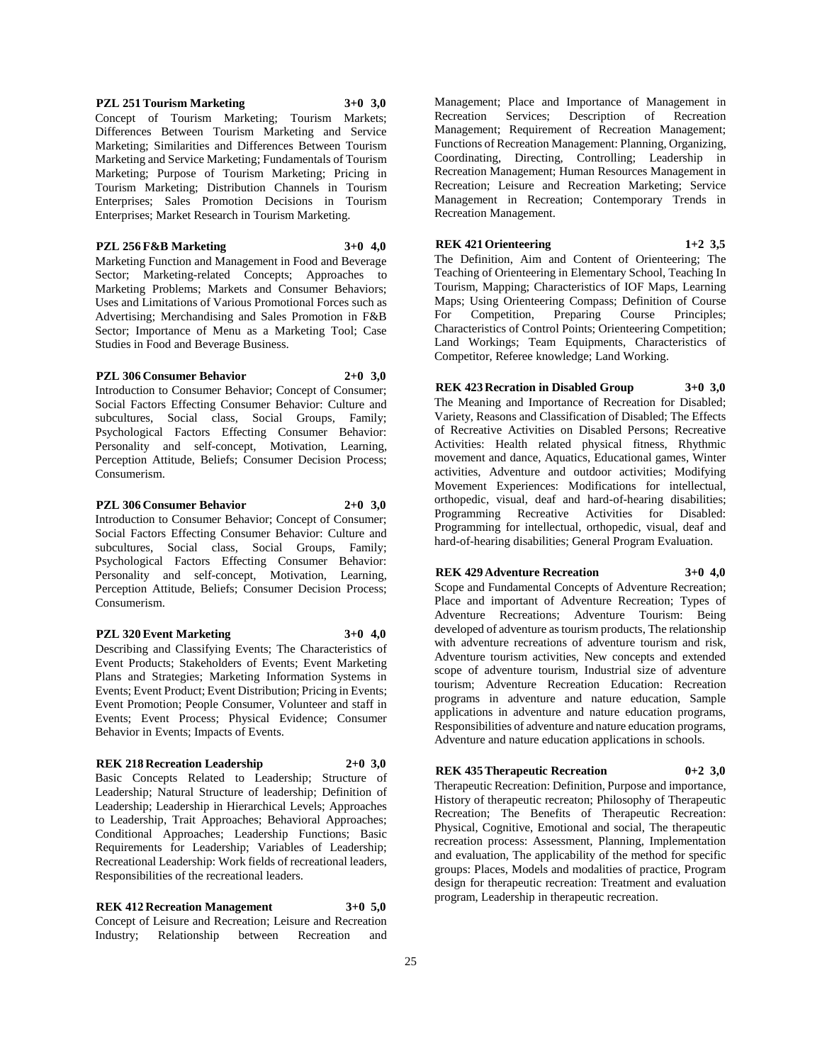**PZL 251 Tourism Marketing 3+0 3,0**

Concept of Tourism Marketing; Tourism Markets; Differences Between Tourism Marketing and Service Marketing; Similarities and Differences Between Tourism Marketing and Service Marketing; Fundamentals of Tourism Marketing; Purpose of Tourism Marketing; Pricing in Tourism Marketing; Distribution Channels in Tourism Enterprises; Sales Promotion Decisions in Tourism Enterprises; Market Research in Tourism Marketing.

**PZL 256 F&B Marketing 3+0 4,0**

Marketing Function and Management in Food and Beverage Sector; Marketing-related Concepts; Approaches to Marketing Problems; Markets and Consumer Behaviors; Uses and Limitations of Various Promotional Forces such as Advertising; Merchandising and Sales Promotion in F&B Sector; Importance of Menu as a Marketing Tool; Case Studies in Food and Beverage Business.

**PZL 306 Consumer Behavior 2+0 3,0**

Introduction to Consumer Behavior; Concept of Consumer; Social Factors Effecting Consumer Behavior: Culture and subcultures, Social class, Social Groups, Family; Psychological Factors Effecting Consumer Behavior: Personality and self-concept, Motivation, Learning, Perception Attitude, Beliefs; Consumer Decision Process; Consumerism.

**PZL 306 Consumer Behavior 2+0 3,0**

Introduction to Consumer Behavior; Concept of Consumer; Social Factors Effecting Consumer Behavior: Culture and subcultures, Social class, Social Groups, Family; Psychological Factors Effecting Consumer Behavior: Personality and self-concept, Motivation, Learning, Perception Attitude, Beliefs; Consumer Decision Process; Consumerism.

**PZL 320 Event Marketing 3+0 4,0**

Describing and Classifying Events; The Characteristics of Event Products; Stakeholders of Events; Event Marketing Plans and Strategies; Marketing Information Systems in Events; Event Product; Event Distribution; Pricing in Events; Event Promotion; People Consumer, Volunteer and staff in Events; Event Process; Physical Evidence; Consumer Behavior in Events; Impacts of Events.

**REK 218 Recreation Leadership 2+0 3,0**

Basic Concepts Related to Leadership; Structure of Leadership; Natural Structure of leadership; Definition of Leadership; Leadership in Hierarchical Levels; Approaches to Leadership, Trait Approaches; Behavioral Approaches; Conditional Approaches; Leadership Functions; Basic Requirements for Leadership; Variables of Leadership; Recreational Leadership: Work fields of recreational leaders, Responsibilities of the recreational leaders.

**REK 412 Recreation Management 3+0 5,0**

Concept of Leisure and Recreation; Leisure and Recreation Industry; Relationship between Recreation and Management; Place and Importance of Management in Recreation Services; Description of Recreation Management; Requirement of Recreation Management; Functions of Recreation Management: Planning, Organizing, Coordinating, Directing, Controlling; Leadership in Recreation Management; Human Resources Management in Recreation; Leisure and Recreation Marketing; Service Management in Recreation; Contemporary Trends in Recreation Management.

**REK 421 Orienteering 1+2 3,5**

The Definition, Aim and Content of Orienteering; The Teaching of Orienteering in Elementary School, Teaching In Tourism, Mapping; Characteristics of IOF Maps, Learning Maps; Using Orienteering Compass; Definition of Course For Competition, Preparing Course Principles; Characteristics of Control Points; Orienteering Competition; Land Workings; Team Equipments, Characteristics of Competitor, Referee knowledge; Land Working.

**REK 423 Recration in Disabled Group 3+0 3,0**

The Meaning and Importance of Recreation for Disabled; Variety, Reasons and Classification of Disabled; The Effects of Recreative Activities on Disabled Persons; Recreative Activities: Health related physical fitness, Rhythmic movement and dance, Aquatics, Educational games, Winter activities, Adventure and outdoor activities; Modifying Movement Experiences: Modifications for intellectual, orthopedic, visual, deaf and hard-of-hearing disabilities; Programming Recreative Activities for Disabled: Programming for intellectual, orthopedic, visual, deaf and hard-of-hearing disabilities; General Program Evaluation.

**REK 429 Adventure Recreation 3+0 4,0**

Scope and Fundamental Concepts of Adventure Recreation; Place and important of Adventure Recreation; Types of Adventure Recreations; Adventure Tourism: Being developed of adventure as tourism products, The relationship with adventure recreations of adventure tourism and risk, Adventure tourism activities, New concepts and extended scope of adventure tourism, Industrial size of adventure tourism; Adventure Recreation Education: Recreation programs in adventure and nature education, Sample applications in adventure and nature education programs, Responsibilities of adventure and nature education programs, Adventure and nature education applications in schools.

**REK 435 Therapeutic Recreation 0+2 3,0**

Therapeutic Recreation: Definition, Purpose and importance, History of therapeutic recreaton; Philosophy of Therapeutic Recreation; The Benefits of Therapeutic Recreation: Physical, Cognitive, Emotional and social, The therapeutic recreation process: Assessment, Planning, Implementation and evaluation, The applicability of the method for specific groups: Places, Models and modalities of practice, Program design for therapeutic recreation: Treatment and evaluation program, Leadership in therapeutic recreation.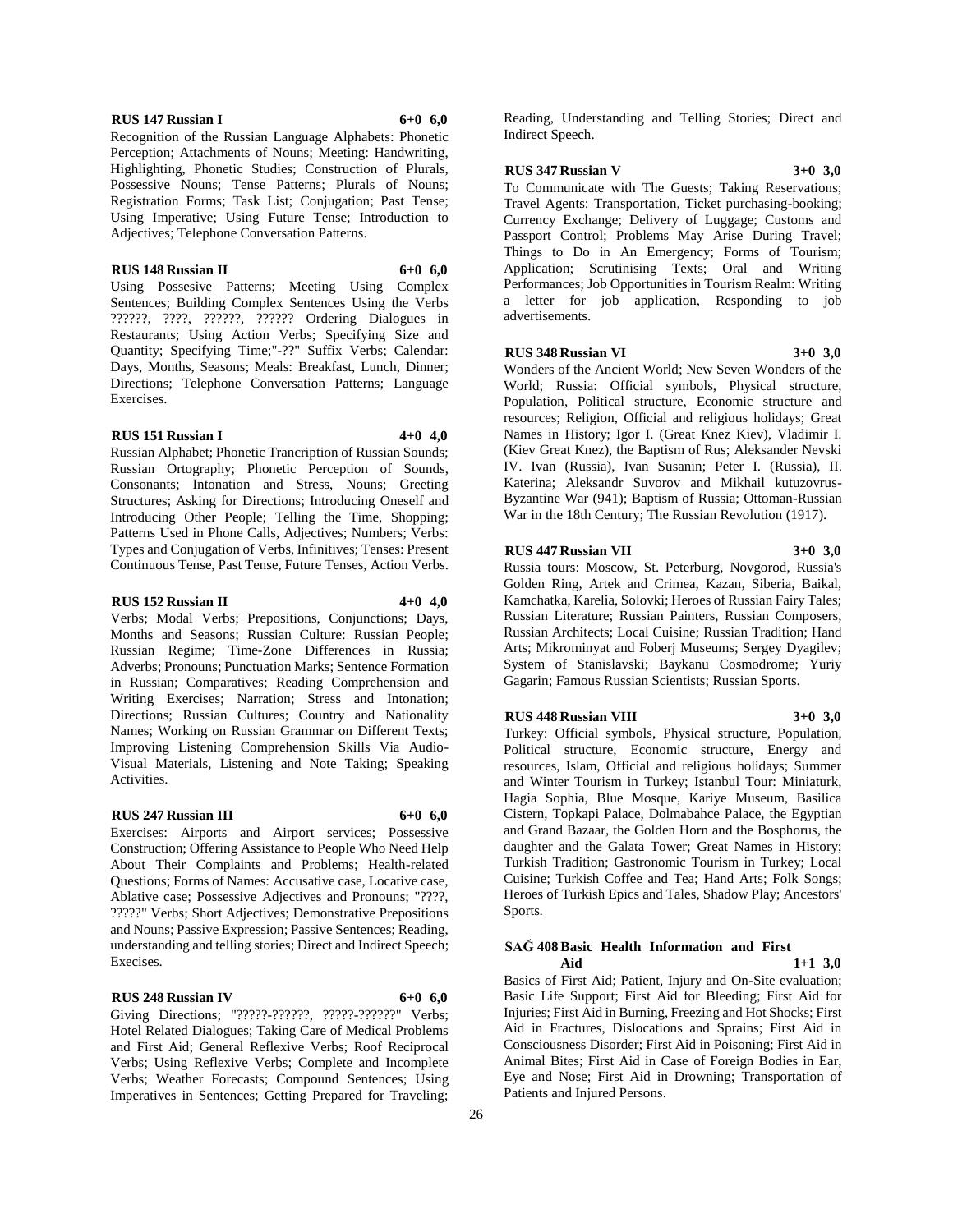**RUS 147 Russian I 6+0 6,0**

Recognition of the Russian Language Alphabets: Phonetic Perception; Attachments of Nouns; Meeting: Handwriting, Highlighting, Phonetic Studies; Construction of Plurals, Possessive Nouns; Tense Patterns; Plurals of Nouns; Registration Forms; Task List; Conjugation; Past Tense; Using Imperative; Using Future Tense; Introduction to Adjectives; Telephone Conversation Patterns.

**RUS 148 Russian II 6+0 6,0**

Using Possesive Patterns; Meeting Using Complex Sentences; Building Complex Sentences Using the Verbs ??????, ????, ??????, ?????? Ordering Dialogues in Restaurants; Using Action Verbs; Specifying Size and Quantity; Specifying Time;"-??" Suffix Verbs; Calendar: Days, Months, Seasons; Meals: Breakfast, Lunch, Dinner; Directions; Telephone Conversation Patterns; Language Exercises.

**RUS 151 Russian I 4+0 4,0**

Russian Alphabet; Phonetic Trancription of Russian Sounds; Russian Ortography; Phonetic Perception of Sounds, Consonants; Intonation and Stress, Nouns; Greeting Structures; Asking for Directions; Introducing Oneself and Introducing Other People; Telling the Time, Shopping; Patterns Used in Phone Calls, Adjectives; Numbers; Verbs: Types and Conjugation of Verbs, Infinitives; Tenses: Present Continuous Tense, Past Tense, Future Tenses, Action Verbs.

**RUS 152 Russian II 4+0 4,0**

Verbs; Modal Verbs; Prepositions, Conjunctions; Days, Months and Seasons; Russian Culture: Russian People; Russian Regime; Time-Zone Differences in Russia; Adverbs; Pronouns; Punctuation Marks; Sentence Formation in Russian; Comparatives; Reading Comprehension and Writing Exercises; Narration; Stress and Intonation; Directions; Russian Cultures; Country and Nationality Names; Working on Russian Grammar on Different Texts; Improving Listening Comprehension Skills Via Audio-Visual Materials, Listening and Note Taking; Speaking Activities.

**RUS 247 Russian III 6+0 6,0**

Exercises: Airports and Airport services; Possessive Construction; Offering Assistance to People Who Need Help About Their Complaints and Problems; Health-related Questions; Forms of Names: Accusative case, Locative case, Ablative case; Possessive Adjectives and Pronouns; "????, ?????" Verbs; Short Adjectives; Demonstrative Prepositions and Nouns; Passive Expression; Passive Sentences; Reading, understanding and telling stories; Direct and Indirect Speech; Execises.

**RUS 248 Russian IV 6+0 6,0**

Giving Directions; "?????-??????, ?????-??????" Verbs; Hotel Related Dialogues; Taking Care of Medical Problems and First Aid; General Reflexive Verbs; Roof Reciprocal Verbs; Using Reflexive Verbs; Complete and Incomplete Verbs; Weather Forecasts; Compound Sentences; Using Imperatives in Sentences; Getting Prepared for Traveling; Reading, Understanding and Telling Stories; Direct and Indirect Speech.

**RUS 347 Russian V 3+0 3,0**

To Communicate with The Guests; Taking Reservations; Travel Agents: Transportation, Ticket purchasing-booking; Currency Exchange; Delivery of Luggage; Customs and Passport Control; Problems May Arise During Travel; Things to Do in An Emergency; Forms of Tourism; Application; Scrutinising Texts; Oral and Writing Performances; Job Opportunities in Tourism Realm: Writing a letter for job application, Responding to job advertisements.

**RUS 348 Russian VI 3+0 3,0**

Wonders of the Ancient World; New Seven Wonders of the World; Russia: Official symbols, Physical structure, Population, Political structure, Economic structure and resources; Religion, Official and religious holidays; Great Names in History; Igor I. (Great Knez Kiev), Vladimir I. (Kiev Great Knez), the Baptism of Rus; Aleksander Nevski IV. Ivan (Russia), Ivan Susanin; Peter I. (Russia), II. Katerina; Aleksandr Suvorov and Mikhail kutuzovrus-Byzantine War (941); Baptism of Russia; Ottoman-Russian War in the 18th Century; The Russian Revolution (1917).

**RUS 447 Russian VII 3+0 3,0**

Russia tours: Moscow, St. Peterburg, Novgorod, Russia's Golden Ring, Artek and Crimea, Kazan, Siberia, Baikal, Kamchatka, Karelia, Solovki; Heroes of Russian Fairy Tales; Russian Literature; Russian Painters, Russian Composers, Russian Architects; Local Cuisine; Russian Tradition; Hand Arts; Mikrominyat and Foberj Museums; Sergey Dyagilev; System of Stanislavski; Baykanu Cosmodrome; Yuriy Gagarin; Famous Russian Scientists; Russian Sports.

**RUS 448 Russian VIII 3+0 3,0**

Turkey: Official symbols, Physical structure, Population, Political structure, Economic structure, Energy and resources, Islam, Official and religious holidays; Summer and Winter Tourism in Turkey; Istanbul Tour: Miniaturk, Hagia Sophia, Blue Mosque, Kariye Museum, Basilica Cistern, Topkapi Palace, Dolmabahce Palace, the Egyptian and Grand Bazaar, the Golden Horn and the Bosphorus, the daughter and the Galata Tower; Great Names in History; Turkish Tradition; Gastronomic Tourism in Turkey; Local Cuisine; Turkish Coffee and Tea; Hand Arts; Folk Songs; Heroes of Turkish Epics and Tales, Shadow Play; Ancestors' Sports.

**SAĞ 408 Basic Health Information and First Aid 1+1 3,0**

Basics of First Aid; Patient, Injury and On-Site evaluation; Basic Life Support; First Aid for Bleeding; First Aid for Injuries; First Aid in Burning, Freezing and Hot Shocks; First Aid in Fractures, Dislocations and Sprains; First Aid in Consciousness Disorder; First Aid in Poisoning; First Aid in Animal Bites; First Aid in Case of Foreign Bodies in Ear, Eye and Nose; First Aid in Drowning; Transportation of Patients and Injured Persons.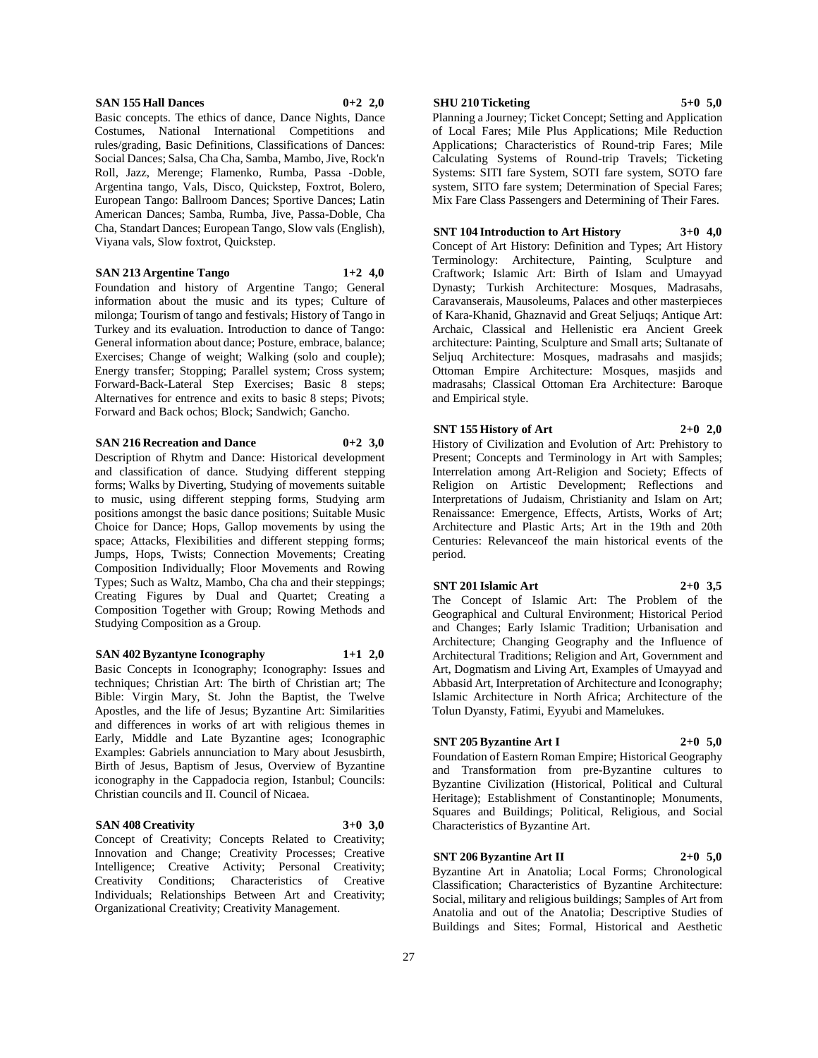**SAN 155 Hall Dances 0+2 2,0**

Basic concepts. The ethics of dance, Dance Nights, Dance Costumes, National International Competitions and rules/grading, Basic Definitions, Classifications of Dances: Social Dances; Salsa, Cha Cha, Samba, Mambo, Jive, Rock'n Roll, Jazz, Merenge; Flamenko, Rumba, Passa -Doble, Argentina tango, Vals, Disco, Quickstep, Foxtrot, Bolero, European Tango: Ballroom Dances; Sportive Dances; Latin American Dances; Samba, Rumba, Jive, Passa-Doble, Cha Cha, Standart Dances; European Tango, Slow vals (English), Viyana vals, Slow foxtrot, Quickstep.

**SAN 213 Argentine Tango 1+2 4,0**

Foundation and history of Argentine Tango; General information about the music and its types; Culture of milonga; Tourism of tango and festivals; History of Tango in Turkey and its evaluation. Introduction to dance of Tango: General information about dance; Posture, embrace, balance; Exercises; Change of weight; Walking (solo and couple); Energy transfer; Stopping; Parallel system; Cross system; Forward-Back-Lateral Step Exercises; Basic 8 steps; Alternatives for entrence and exits to basic 8 steps; Pivots; Forward and Back ochos; Block; Sandwich; Gancho.

**SAN 216 Recreation and Dance 0+2 3,0**

Description of Rhytm and Dance: Historical development and classification of dance. Studying different stepping forms; Walks by Diverting, Studying of movements suitable to music, using different stepping forms, Studying arm positions amongst the basic dance positions; Suitable Music Choice for Dance; Hops, Gallop movements by using the space; Attacks, Flexibilities and different stepping forms; Jumps, Hops, Twists; Connection Movements; Creating Composition Individually; Floor Movements and Rowing Types; Such as Waltz, Mambo, Cha cha and their steppings; Creating Figures by Dual and Quartet; Creating a Composition Together with Group; Rowing Methods and Studying Composition as a Group.

**SAN 402 Byzantyne Iconography 1+1 2,0**

Basic Concepts in Iconography; Iconography: Issues and techniques; Christian Art: The birth of Christian art; The Bible: Virgin Mary, St. John the Baptist, the Twelve Apostles, and the life of Jesus; Byzantine Art: Similarities and differences in works of art with religious themes in Early, Middle and Late Byzantine ages; Iconographic Examples: Gabriels annunciation to Mary about Jesusbirth, Birth of Jesus, Baptism of Jesus, Overview of Byzantine iconography in the Cappadocia region, Istanbul; Councils: Christian councils and II. Council of Nicaea.

**SAN 408 Creativity 3+0 3,0**

Concept of Creativity; Concepts Related to Creativity; Innovation and Change; Creativity Processes; Creative Intelligence; Creative Activity; Personal Creativity; Creativity Conditions; Characteristics of Creative Individuals; Relationships Between Art and Creativity; Organizational Creativity; Creativity Management.

**SHU 210 Ticketing 5+0 5,0**

Planning a Journey; Ticket Concept; Setting and Application of Local Fares; Mile Plus Applications; Mile Reduction Applications; Characteristics of Round-trip Fares; Mile Calculating Systems of Round-trip Travels; Ticketing Systems: SITI fare System, SOTI fare system, SOTO fare system, SITO fare system; Determination of Special Fares; Mix Fare Class Passengers and Determining of Their Fares.

**SNT 104 Introduction to Art History 3+0 4,0**

Concept of Art History: Definition and Types; Art History Terminology: Architecture, Painting, Sculpture and Craftwork; Islamic Art: Birth of Islam and Umayyad Dynasty; Turkish Architecture: Mosques, Madrasahs, Caravanserais, Mausoleums, Palaces and other masterpieces of Kara-Khanid, Ghaznavid and Great Seljuqs; Antique Art: Archaic, Classical and Hellenistic era Ancient Greek architecture: Painting, Sculpture and Small arts; Sultanate of Seljuq Architecture: Mosques, madrasahs and masjids; Ottoman Empire Architecture: Mosques, masjids and madrasahs; Classical Ottoman Era Architecture: Baroque and Empirical style.

**SNT 155 History of Art 2+0 2,0**

History of Civilization and Evolution of Art: Prehistory to Present; Concepts and Terminology in Art with Samples; Interrelation among Art-Religion and Society; Effects of Religion on Artistic Development; Reflections and Interpretations of Judaism, Christianity and Islam on Art; Renaissance: Emergence, Effects, Artists, Works of Art; Architecture and Plastic Arts; Art in the 19th and 20th Centuries: Relevanceof the main historical events of the period.

**SNT 201 Islamic Art 2+0 3,5**

The Concept of Islamic Art: The Problem of the Geographical and Cultural Environment; Historical Period and Changes; Early Islamic Tradition; Urbanisation and Architecture; Changing Geography and the Influence of Architectural Traditions; Religion and Art, Government and Art, Dogmatism and Living Art, Examples of Umayyad and Abbasid Art, Interpretation of Architecture and Iconography; Islamic Architecture in North Africa; Architecture of the Tolun Dyansty, Fatimi, Eyyubi and Mamelukes.

**SNT 205 Byzantine Art I 2+0 5,0**

Foundation of Eastern Roman Empire; Historical Geography and Transformation from pre-Byzantine cultures to Byzantine Civilization (Historical, Political and Cultural Heritage); Establishment of Constantinople; Monuments, Squares and Buildings; Political, Religious, and Social Characteristics of Byzantine Art.

**SNT 206 Byzantine Art II 2+0 5,0**

Byzantine Art in Anatolia; Local Forms; Chronological Classification; Characteristics of Byzantine Architecture: Social, military and religious buildings; Samples of Art from Anatolia and out of the Anatolia; Descriptive Studies of Buildings and Sites; Formal, Historical and Aesthetic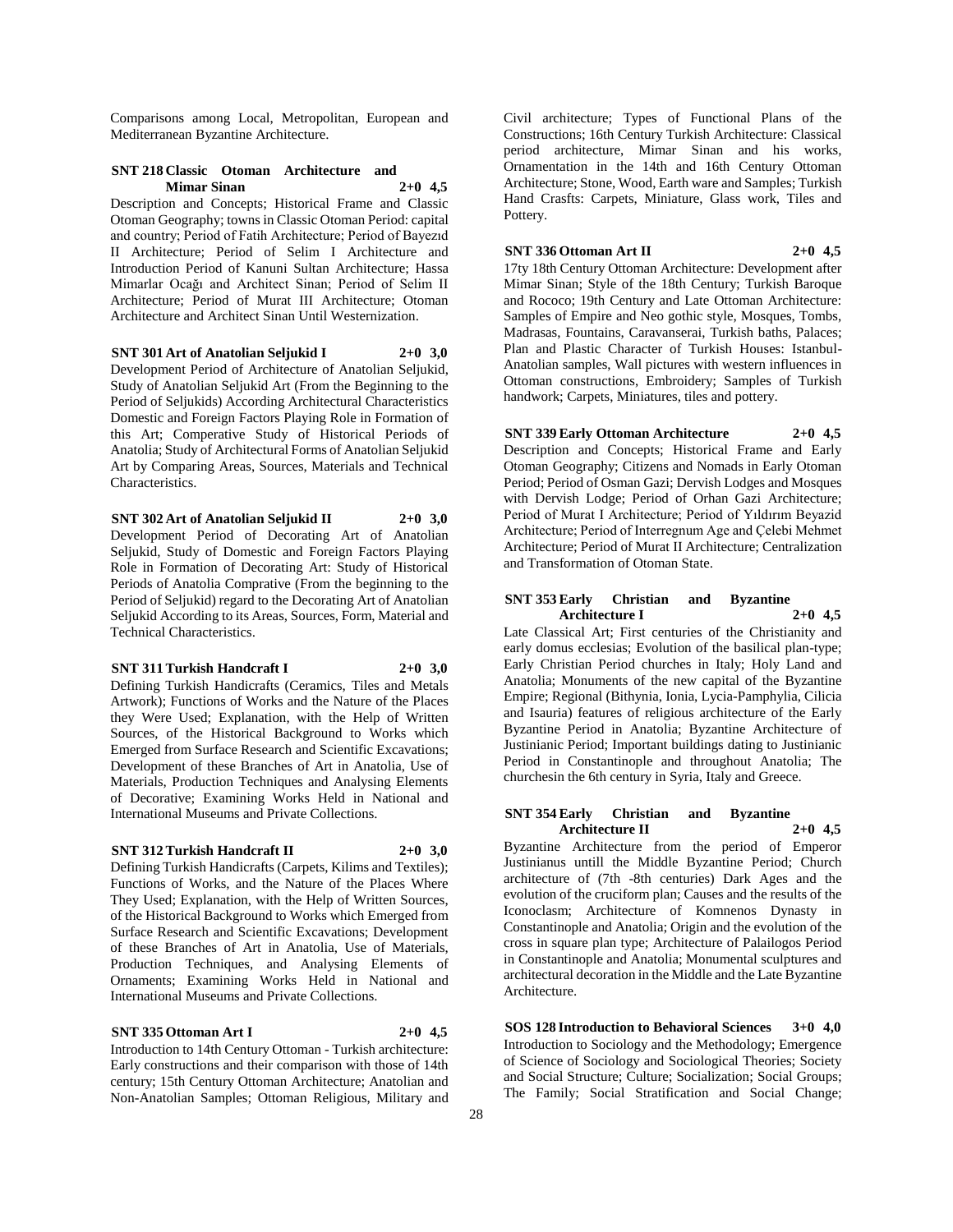Comparisons among Local, Metropolitan, European and Mediterranean Byzantine Architecture.

**SNT 218 Classic Otoman Architecture and Mimar Sinan 2+0 4,5**

Description and Concepts; Historical Frame and Classic Otoman Geography; towns in Classic Otoman Period: capital and country; Period of Fatih Architecture; Period of Bayezıd II Architecture; Period of Selim I Architecture and Introduction Period of Kanuni Sultan Architecture; Hassa Mimarlar Ocağı and Architect Sinan; Period of Selim II Architecture; Period of Murat III Architecture; Otoman Architecture and Architect Sinan Until Westernization.

**SNT 301 Art of Anatolian Seljukid I 2+0 3,0**

Development Period of Architecture of Anatolian Seljukid, Study of Anatolian Seljukid Art (From the Beginning to the Period of Seljukids) According Architectural Characteristics Domestic and Foreign Factors Playing Role in Formation of this Art; Comperative Study of Historical Periods of Anatolia; Study of Architectural Forms of Anatolian Seljukid Art by Comparing Areas, Sources, Materials and Technical Characteristics.

**SNT 302 Art of Anatolian Seljukid II 2+0 3,0**

Development Period of Decorating Art of Anatolian Seljukid, Study of Domestic and Foreign Factors Playing Role in Formation of Decorating Art: Study of Historical Periods of Anatolia Comprative (From the beginning to the Period of Seljukid) regard to the Decorating Art of Anatolian Seljukid According to its Areas, Sources, Form, Material and Technical Characteristics.

**SNT 311 Turkish Handcraft I 2+0 3,0**

Defining Turkish Handicrafts (Ceramics, Tiles and Metals Artwork); Functions of Works and the Nature of the Places they Were Used; Explanation, with the Help of Written Sources, of the Historical Background to Works which Emerged from Surface Research and Scientific Excavations; Development of these Branches of Art in Anatolia, Use of Materials, Production Techniques and Analysing Elements of Decorative; Examining Works Held in National and International Museums and Private Collections.

**SNT 312 Turkish Handcraft II 2+0 3,0**

Defining Turkish Handicrafts (Carpets, Kilims and Textiles); Functions of Works, and the Nature of the Places Where They Used; Explanation, with the Help of Written Sources, of the Historical Background to Works which Emerged from Surface Research and Scientific Excavations; Development of these Branches of Art in Anatolia, Use of Materials, Production Techniques, and Analysing Elements of Ornaments; Examining Works Held in National and International Museums and Private Collections.

**SNT 335 Ottoman Art I 2+0 4,5**

Introduction to 14th Century Ottoman - Turkish architecture: Early constructions and their comparison with those of 14th century; 15th Century Ottoman Architecture; Anatolian and Non-Anatolian Samples; Ottoman Religious, Military and Civil architecture; Types of Functional Plans of the Constructions; 16th Century Turkish Architecture: Classical period architecture, Mimar Sinan and his works, Ornamentation in the 14th and 16th Century Ottoman Architecture; Stone, Wood, Earth ware and Samples; Turkish Hand Crasfts: Carpets, Miniature, Glass work, Tiles and Pottery.

**SNT 336 Ottoman Art II 2+0 4,5**

17ty 18th Century Ottoman Architecture: Development after Mimar Sinan; Style of the 18th Century; Turkish Baroque and Rococo; 19th Century and Late Ottoman Architecture: Samples of Empire and Neo gothic style, Mosques, Tombs, Madrasas, Fountains, Caravanserai, Turkish baths, Palaces; Plan and Plastic Character of Turkish Houses: Istanbul-Anatolian samples, Wall pictures with western influences in Ottoman constructions, Embroidery; Samples of Turkish handwork; Carpets, Miniatures, tiles and pottery.

**SNT 339 Early Ottoman Architecture 2+0 4,5**

Description and Concepts; Historical Frame and Early Otoman Geography; Citizens and Nomads in Early Otoman Period; Period of Osman Gazi; Dervish Lodges and Mosques with Dervish Lodge; Period of Orhan Gazi Architecture; Period of Murat I Architecture; Period of Yıldırım Beyazid Architecture; Period of Interregnum Age and Çelebi Mehmet Architecture; Period of Murat II Architecture; Centralization and Transformation of Otoman State.

**SNT 353 Early Christian and Byzantine Architecture I 2+0 4,5**

Late Classical Art; First centuries of the Christianity and early domus ecclesias; Evolution of the basilical plan-type; Early Christian Period churches in Italy; Holy Land and Anatolia; Monuments of the new capital of the Byzantine Empire; Regional (Bithynia, Ionia, Lycia-Pamphylia, Cilicia and Isauria) features of religious architecture of the Early Byzantine Period in Anatolia; Byzantine Architecture of Justinianic Period; Important buildings dating to Justinianic Period in Constantinople and throughout Anatolia; The churchesin the 6th century in Syria, Italy and Greece.

**SNT 354 Early Christian and Byzantine Architecture II 2+0 4,5**

Byzantine Architecture from the period of Emperor Justinianus untill the Middle Byzantine Period; Church architecture of (7th -8th centuries) Dark Ages and the evolution of the cruciform plan; Causes and the results of the Iconoclasm; Architecture of Komnenos Dynasty in Constantinople and Anatolia; Origin and the evolution of the cross in square plan type; Architecture of Palailogos Period in Constantinople and Anatolia; Monumental sculptures and architectural decoration in the Middle and the Late Byzantine Architecture.

**SOS 128 Introduction to Behavioral Sciences 3+0 4,0**

Introduction to Sociology and the Methodology; Emergence of Science of Sociology and Sociological Theories; Society and Social Structure; Culture; Socialization; Social Groups; The Family; Social Stratification and Social Change;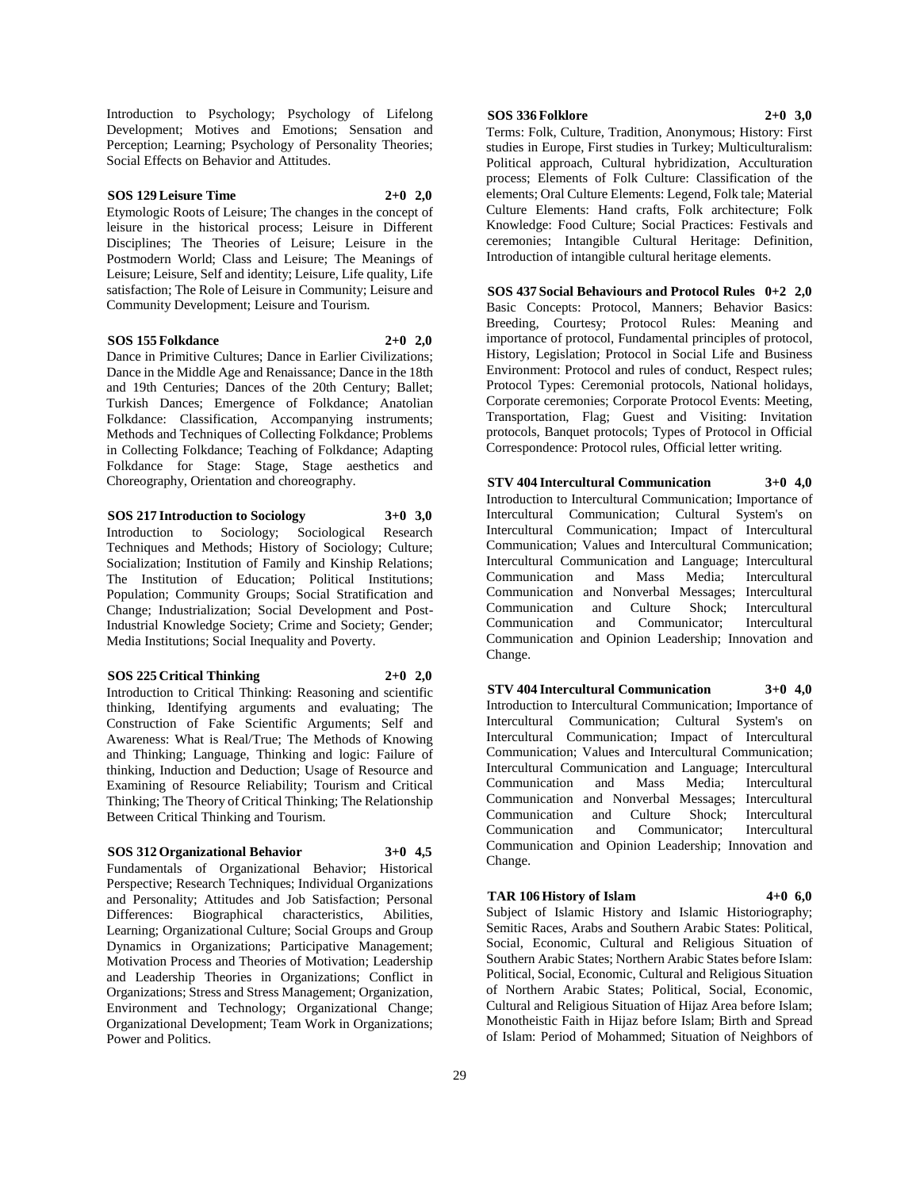Introduction to Psychology; Psychology of Lifelong Development; Motives and Emotions; Sensation and Perception; Learning; Psychology of Personality Theories; Social Effects on Behavior and Attitudes.

**SOS 129 Leisure Time 2+0 2,0**

Etymologic Roots of Leisure; The changes in the concept of leisure in the historical process; Leisure in Different Disciplines; The Theories of Leisure; Leisure in the Postmodern World; Class and Leisure; The Meanings of Leisure; Leisure, Self and identity; Leisure, Life quality, Life satisfaction; The Role of Leisure in Community; Leisure and Community Development; Leisure and Tourism.

**SOS 155 Folkdance 2+0 2,0**

Dance in Primitive Cultures; Dance in Earlier Civilizations; Dance in the Middle Age and Renaissance; Dance in the 18th and 19th Centuries; Dances of the 20th Century; Ballet; Turkish Dances; Emergence of Folkdance; Anatolian Folkdance: Classification, Accompanying instruments; Methods and Techniques of Collecting Folkdance; Problems in Collecting Folkdance; Teaching of Folkdance; Adapting Folkdance for Stage: Stage, Stage aesthetics and Choreography, Orientation and choreography.

**SOS 217 Introduction to Sociology 3+0 3,0**

Introduction to Sociology; Sociological Research Techniques and Methods; History of Sociology; Culture; Socialization; Institution of Family and Kinship Relations; The Institution of Education; Political Institutions; Population; Community Groups; Social Stratification and Change; Industrialization; Social Development and Post-Industrial Knowledge Society; Crime and Society; Gender; Media Institutions; Social Inequality and Poverty.

**SOS 225 Critical Thinking 2+0 2,0**

Introduction to Critical Thinking: Reasoning and scientific thinking, Identifying arguments and evaluating; The Construction of Fake Scientific Arguments; Self and Awareness: What is Real/True; The Methods of Knowing and Thinking; Language, Thinking and logic: Failure of thinking, Induction and Deduction; Usage of Resource and Examining of Resource Reliability; Tourism and Critical Thinking; The Theory of Critical Thinking; The Relationship Between Critical Thinking and Tourism.

**SOS 312 Organizational Behavior 3+0 4,5**

Fundamentals of Organizational Behavior; Historical Perspective; Research Techniques; Individual Organizations and Personality; Attitudes and Job Satisfaction; Personal Differences: Biographical characteristics, Abilities, Learning; Organizational Culture; Social Groups and Group Dynamics in Organizations; Participative Management; Motivation Process and Theories of Motivation; Leadership and Leadership Theories in Organizations; Conflict in Organizations; Stress and Stress Management; Organization, Environment and Technology; Organizational Change; Organizational Development; Team Work in Organizations; Power and Politics.

**SOS 336 Folklore 2+0 3,0**

Terms: Folk, Culture, Tradition, Anonymous; History: First studies in Europe, First studies in Turkey; Multiculturalism: Political approach, Cultural hybridization, Acculturation process; Elements of Folk Culture: Classification of the elements; Oral Culture Elements: Legend, Folk tale; Material Culture Elements: Hand crafts, Folk architecture; Folk Knowledge: Food Culture; Social Practices: Festivals and ceremonies; Intangible Cultural Heritage: Definition, Introduction of intangible cultural heritage elements.

**SOS 437 Social Behaviours and Protocol Rules 0+2 2,0**

Basic Concepts: Protocol, Manners; Behavior Basics: Breeding, Courtesy; Protocol Rules: Meaning and importance of protocol, Fundamental principles of protocol, History, Legislation; Protocol in Social Life and Business Environment: Protocol and rules of conduct, Respect rules; Protocol Types: Ceremonial protocols, National holidays, Corporate ceremonies; Corporate Protocol Events: Meeting, Transportation, Flag; Guest and Visiting: Invitation protocols, Banquet protocols; Types of Protocol in Official Correspondence: Protocol rules, Official letter writing.

**STV 404 Intercultural Communication 3+0 4,0**

Introduction to Intercultural Communication; Importance of Intercultural Communication; Cultural System's on Intercultural Communication; Impact of Intercultural Communication; Values and Intercultural Communication; Intercultural Communication and Language; Intercultural Communication and Mass Media; Intercultural Communication and Nonverbal Messages; Intercultural Communication and Culture Shock; Intercultural Communication and Communicator; Intercultural Communication and Opinion Leadership; Innovation and Change.

**STV 404 Intercultural Communication 3+0 4,0**

Introduction to Intercultural Communication; Importance of Intercultural Communication; Cultural System's on Intercultural Communication; Impact of Intercultural Communication; Values and Intercultural Communication; Intercultural Communication and Language; Intercultural Communication and Mass Media; Intercultural Communication and Nonverbal Messages; Intercultural Communication and Culture Shock; Intercultural Communication and Communicator; Intercultural Communication and Opinion Leadership; Innovation and Change.

**TAR 106 History of Islam 4+0 6,0**

Subject of Islamic History and Islamic Historiography; Semitic Races, Arabs and Southern Arabic States: Political, Social, Economic, Cultural and Religious Situation of Southern Arabic States; Northern Arabic States before Islam: Political, Social, Economic, Cultural and Religious Situation of Northern Arabic States; Political, Social, Economic, Cultural and Religious Situation of Hijaz Area before Islam; Monotheistic Faith in Hijaz before Islam; Birth and Spread of Islam: Period of Mohammed; Situation of Neighbors of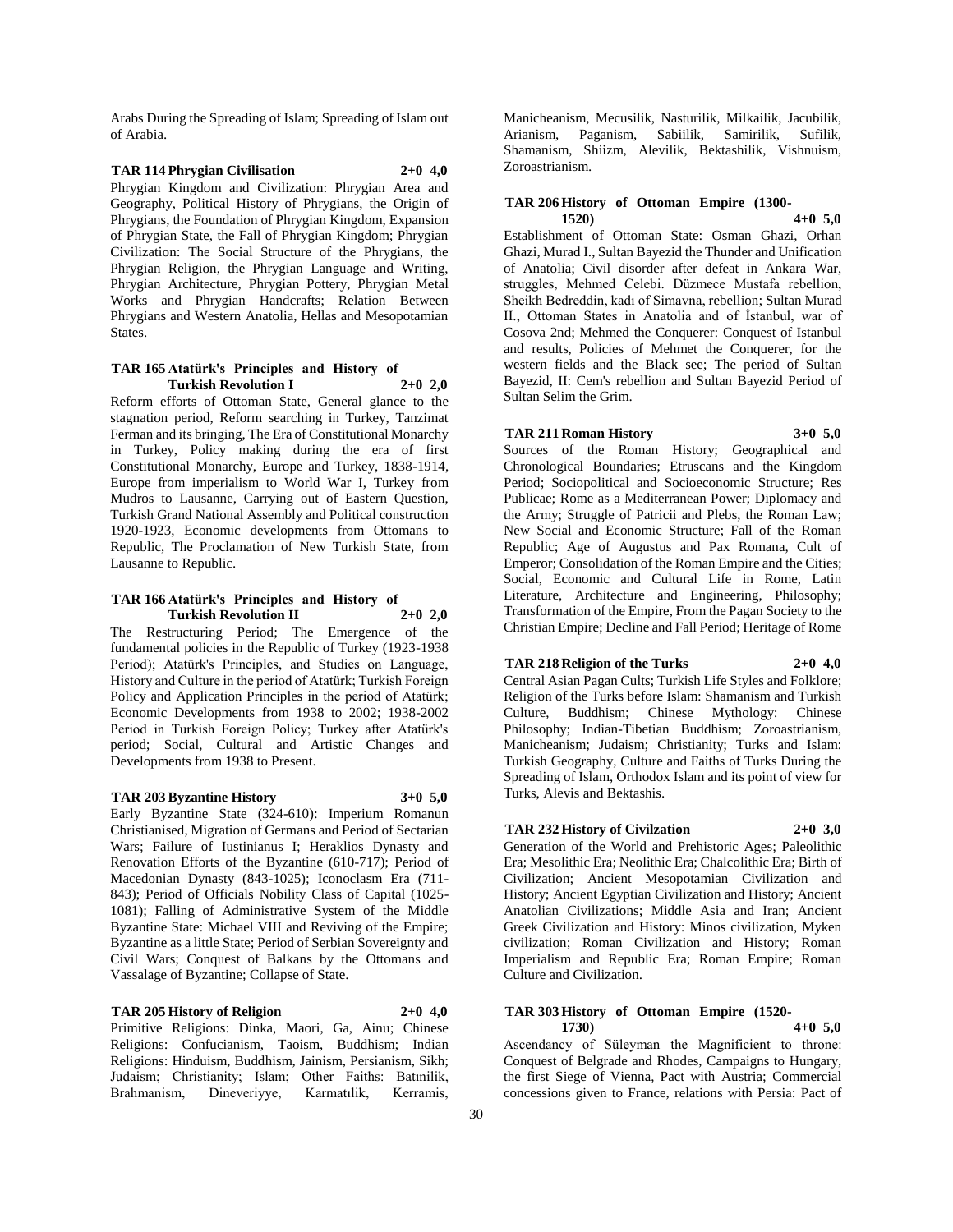Arabs During the Spreading of Islam; Spreading of Islam out of Arabia.

**TAR 114 Phrygian Civilisation 2+0 4,0**

Phrygian Kingdom and Civilization: Phrygian Area and Geography, Political History of Phrygians, the Origin of Phrygians, the Foundation of Phrygian Kingdom, Expansion of Phrygian State, the Fall of Phrygian Kingdom; Phrygian Civilization: The Social Structure of the Phrygians, the Phrygian Religion, the Phrygian Language and Writing, Phrygian Architecture, Phrygian Pottery, Phrygian Metal Works and Phrygian Handcrafts; Relation Between Phrygians and Western Anatolia, Hellas and Mesopotamian States.

**TAR 165 Atatürk's Principles and History of Turkish Revolution I 2+0 2,0**

Reform efforts of Ottoman State, General glance to the stagnation period, Reform searching in Turkey, Tanzimat Ferman and its bringing, The Era of Constitutional Monarchy in Turkey, Policy making during the era of first Constitutional Monarchy, Europe and Turkey, 1838-1914, Europe from imperialism to World War I, Turkey from Mudros to Lausanne, Carrying out of Eastern Question, Turkish Grand National Assembly and Political construction 1920-1923, Economic developments from Ottomans to Republic, The Proclamation of New Turkish State, from Lausanne to Republic.

**TAR 166 Atatürk's Principles and History of Turkish Revolution II 2+0 2,0**

The Restructuring Period; The Emergence of the fundamental policies in the Republic of Turkey (1923-1938 Period); Atatürk's Principles, and Studies on Language, History and Culture in the period of Atatürk; Turkish Foreign Policy and Application Principles in the period of Atatürk; Economic Developments from 1938 to 2002; 1938-2002 Period in Turkish Foreign Policy; Turkey after Atatürk's period; Social, Cultural and Artistic Changes and Developments from 1938 to Present.

**TAR 203 Byzantine History 3+0 5,0**

Early Byzantine State (324-610): Imperium Romanun Christianised, Migration of Germans and Period of Sectarian Wars; Failure of Iustinianus I; Heraklios Dynasty and Renovation Efforts of the Byzantine (610-717); Period of Macedonian Dynasty (843-1025); Iconoclasm Era (711-843); Period of Officials Nobility Class of Capital (1025-1081); Falling of Administrative System of the Middle Byzantine State: Michael VIII and Reviving of the Empire; Byzantine as a little State; Period of Serbian Sovereignty and Civil Wars; Conquest of Balkans by the Ottomans and Vassalage of Byzantine; Collapse of State.

**TAR 205 History of Religion 2+0 4,0**

Primitive Religions: Dinka, Maori, Ga, Ainu; Chinese Religions: Confucianism, Taoism, Buddhism; Indian Religions: Hinduism, Buddhism, Jainism, Persianism, Sikh; Judaism; Christianity; Islam; Other Faiths: Batınilik, Brahmanism, Dineveriyye, Karmatılık, Kerramis, Manicheanism, Mecusilik, Nasturilik, Milkailik, Jacubilik, Arianism, Paganism, Sabiilik, Samirilik, Sufilik, Shamanism, Shiizm, Alevilik, Bektashilik, Vishnuism, Zoroastrianism.

**TAR 206 History of Ottoman Empire (1300-1520) 4+0 5,0**

Establishment of Ottoman State: Osman Ghazi, Orhan Ghazi, Murad I., Sultan Bayezid the Thunder and Unification of Anatolia; Civil disorder after defeat in Ankara War, struggles, Mehmed Celebi. Düzmece Mustafa rebellion, Sheikh Bedreddin, kadı of Simavna, rebellion; Sultan Murad II., Ottoman States in Anatolia and of İstanbul, war of Cosova 2nd; Mehmed the Conquerer: Conquest of Istanbul and results, Policies of Mehmet the Conquerer, for the western fields and the Black see; The period of Sultan Bayezid, II: Cem's rebellion and Sultan Bayezid Period of Sultan Selim the Grim.

**TAR 211 Roman History 3+0 5,0**

Sources of the Roman History; Geographical and Chronological Boundaries; Etruscans and the Kingdom Period; Sociopolitical and Socioeconomic Structure; Res Publicae; Rome as a Mediterranean Power; Diplomacy and the Army; Struggle of Patricii and Plebs, the Roman Law; New Social and Economic Structure; Fall of the Roman Republic; Age of Augustus and Pax Romana, Cult of Emperor; Consolidation of the Roman Empire and the Cities; Social, Economic and Cultural Life in Rome, Latin Literature, Architecture and Engineering, Philosophy; Transformation of the Empire, From the Pagan Society to the Christian Empire; Decline and Fall Period; Heritage of Rome

**TAR 218 Religion of the Turks 2+0 4,0**

Central Asian Pagan Cults; Turkish Life Styles and Folklore; Religion of the Turks before Islam: Shamanism and Turkish Culture, Buddhism; Chinese Mythology: Chinese Philosophy; Indian-Tibetian Buddhism; Zoroastrianism, Manicheanism; Judaism; Christianity; Turks and Islam: Turkish Geography, Culture and Faiths of Turks During the Spreading of Islam, Orthodox Islam and its point of view for Turks, Alevis and Bektashis.

**TAR 232 History of Civilzation 2+0 3,0**

Generation of the World and Prehistoric Ages; Paleolithic Era; Mesolithic Era; Neolithic Era; Chalcolithic Era; Birth of Civilization; Ancient Mesopotamian Civilization and History; Ancient Egyptian Civilization and History; Ancient Anatolian Civilizations; Middle Asia and Iran; Ancient Greek Civilization and History: Minos civilization, Myken civilization; Roman Civilization and History; Roman Imperialism and Republic Era; Roman Empire; Roman Culture and Civilization.

**TAR 303 History of Ottoman Empire (1520-1730) 4+0 5,0**

Ascendancy of Süleyman the Magnificient to throne: Conquest of Belgrade and Rhodes, Campaigns to Hungary, the first Siege of Vienna, Pact with Austria; Commercial concessions given to France, relations with Persia: Pact of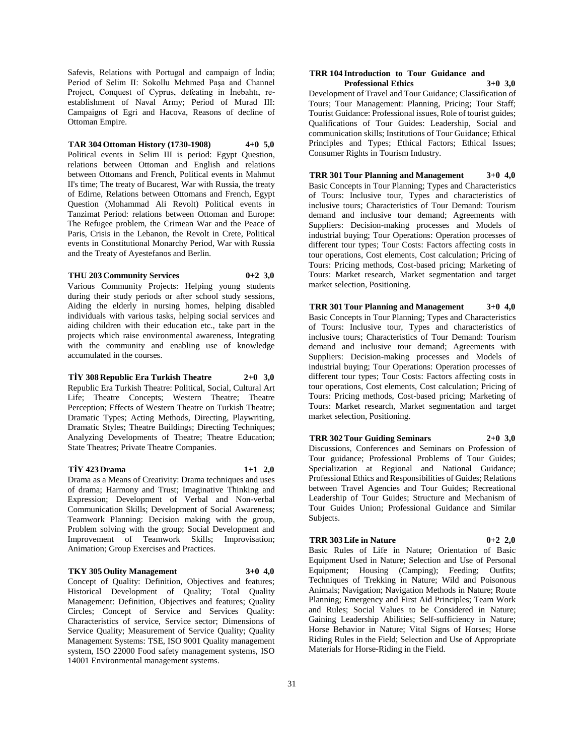Safevis, Relations with Portugal and campaign of İndia; Period of Selim II: Sokollu Mehmed Paşa and Channel Project, Conquest of Cyprus, defeating in İnebahtı, re-establishment of Naval Army; Period of Murad III: Campaigns of Egri and Hacova, Reasons of decline of Ottoman Empire.

**TAR 304 Ottoman History (1730-1908) 4+0 5,0**

Political events in Selim III is period: Egypt Question, relations between Ottoman and English and relations between Ottomans and French, Political events in Mahmut II's time; The treaty of Bucarest, War with Russia, the treaty of Edirne, Relations between Ottomans and French, Egypt Question (Mohammad Ali Revolt) Political events in Tanzimat Period: relations between Ottoman and Europe: The Refugee problem, the Crimean War and the Peace of Paris, Crisis in the Lebanon, the Revolt in Crete, Political events in Constitutional Monarchy Period, War with Russia and the Treaty of Ayestefanos and Berlin.

**THU 203 Community Services 0+2 3,0**

Various Community Projects: Helping young students during their study periods or after school study sessions, Aiding the elderly in nursing homes, helping disabled individuals with various tasks, helping social services and aiding children with their education etc., take part in the projects which raise environmental awareness, Integrating with the community and enabling use of knowledge accumulated in the courses.

**TİY 308 Republic Era Turkish Theatre 2+0 3,0**

Republic Era Turkish Theatre: Political, Social, Cultural Art Life; Theatre Concepts; Western Theatre; Theatre Perception; Effects of Western Theatre on Turkish Theatre; Dramatic Types; Acting Methods, Directing, Playwriting, Dramatic Styles; Theatre Buildings; Directing Techniques; Analyzing Developments of Theatre; Theatre Education; State Theatres; Private Theatre Companies.

**TİY 423 Drama 1+1 2,0**

Drama as a Means of Creativity: Drama techniques and uses of drama; Harmony and Trust; Imaginative Thinking and Expression; Development of Verbal and Non-verbal Communication Skills; Development of Social Awareness; Teamwork Planning: Decision making with the group, Problem solving with the group; Social Development and Improvement of Teamwork Skills; Improvisation; Animation; Group Exercises and Practices.

**TKY 305 Oulity Management 3+0 4,0**

Concept of Quality: Definition, Objectives and features; Historical Development of Quality; Total Quality Management: Definition, Objectives and features; Quality Circles; Concept of Service and Services Quality: Characteristics of service, Service sector; Dimensions of Service Quality; Measurement of Service Quality; Quality Management Systems: TSE, ISO 9001 Quality management system, ISO 22000 Food safety management systems, ISO 14001 Environmental management systems.

**TRR 104 Introduction to Tour Guidance and Professional Ethics 3+0 3,0**

Development of Travel and Tour Guidance; Classification of Tours; Tour Management: Planning, Pricing; Tour Staff; Tourist Guidance: Professional issues, Role of tourist guides; Qualifications of Tour Guides: Leadership, Social and communication skills; Institutions of Tour Guidance; Ethical Principles and Types; Ethical Factors; Ethical Issues; Consumer Rights in Tourism Industry.

**TRR 301 Tour Planning and Management 3+0 4,0**

Basic Concepts in Tour Planning; Types and Characteristics of Tours: Inclusive tour, Types and characteristics of inclusive tours; Characteristics of Tour Demand: Tourism demand and inclusive tour demand; Agreements with Suppliers: Decision-making processes and Models of industrial buying; Tour Operations: Operation processes of different tour types; Tour Costs: Factors affecting costs in tour operations, Cost elements, Cost calculation; Pricing of Tours: Pricing methods, Cost-based pricing; Marketing of Tours: Market research, Market segmentation and target market selection, Positioning.

**TRR 301 Tour Planning and Management 3+0 4,0**

Basic Concepts in Tour Planning; Types and Characteristics of Tours: Inclusive tour, Types and characteristics of inclusive tours; Characteristics of Tour Demand: Tourism demand and inclusive tour demand; Agreements with Suppliers: Decision-making processes and Models of industrial buying; Tour Operations: Operation processes of different tour types; Tour Costs: Factors affecting costs in tour operations, Cost elements, Cost calculation; Pricing of Tours: Pricing methods, Cost-based pricing; Marketing of Tours: Market research, Market segmentation and target market selection, Positioning.

**TRR 302 Tour Guiding Seminars 2+0 3,0**

Discussions, Conferences and Seminars on Profession of Tour guidance; Professional Problems of Tour Guides; Specialization at Regional and National Guidance; Professional Ethics and Responsibilities of Guides; Relations between Travel Agencies and Tour Guides; Recreational Leadership of Tour Guides; Structure and Mechanism of Tour Guides Union; Professional Guidance and Similar Subjects.

**TRR 303 Life in Nature 0+2 2,0**

Basic Rules of Life in Nature; Orientation of Basic Equipment Used in Nature; Selection and Use of Personal Equipment; Housing (Camping); Feeding; Outfits; Techniques of Trekking in Nature; Wild and Poisonous Animals; Navigation; Navigation Methods in Nature; Route Planning; Emergency and First Aid Principles; Team Work and Rules; Social Values to be Considered in Nature; Gaining Leadership Abilities; Self-sufficiency in Nature; Horse Behavior in Nature; Vital Signs of Horses; Horse Riding Rules in the Field; Selection and Use of Appropriate Materials for Horse-Riding in the Field.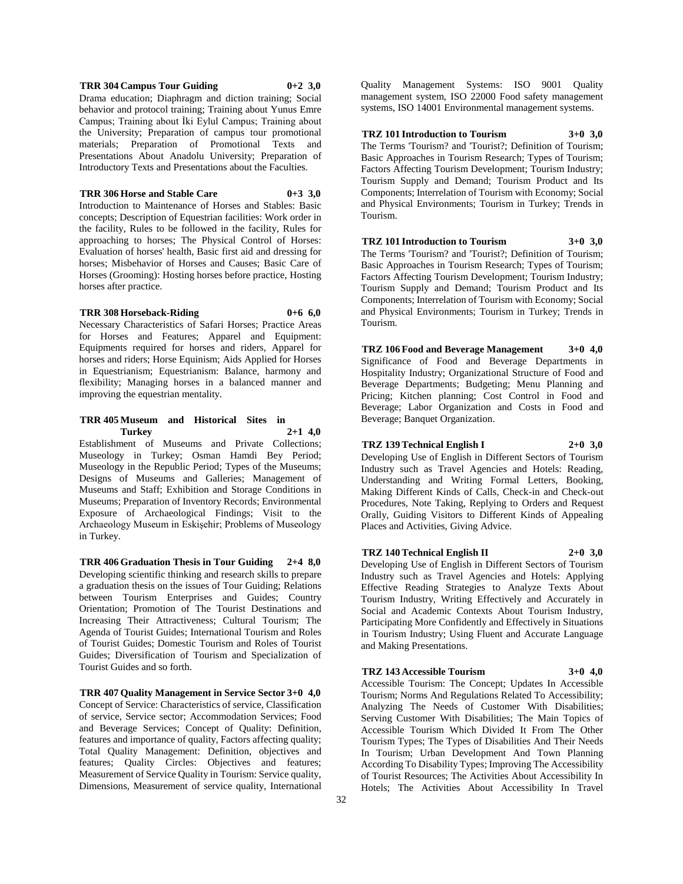**TRR 304 Campus Tour Guiding 0+2 3,0**

Drama education; Diaphragm and diction training; Social behavior and protocol training; Training about Yunus Emre Campus; Training about İki Eylul Campus; Training about the University; Preparation of campus tour promotional materials; Preparation of Promotional Texts and Presentations About Anadolu University; Preparation of Introductory Texts and Presentations about the Faculties.

**TRR 306 Horse and Stable Care 0+3 3,0**

Introduction to Maintenance of Horses and Stables: Basic concepts; Description of Equestrian facilities: Work order in the facility, Rules to be followed in the facility, Rules for approaching to horses; The Physical Control of Horses: Evaluation of horses' health, Basic first aid and dressing for horses; Misbehavior of Horses and Causes; Basic Care of Horses (Grooming): Hosting horses before practice, Hosting horses after practice.

**TRR 308 Horseback-Riding 0+6 6,0**

Necessary Characteristics of Safari Horses; Practice Areas for Horses and Features; Apparel and Equipment: Equipments required for horses and riders, Apparel for horses and riders; Horse Equinism; Aids Applied for Horses in Equestrianism; Equestrianism: Balance, harmony and flexibility; Managing horses in a balanced manner and improving the equestrian mentality.

**TRR 405 Museum and Historical Sites in Turkey 2+1 4,0**

Establishment of Museums and Private Collections; Museology in Turkey; Osman Hamdi Bey Period; Museology in the Republic Period; Types of the Museums; Designs of Museums and Galleries; Management of Museums and Staff; Exhibition and Storage Conditions in Museums; Preparation of Inventory Records; Environmental Exposure of Archaeological Findings; Visit to the Archaeology Museum in Eskişehir; Problems of Museology in Turkey.

**TRR 406 Graduation Thesis in Tour Guiding 2+4 8,0**

Developing scientific thinking and research skills to prepare a graduation thesis on the issues of Tour Guiding; Relations between Tourism Enterprises and Guides; Country Orientation; Promotion of The Tourist Destinations and Increasing Their Attractiveness; Cultural Tourism; The Agenda of Tourist Guides; International Tourism and Roles of Tourist Guides; Domestic Tourism and Roles of Tourist Guides; Diversification of Tourism and Specialization of Tourist Guides and so forth.

**TRR 407 Quality Management in Service Sector 3+0 4,0**

Concept of Service: Characteristics of service, Classification of service, Service sector; Accommodation Services; Food and Beverage Services; Concept of Quality: Definition, features and importance of quality, Factors affecting quality; Total Quality Management: Definition, objectives and features; Quality Circles: Objectives and features; Measurement of Service Quality in Tourism: Service quality, Dimensions, Measurement of service quality, International Quality Management Systems: ISO 9001 Quality management system, ISO 22000 Food safety management systems, ISO 14001 Environmental management systems.

**TRZ 101 Introduction to Tourism 3+0 3,0**

The Terms 'Tourism? and 'Tourist?; Definition of Tourism; Basic Approaches in Tourism Research; Types of Tourism; Factors Affecting Tourism Development; Tourism Industry; Tourism Supply and Demand; Tourism Product and Its Components; Interrelation of Tourism with Economy; Social and Physical Environments; Tourism in Turkey; Trends in Tourism.

**TRZ 101 Introduction to Tourism 3+0 3,0**

The Terms 'Tourism? and 'Tourist?; Definition of Tourism; Basic Approaches in Tourism Research; Types of Tourism; Factors Affecting Tourism Development; Tourism Industry; Tourism Supply and Demand; Tourism Product and Its Components; Interrelation of Tourism with Economy; Social and Physical Environments; Tourism in Turkey; Trends in Tourism.

**TRZ 106 Food and Beverage Management 3+0 4,0**

Significance of Food and Beverage Departments in Hospitality Industry; Organizational Structure of Food and Beverage Departments; Budgeting; Menu Planning and Pricing; Kitchen planning; Cost Control in Food and Beverage; Labor Organization and Costs in Food and Beverage; Banquet Organization.

**TRZ 139 Technical English I 2+0 3,0**

Developing Use of English in Different Sectors of Tourism Industry such as Travel Agencies and Hotels: Reading, Understanding and Writing Formal Letters, Booking, Making Different Kinds of Calls, Check-in and Check-out Procedures, Note Taking, Replying to Orders and Request Orally, Guiding Visitors to Different Kinds of Appealing Places and Activities, Giving Advice.

**TRZ 140 Technical English II 2+0 3,0**

Developing Use of English in Different Sectors of Tourism Industry such as Travel Agencies and Hotels: Applying Effective Reading Strategies to Analyze Texts About Tourism Industry, Writing Effectively and Accurately in Social and Academic Contexts About Tourism Industry, Participating More Confidently and Effectively in Situations in Tourism Industry; Using Fluent and Accurate Language and Making Presentations.

**TRZ 143 Accessible Tourism 3+0 4,0**

Accessible Tourism: The Concept; Updates In Accessible Tourism; Norms And Regulations Related To Accessibility; Analyzing The Needs of Customer With Disabilities; Serving Customer With Disabilities; The Main Topics of Accessible Tourism Which Divided It From The Other Tourism Types; The Types of Disabilities And Their Needs In Tourism; Urban Development And Town Planning According To Disability Types; Improving The Accessibility of Tourist Resources; The Activities About Accessibility In Hotels; The Activities About Accessibility In Travel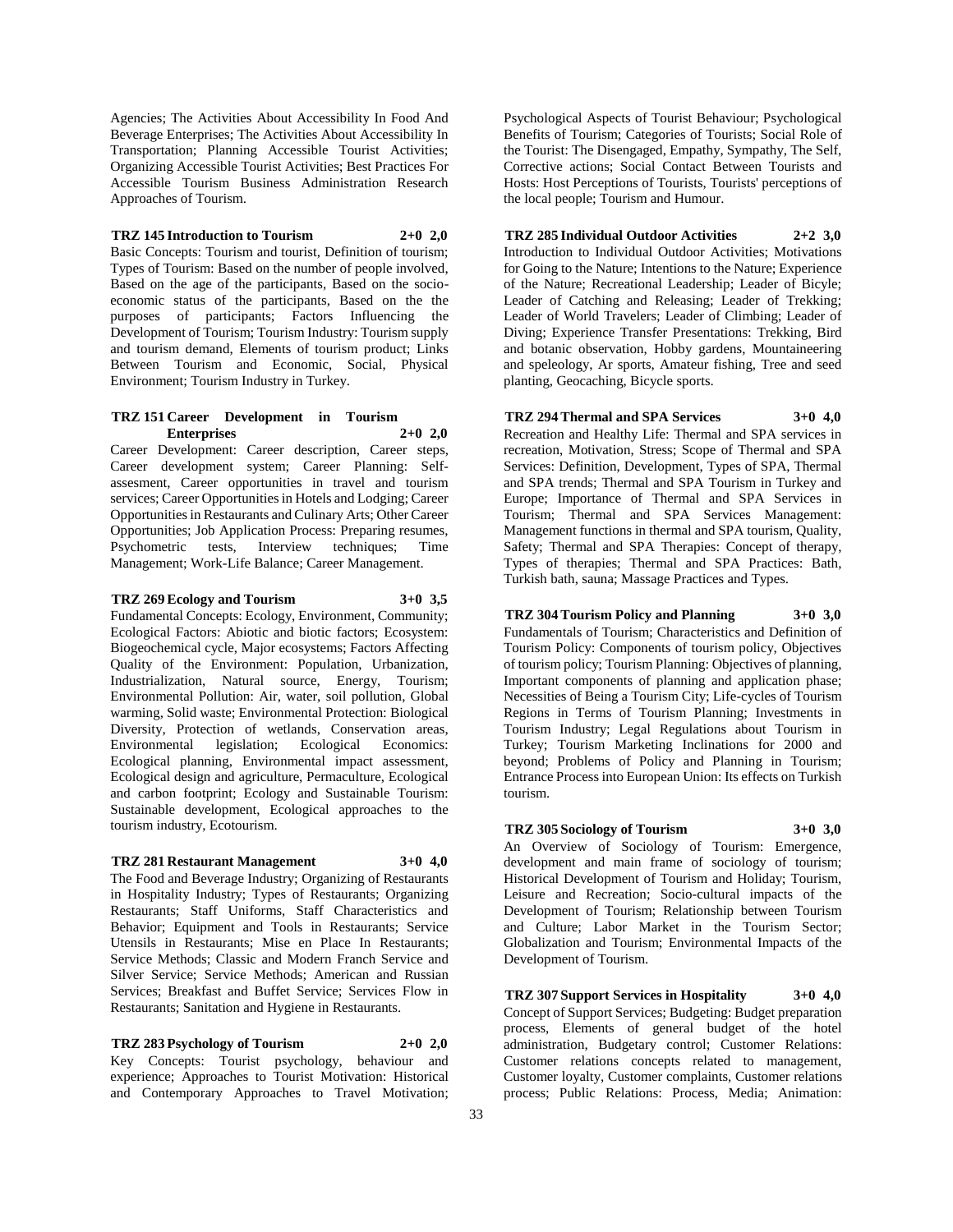Agencies; The Activities About Accessibility In Food And Beverage Enterprises; The Activities About Accessibility In Transportation; Planning Accessible Tourist Activities; Organizing Accessible Tourist Activities; Best Practices For Accessible Tourism Business Administration Research Approaches of Tourism.

**TRZ 145 Introduction to Tourism 2+0 2,0**

Basic Concepts: Tourism and tourist, Definition of tourism; Types of Tourism: Based on the number of people involved, Based on the age of the participants, Based on the socio-economic status of the participants, Based on the the purposes of participants; Factors Influencing the Development of Tourism; Tourism Industry: Tourism supply and tourism demand, Elements of tourism product; Links Between Tourism and Economic, Social, Physical Environment; Tourism Industry in Turkey.

**TRZ 151 Career Development in Tourism Enterprises 2+0 2,0**

Career Development: Career description, Career steps, Career development system; Career Planning: Self-assesment, Career opportunities in travel and tourism services; Career Opportunities in Hotels and Lodging; Career Opportunities in Restaurants and Culinary Arts; Other Career Opportunities; Job Application Process: Preparing resumes, Psychometric tests, Interview techniques; Time Management; Work-Life Balance; Career Management.

**TRZ 269 Ecology and Tourism 3+0 3,5**

Fundamental Concepts: Ecology, Environment, Community; Ecological Factors: Abiotic and biotic factors; Ecosystem: Biogeochemical cycle, Major ecosystems; Factors Affecting Quality of the Environment: Population, Urbanization, Industrialization, Natural source, Energy, Tourism; Environmental Pollution: Air, water, soil pollution, Global warming, Solid waste; Environmental Protection: Biological Diversity, Protection of wetlands, Conservation areas, Environmental legislation; Ecological Economics: Ecological planning, Environmental impact assessment, Ecological design and agriculture, Permaculture, Ecological and carbon footprint; Ecology and Sustainable Tourism: Sustainable development, Ecological approaches to the tourism industry, Ecotourism.

**TRZ 281 Restaurant Management 3+0 4,0**

The Food and Beverage Industry; Organizing of Restaurants in Hospitality Industry; Types of Restaurants; Organizing Restaurants; Staff Uniforms, Staff Characteristics and Behavior; Equipment and Tools in Restaurants; Service Utensils in Restaurants; Mise en Place In Restaurants; Service Methods; Classic and Modern Franch Service and Silver Service; Service Methods; American and Russian Services; Breakfast and Buffet Service; Services Flow in Restaurants; Sanitation and Hygiene in Restaurants.

**TRZ 283 Psychology of Tourism 2+0 2,0**

Key Concepts: Tourist psychology, behaviour and experience; Approaches to Tourist Motivation: Historical and Contemporary Approaches to Travel Motivation; Psychological Aspects of Tourist Behaviour; Psychological Benefits of Tourism; Categories of Tourists; Social Role of the Tourist: The Disengaged, Empathy, Sympathy, The Self, Corrective actions; Social Contact Between Tourists and Hosts: Host Perceptions of Tourists, Tourists' perceptions of the local people; Tourism and Humour.

**TRZ 285 Individual Outdoor Activities 2+2 3,0**

Introduction to Individual Outdoor Activities; Motivations for Going to the Nature; Intentions to the Nature; Experience of the Nature; Recreational Leadership; Leader of Bicyle; Leader of Catching and Releasing; Leader of Trekking; Leader of World Travelers; Leader of Climbing; Leader of Diving; Experience Transfer Presentations: Trekking, Bird and botanic observation, Hobby gardens, Mountaineering and speleology, Ar sports, Amateur fishing, Tree and seed planting, Geocaching, Bicycle sports.

**TRZ 294 Thermal and SPA Services 3+0 4,0**

Recreation and Healthy Life: Thermal and SPA services in recreation, Motivation, Stress; Scope of Thermal and SPA Services: Definition, Development, Types of SPA, Thermal and SPA trends; Thermal and SPA Tourism in Turkey and Europe; Importance of Thermal and SPA Services in Tourism; Thermal and SPA Services Management: Management functions in thermal and SPA tourism, Quality, Safety; Thermal and SPA Therapies: Concept of therapy, Types of therapies; Thermal and SPA Practices: Bath, Turkish bath, sauna; Massage Practices and Types.

**TRZ 304 Tourism Policy and Planning 3+0 3,0**

Fundamentals of Tourism; Characteristics and Definition of Tourism Policy: Components of tourism policy, Objectives of tourism policy; Tourism Planning: Objectives of planning, Important components of planning and application phase; Necessities of Being a Tourism City; Life-cycles of Tourism Regions in Terms of Tourism Planning; Investments in Tourism Industry; Legal Regulations about Tourism in Turkey; Tourism Marketing Inclinations for 2000 and beyond; Problems of Policy and Planning in Tourism; Entrance Process into European Union: Its effects on Turkish tourism.

**TRZ 305 Sociology of Tourism 3+0 3,0**

An Overview of Sociology of Tourism: Emergence, development and main frame of sociology of tourism; Historical Development of Tourism and Holiday; Tourism, Leisure and Recreation; Socio-cultural impacts of the Development of Tourism; Relationship between Tourism and Culture; Labor Market in the Tourism Sector; Globalization and Tourism; Environmental Impacts of the Development of Tourism.

**TRZ 307 Support Services in Hospitality 3+0 4,0**

Concept of Support Services; Budgeting: Budget preparation process, Elements of general budget of the hotel administration, Budgetary control; Customer Relations: Customer relations concepts related to management, Customer loyalty, Customer complaints, Customer relations process; Public Relations: Process, Media; Animation: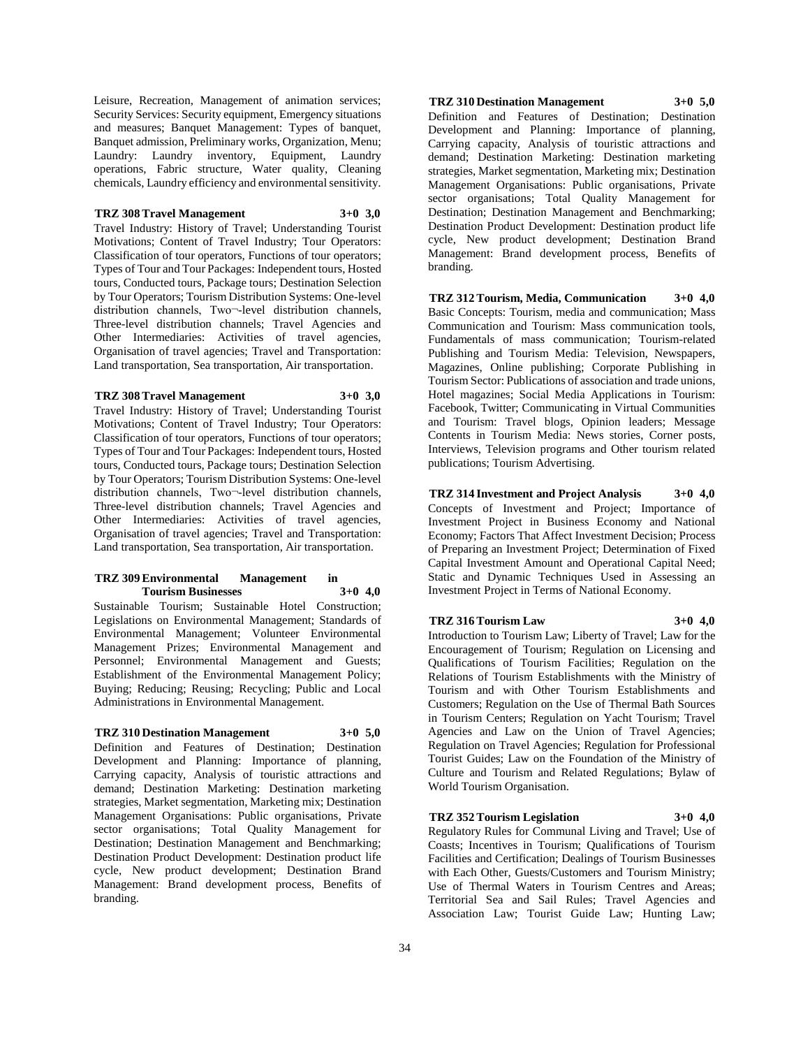Leisure, Recreation, Management of animation services; Security Services: Security equipment, Emergency situations and measures; Banquet Management: Types of banquet, Banquet admission, Preliminary works, Organization, Menu; Laundry: Laundry inventory, Equipment, Laundry operations, Fabric structure, Water quality, Cleaning chemicals, Laundry efficiency and environmental sensitivity.

**TRZ 308 Travel Management 3+0 3,0**

Travel Industry: History of Travel; Understanding Tourist Motivations; Content of Travel Industry; Tour Operators: Classification of tour operators, Functions of tour operators; Types of Tour and Tour Packages: Independent tours, Hosted tours, Conducted tours, Package tours; Destination Selection by Tour Operators; Tourism Distribution Systems: One-level distribution channels, Two¬-level distribution channels, Three-level distribution channels; Travel Agencies and Other Intermediaries: Activities of travel agencies, Organisation of travel agencies; Travel and Transportation: Land transportation, Sea transportation, Air transportation.

**TRZ 308 Travel Management 3+0 3,0**

Travel Industry: History of Travel; Understanding Tourist Motivations; Content of Travel Industry; Tour Operators: Classification of tour operators, Functions of tour operators; Types of Tour and Tour Packages: Independent tours, Hosted tours, Conducted tours, Package tours; Destination Selection by Tour Operators; Tourism Distribution Systems: One-level distribution channels, Two¬-level distribution channels, Three-level distribution channels; Travel Agencies and Other Intermediaries: Activities of travel agencies, Organisation of travel agencies; Travel and Transportation: Land transportation, Sea transportation, Air transportation.

**TRZ 309 Environmental Management in Tourism Businesses 3+0 4,0**

Sustainable Tourism; Sustainable Hotel Construction; Legislations on Environmental Management; Standards of Environmental Management; Volunteer Environmental Management Prizes; Environmental Management and Personnel; Environmental Management and Guests; Establishment of the Environmental Management Policy; Buying; Reducing; Reusing; Recycling; Public and Local Administrations in Environmental Management.

**TRZ 310 Destination Management 3+0 5,0**

Definition and Features of Destination; Destination Development and Planning: Importance of planning, Carrying capacity, Analysis of touristic attractions and demand; Destination Marketing: Destination marketing strategies, Market segmentation, Marketing mix; Destination Management Organisations: Public organisations, Private sector organisations; Total Quality Management for Destination; Destination Management and Benchmarking; Destination Product Development: Destination product life cycle, New product development; Destination Brand Management: Brand development process, Benefits of branding.

**TRZ 310 Destination Management 3+0 5,0**

Definition and Features of Destination; Destination Development and Planning: Importance of planning, Carrying capacity, Analysis of touristic attractions and demand; Destination Marketing: Destination marketing strategies, Market segmentation, Marketing mix; Destination Management Organisations: Public organisations, Private sector organisations; Total Quality Management for Destination; Destination Management and Benchmarking; Destination Product Development: Destination product life cycle, New product development; Destination Brand Management: Brand development process, Benefits of branding.

**TRZ 312 Tourism, Media, Communication 3+0 4,0**

Basic Concepts: Tourism, media and communication; Mass Communication and Tourism: Mass communication tools, Fundamentals of mass communication; Tourism-related Publishing and Tourism Media: Television, Newspapers, Magazines, Online publishing; Corporate Publishing in Tourism Sector: Publications of association and trade unions, Hotel magazines; Social Media Applications in Tourism: Facebook, Twitter; Communicating in Virtual Communities and Tourism: Travel blogs, Opinion leaders; Message Contents in Tourism Media: News stories, Corner posts, Interviews, Television programs and Other tourism related publications; Tourism Advertising.

**TRZ 314 Investment and Project Analysis 3+0 4,0**

Concepts of Investment and Project; Importance of Investment Project in Business Economy and National Economy; Factors That Affect Investment Decision; Process of Preparing an Investment Project; Determination of Fixed Capital Investment Amount and Operational Capital Need; Static and Dynamic Techniques Used in Assessing an Investment Project in Terms of National Economy.

**TRZ 316 Tourism Law 3+0 4,0**

Introduction to Tourism Law; Liberty of Travel; Law for the Encouragement of Tourism; Regulation on Licensing and Qualifications of Tourism Facilities; Regulation on the Relations of Tourism Establishments with the Ministry of Tourism and with Other Tourism Establishments and Customers; Regulation on the Use of Thermal Bath Sources in Tourism Centers; Regulation on Yacht Tourism; Travel Agencies and Law on the Union of Travel Agencies; Regulation on Travel Agencies; Regulation for Professional Tourist Guides; Law on the Foundation of the Ministry of Culture and Tourism and Related Regulations; Bylaw of World Tourism Organisation.

**TRZ 352 Tourism Legislation 3+0 4,0**

Regulatory Rules for Communal Living and Travel; Use of Coasts; Incentives in Tourism; Qualifications of Tourism Facilities and Certification; Dealings of Tourism Businesses with Each Other, Guests/Customers and Tourism Ministry; Use of Thermal Waters in Tourism Centres and Areas; Territorial Sea and Sail Rules; Travel Agencies and Association Law; Tourist Guide Law; Hunting Law;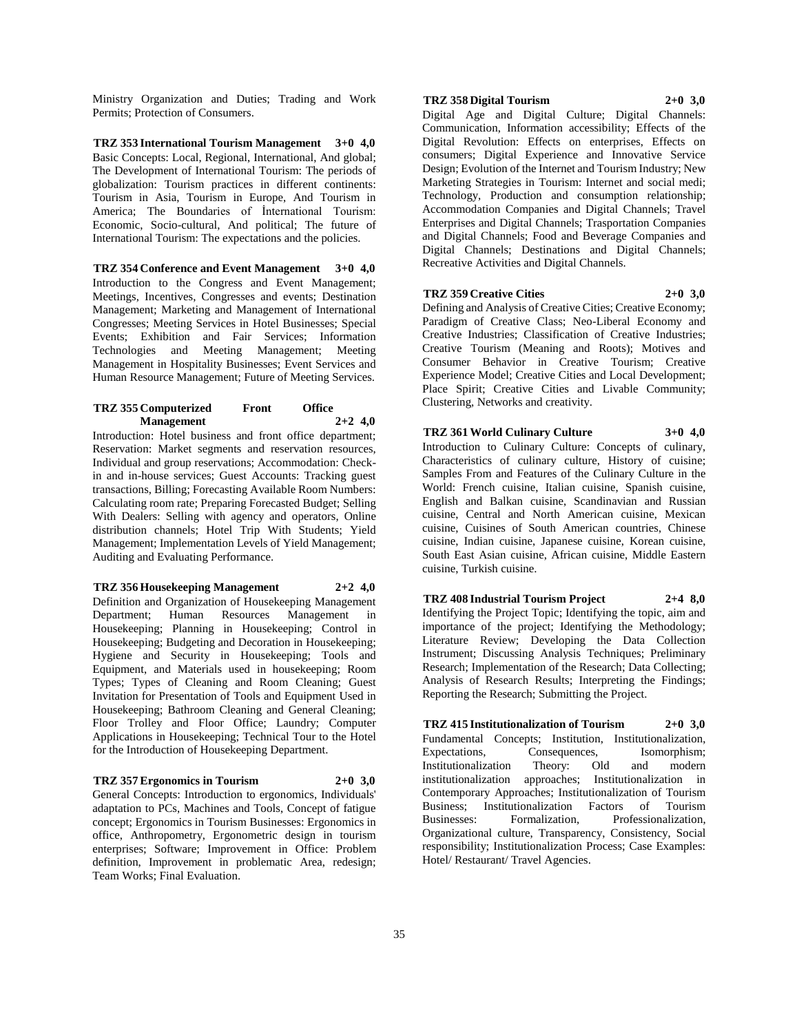Ministry Organization and Duties; Trading and Work Permits; Protection of Consumers.

**TRZ 353 International Tourism Management 3+0 4,0**
Basic Concepts: Local, Regional, International, And global; The Development of International Tourism: The periods of globalization: Tourism practices in different continents: Tourism in Asia, Tourism in Europe, And Tourism in America; The Boundaries of İnternational Tourism: Economic, Socio-cultural, And political; The future of International Tourism: The expectations and the policies.

**TRZ 354 Conference and Event Management 3+0 4,0**
Introduction to the Congress and Event Management; Meetings, Incentives, Congresses and events; Destination Management; Marketing and Management of International Congresses; Meeting Services in Hotel Businesses; Special Events; Exhibition and Fair Services; Information Technologies and Meeting Management; Meeting Management in Hospitality Businesses; Event Services and Human Resource Management; Future of Meeting Services.

**TRZ 355 Computerized Front Office Management 2+2 4,0**
Introduction: Hotel business and front office department; Reservation: Market segments and reservation resources, Individual and group reservations; Accommodation: Check-in and in-house services; Guest Accounts: Tracking guest transactions, Billing; Forecasting Available Room Numbers: Calculating room rate; Preparing Forecasted Budget; Selling With Dealers: Selling with agency and operators, Online distribution channels; Hotel Trip With Students; Yield Management; Implementation Levels of Yield Management; Auditing and Evaluating Performance.

**TRZ 356 Housekeeping Management 2+2 4,0**
Definition and Organization of Housekeeping Management Department; Human Resources Management in Housekeeping; Planning in Housekeeping; Control in Housekeeping; Budgeting and Decoration in Housekeeping; Hygiene and Security in Housekeeping; Tools and Equipment, and Materials used in housekeeping; Room Types; Types of Cleaning and Room Cleaning; Guest Invitation for Presentation of Tools and Equipment Used in Housekeeping; Bathroom Cleaning and General Cleaning; Floor Trolley and Floor Office; Laundry; Computer Applications in Housekeeping; Technical Tour to the Hotel for the Introduction of Housekeeping Department.

**TRZ 357 Ergonomics in Tourism 2+0 3,0**
General Concepts: Introduction to ergonomics, Individuals' adaptation to PCs, Machines and Tools, Concept of fatigue concept; Ergonomics in Tourism Businesses: Ergonomics in office, Anthropometry, Ergonometric design in tourism enterprises; Software; Improvement in Office: Problem definition, Improvement in problematic Area, redesign; Team Works; Final Evaluation.

**TRZ 358 Digital Tourism 2+0 3,0**
Digital Age and Digital Culture; Digital Channels: Communication, Information accessibility; Effects of the Digital Revolution: Effects on enterprises, Effects on consumers; Digital Experience and Innovative Service Design; Evolution of the Internet and Tourism Industry; New Marketing Strategies in Tourism: Internet and social medi; Technology, Production and consumption relationship; Accommodation Companies and Digital Channels; Travel Enterprises and Digital Channels; Trasportation Companies and Digital Channels; Food and Beverage Companies and Digital Channels; Destinations and Digital Channels; Recreative Activities and Digital Channels.

**TRZ 359 Creative Cities 2+0 3,0**
Defining and Analysis of Creative Cities; Creative Economy; Paradigm of Creative Class; Neo-Liberal Economy and Creative Industries; Classification of Creative Industries; Creative Tourism (Meaning and Roots); Motives and Consumer Behavior in Creative Tourism; Creative Experience Model; Creative Cities and Local Development; Place Spirit; Creative Cities and Livable Community; Clustering, Networks and creativity.

**TRZ 361 World Culinary Culture 3+0 4,0**
Introduction to Culinary Culture: Concepts of culinary, Characteristics of culinary culture, History of cuisine; Samples From and Features of the Culinary Culture in the World: French cuisine, Italian cuisine, Spanish cuisine, English and Balkan cuisine, Scandinavian and Russian cuisine, Central and North American cuisine, Mexican cuisine, Cuisines of South American countries, Chinese cuisine, Indian cuisine, Japanese cuisine, Korean cuisine, South East Asian cuisine, African cuisine, Middle Eastern cuisine, Turkish cuisine.

**TRZ 408 Industrial Tourism Project 2+4 8,0**
Identifying the Project Topic; Identifying the topic, aim and importance of the project; Identifying the Methodology; Literature Review; Developing the Data Collection Instrument; Discussing Analysis Techniques; Preliminary Research; Implementation of the Research; Data Collecting; Analysis of Research Results; Interpreting the Findings; Reporting the Research; Submitting the Project.

**TRZ 415 Institutionalization of Tourism 2+0 3,0**
Fundamental Concepts; Institution, Institutionalization, Expectations, Consequences, Isomorphism; Institutionalization Theory: Old and modern institutionalization approaches; Institutionalization in Contemporary Approaches; Institutionalization of Tourism Business; Institutionalization Factors of Tourism Businesses: Formalization, Professionalization, Organizational culture, Transparency, Consistency, Social responsibility; Institutionalization Process; Case Examples: Hotel/ Restaurant/ Travel Agencies.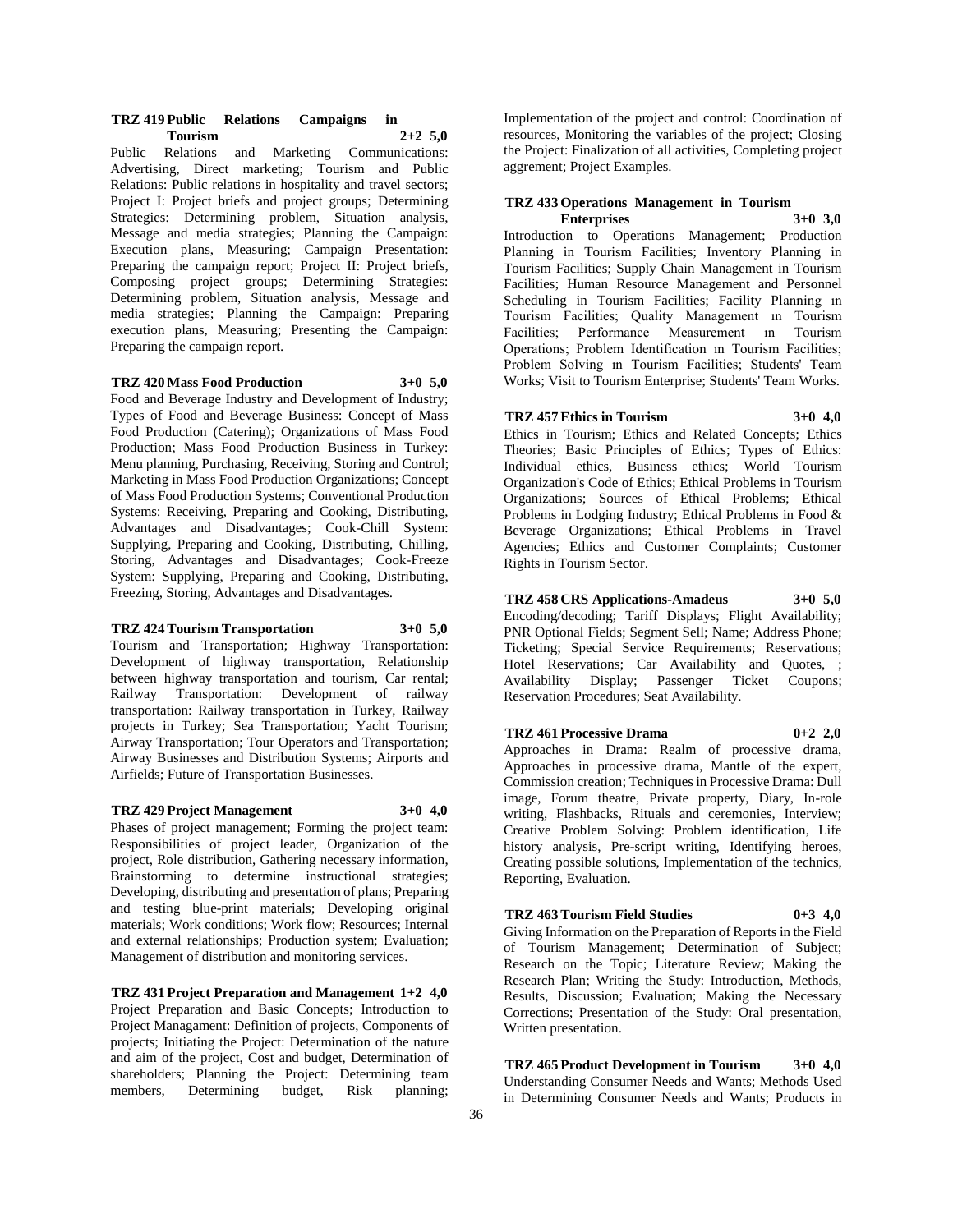**TRZ 419 Public Relations Campaigns in Tourism 2+2 5,0**

Public Relations and Marketing Communications: Advertising, Direct marketing; Tourism and Public Relations: Public relations in hospitality and travel sectors; Project I: Project briefs and project groups; Determining Strategies: Determining problem, Situation analysis, Message and media strategies; Planning the Campaign: Execution plans, Measuring; Campaign Presentation: Preparing the campaign report; Project II: Project briefs, Composing project groups; Determining Strategies: Determining problem, Situation analysis, Message and media strategies; Planning the Campaign: Preparing execution plans, Measuring; Presenting the Campaign: Preparing the campaign report.

**TRZ 420 Mass Food Production 3+0 5,0**

Food and Beverage Industry and Development of Industry; Types of Food and Beverage Business: Concept of Mass Food Production (Catering); Organizations of Mass Food Production; Mass Food Production Business in Turkey: Menu planning, Purchasing, Receiving, Storing and Control; Marketing in Mass Food Production Organizations; Concept of Mass Food Production Systems; Conventional Production Systems: Receiving, Preparing and Cooking, Distributing, Advantages and Disadvantages; Cook-Chill System: Supplying, Preparing and Cooking, Distributing, Chilling, Storing, Advantages and Disadvantages; Cook-Freeze System: Supplying, Preparing and Cooking, Distributing, Freezing, Storing, Advantages and Disadvantages.

**TRZ 424 Tourism Transportation 3+0 5,0**

Tourism and Transportation; Highway Transportation: Development of highway transportation, Relationship between highway transportation and tourism, Car rental; Railway Transportation: Development of railway transportation: Railway transportation in Turkey, Railway projects in Turkey; Sea Transportation; Yacht Tourism; Airway Transportation; Tour Operators and Transportation; Airway Businesses and Distribution Systems; Airports and Airfields; Future of Transportation Businesses.

**TRZ 429 Project Management 3+0 4,0**

Phases of project management; Forming the project team: Responsibilities of project leader, Organization of the project, Role distribution, Gathering necessary information, Brainstorming to determine instructional strategies; Developing, distributing and presentation of plans; Preparing and testing blue-print materials; Developing original materials; Work conditions; Work flow; Resources; Internal and external relationships; Production system; Evaluation; Management of distribution and monitoring services.

**TRZ 431 Project Preparation and Management 1+2 4,0**

Project Preparation and Basic Concepts; Introduction to Project Managament: Definition of projects, Components of projects; Initiating the Project: Determination of the nature and aim of the project, Cost and budget, Determination of shareholders; Planning the Project: Determining team members, Determining budget, Risk planning; Implementation of the project and control: Coordination of resources, Monitoring the variables of the project; Closing the Project: Finalization of all activities, Completing project aggrement; Project Examples.

**TRZ 433 Operations Management in Tourism Enterprises 3+0 3,0**

Introduction to Operations Management; Production Planning in Tourism Facilities; Inventory Planning in Tourism Facilities; Supply Chain Management in Tourism Facilities; Human Resource Management and Personnel Scheduling in Tourism Facilities; Facility Planning ın Tourism Facilities; Quality Management ın Tourism Facilities; Performance Measurement ın Tourism Operations; Problem Identification ın Tourism Facilities; Problem Solving ın Tourism Facilities; Students' Team Works; Visit to Tourism Enterprise; Students' Team Works.

**TRZ 457 Ethics in Tourism 3+0 4,0**

Ethics in Tourism; Ethics and Related Concepts; Ethics Theories; Basic Principles of Ethics; Types of Ethics: Individual ethics, Business ethics; World Tourism Organization's Code of Ethics; Ethical Problems in Tourism Organizations; Sources of Ethical Problems; Ethical Problems in Lodging Industry; Ethical Problems in Food & Beverage Organizations; Ethical Problems in Travel Agencies; Ethics and Customer Complaints; Customer Rights in Tourism Sector.

**TRZ 458 CRS Applications-Amadeus 3+0 5,0**

Encoding/decoding; Tariff Displays; Flight Availability; PNR Optional Fields; Segment Sell; Name; Address Phone; Ticketing; Special Service Requirements; Reservations; Hotel Reservations; Car Availability and Quotes, ; Availability Display; Passenger Ticket Coupons; Reservation Procedures; Seat Availability.

**TRZ 461 Processive Drama 0+2 2,0**

Approaches in Drama: Realm of processive drama, Approaches in processive drama, Mantle of the expert, Commission creation; Techniques in Processive Drama: Dull image, Forum theatre, Private property, Diary, In-role writing, Flashbacks, Rituals and ceremonies, Interview; Creative Problem Solving: Problem identification, Life history analysis, Pre-script writing, Identifying heroes, Creating possible solutions, Implementation of the technics, Reporting, Evaluation.

**TRZ 463 Tourism Field Studies 0+3 4,0**

Giving Information on the Preparation of Reports in the Field of Tourism Management; Determination of Subject; Research on the Topic; Literature Review; Making the Research Plan; Writing the Study: Introduction, Methods, Results, Discussion; Evaluation; Making the Necessary Corrections; Presentation of the Study: Oral presentation, Written presentation.

**TRZ 465 Product Development in Tourism 3+0 4,0**

Understanding Consumer Needs and Wants; Methods Used in Determining Consumer Needs and Wants; Products in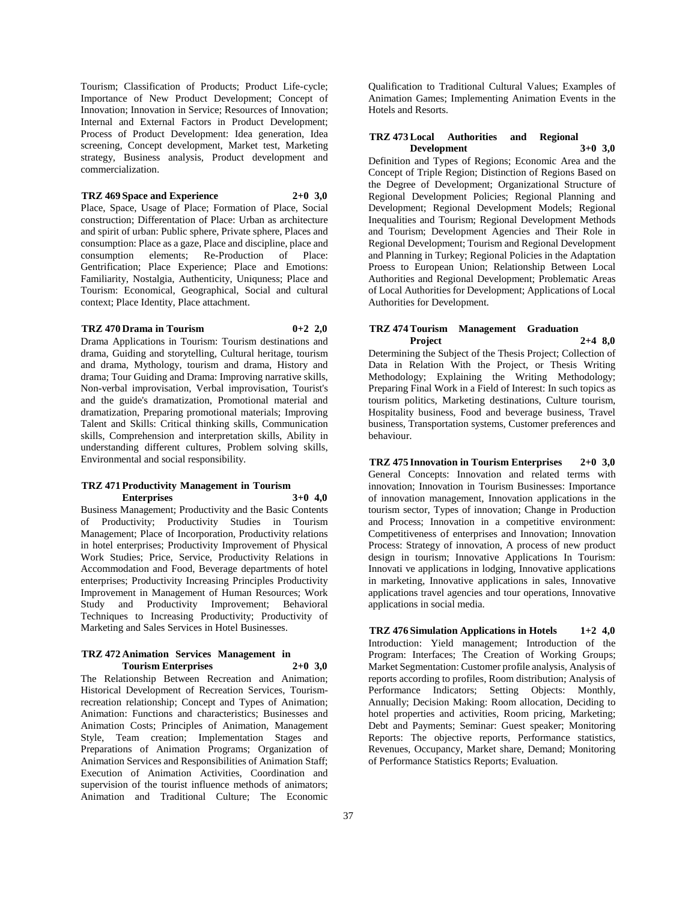Tourism; Classification of Products; Product Life-cycle; Importance of New Product Development; Concept of Innovation; Innovation in Service; Resources of Innovation; Internal and External Factors in Product Development; Process of Product Development: Idea generation, Idea screening, Concept development, Market test, Marketing strategy, Business analysis, Product development and commercialization.

**TRZ 469 Space and Experience 2+0 3,0**

Place, Space, Usage of Place; Formation of Place, Social construction; Differentation of Place: Urban as architecture and spirit of urban: Public sphere, Private sphere, Places and consumption: Place as a gaze, Place and discipline, place and consumption elements; Re-Production of Place: Gentrification; Place Experience; Place and Emotions: Familiarity, Nostalgia, Authenticity, Uniquness; Place and Tourism: Economical, Geographical, Social and cultural context; Place Identity, Place attachment.

**TRZ 470 Drama in Tourism 0+2 2,0**

Drama Applications in Tourism: Tourism destinations and drama, Guiding and storytelling, Cultural heritage, tourism and drama, Mythology, tourism and drama, History and drama; Tour Guiding and Drama: Improving narrative skills, Non-verbal improvisation, Verbal improvisation, Tourist's and the guide's dramatization, Promotional material and dramatization, Preparing promotional materials; Improving Talent and Skills: Critical thinking skills, Communication skills, Comprehension and interpretation skills, Ability in understanding different cultures, Problem solving skills, Environmental and social responsibility.

**TRZ 471 Productivity Management in Tourism Enterprises 3+0 4,0**

Business Management; Productivity and the Basic Contents of Productivity; Productivity Studies in Tourism Management; Place of Incorporation, Productivity relations in hotel enterprises; Productivity Improvement of Physical Work Studies; Price, Service, Productivity Relations in Accommodation and Food, Beverage departments of hotel enterprises; Productivity Increasing Principles Productivity Improvement in Management of Human Resources; Work Study and Productivity Improvement; Behavioral Techniques to Increasing Productivity; Productivity of Marketing and Sales Services in Hotel Businesses.

**TRZ 472 Animation Services Management in Tourism Enterprises 2+0 3,0**

The Relationship Between Recreation and Animation; Historical Development of Recreation Services, Tourism-recreation relationship; Concept and Types of Animation; Animation: Functions and characteristics; Businesses and Animation Costs; Principles of Animation, Management Style, Team creation; Implementation Stages and Preparations of Animation Programs; Organization of Animation Services and Responsibilities of Animation Staff; Execution of Animation Activities, Coordination and supervision of the tourist influence methods of animators; Animation and Traditional Culture; The Economic Qualification to Traditional Cultural Values; Examples of Animation Games; Implementing Animation Events in the Hotels and Resorts.

**TRZ 473 Local Authorities and Regional Development 3+0 3,0**

Definition and Types of Regions; Economic Area and the Concept of Triple Region; Distinction of Regions Based on the Degree of Development; Organizational Structure of Regional Development Policies; Regional Planning and Development; Regional Development Models; Regional Inequalities and Tourism; Regional Development Methods and Tourism; Development Agencies and Their Role in Regional Development; Tourism and Regional Development and Planning in Turkey; Regional Policies in the Adaptation Proess to European Union; Relationship Between Local Authorities and Regional Development; Problematic Areas of Local Authorities for Development; Applications of Local Authorities for Development.

**TRZ 474 Tourism Management Graduation Project 2+4 8,0**

Determining the Subject of the Thesis Project; Collection of Data in Relation With the Project, or Thesis Writing Methodology; Explaining the Writing Methodology; Preparing Final Work in a Field of Interest: In such topics as tourism politics, Marketing destinations, Culture tourism, Hospitality business, Food and beverage business, Travel business, Transportation systems, Customer preferences and behaviour.

**TRZ 475 Innovation in Tourism Enterprises 2+0 3,0**

General Concepts: Innovation and related terms with innovation; Innovation in Tourism Businesses: Importance of innovation management, Innovation applications in the tourism sector, Types of innovation; Change in Production and Process; Innovation in a competitive environment: Competitiveness of enterprises and Innovation; Innovation Process: Strategy of innovation, A process of new product design in tourism; Innovative Applications In Tourism: Innovati ve applications in lodging, Innovative applications in marketing, Innovative applications in sales, Innovative applications travel agencies and tour operations, Innovative applications in social media.

**TRZ 476 Simulation Applications in Hotels 1+2 4,0**

Introduction: Yield management; Introduction of the Program: Interfaces; The Creation of Working Groups; Market Segmentation: Customer profile analysis, Analysis of reports according to profiles, Room distribution; Analysis of Performance Indicators; Setting Objects: Monthly, Annually; Decision Making: Room allocation, Deciding to hotel properties and activities, Room pricing, Marketing; Debt and Payments; Seminar: Guest speaker; Monitoring Reports: The objective reports, Performance statistics, Revenues, Occupancy, Market share, Demand; Monitoring of Performance Statistics Reports; Evaluation.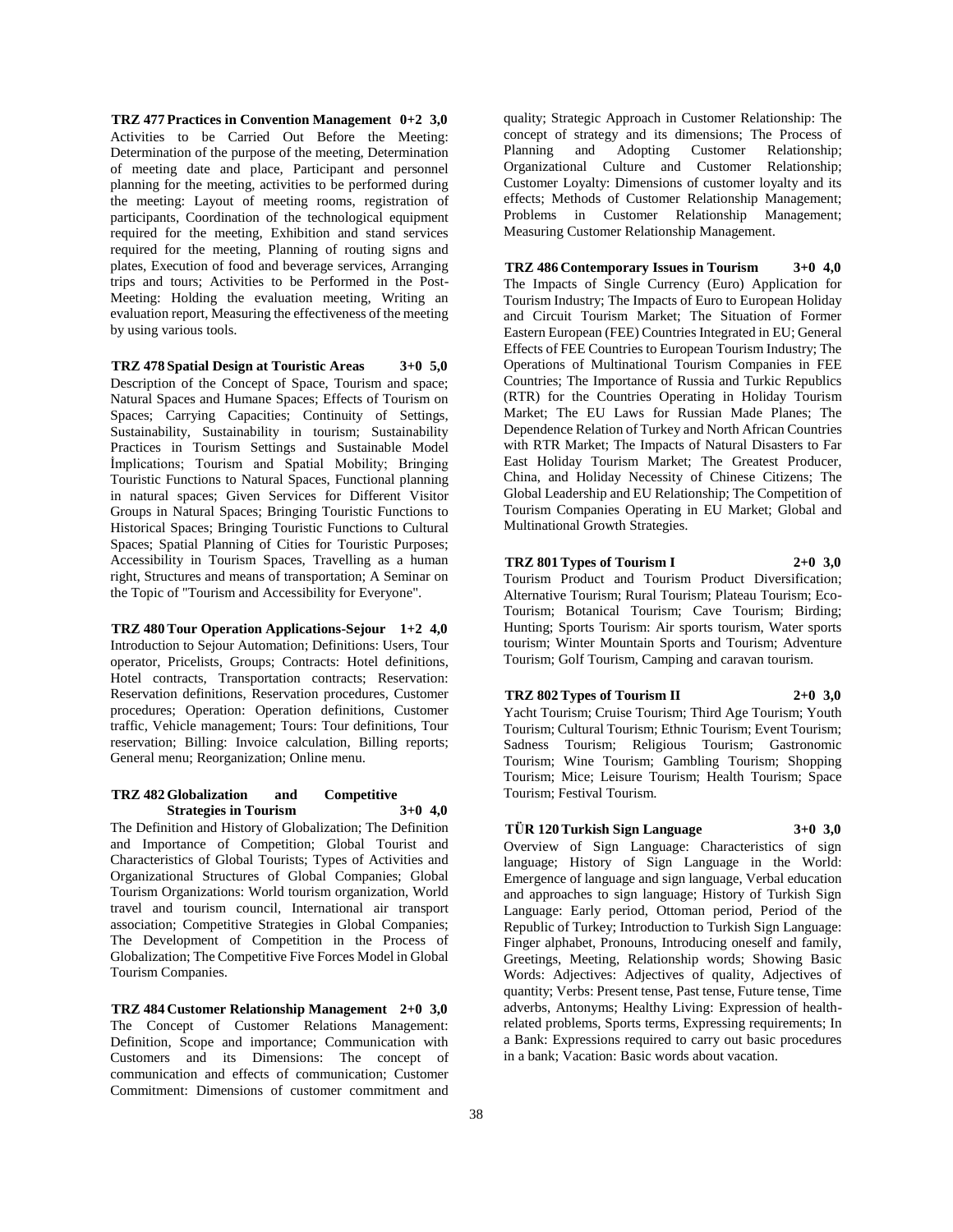**TRZ 477 Practices in Convention Management 0+2 3,0**
Activities to be Carried Out Before the Meeting: Determination of the purpose of the meeting, Determination of meeting date and place, Participant and personnel planning for the meeting, activities to be performed during the meeting: Layout of meeting rooms, registration of participants, Coordination of the technological equipment required for the meeting, Exhibition and stand services required for the meeting, Planning of routing signs and plates, Execution of food and beverage services, Arranging trips and tours; Activities to be Performed in the Post-Meeting: Holding the evaluation meeting, Writing an evaluation report, Measuring the effectiveness of the meeting by using various tools.

**TRZ 478 Spatial Design at Touristic Areas 3+0 5,0**
Description of the Concept of Space, Tourism and space; Natural Spaces and Humane Spaces; Effects of Tourism on Spaces; Carrying Capacities; Continuity of Settings, Sustainability, Sustainability in tourism; Sustainability Practices in Tourism Settings and Sustainable Model İmplications; Tourism and Spatial Mobility; Bringing Touristic Functions to Natural Spaces, Functional planning in natural spaces; Given Services for Different Visitor Groups in Natural Spaces; Bringing Touristic Functions to Historical Spaces; Bringing Touristic Functions to Cultural Spaces; Spatial Planning of Cities for Touristic Purposes; Accessibility in Tourism Spaces, Travelling as a human right, Structures and means of transportation; A Seminar on the Topic of "Tourism and Accessibility for Everyone".

**TRZ 480 Tour Operation Applications-Sejour 1+2 4,0**
Introduction to Sejour Automation; Definitions: Users, Tour operator, Pricelists, Groups; Contracts: Hotel definitions, Hotel contracts, Transportation contracts; Reservation: Reservation definitions, Reservation procedures, Customer procedures; Operation: Operation definitions, Customer traffic, Vehicle management; Tours: Tour definitions, Tour reservation; Billing: Invoice calculation, Billing reports; General menu; Reorganization; Online menu.

**TRZ 482 Globalization and Competitive Strategies in Tourism 3+0 4,0**
The Definition and History of Globalization; The Definition and Importance of Competition; Global Tourist and Characteristics of Global Tourists; Types of Activities and Organizational Structures of Global Companies; Global Tourism Organizations: World tourism organization, World travel and tourism council, International air transport association; Competitive Strategies in Global Companies; The Development of Competition in the Process of Globalization; The Competitive Five Forces Model in Global Tourism Companies.

**TRZ 484 Customer Relationship Management 2+0 3,0**
The Concept of Customer Relations Management: Definition, Scope and importance; Communication with Customers and its Dimensions: The concept of communication and effects of communication; Customer Commitment: Dimensions of customer commitment and quality; Strategic Approach in Customer Relationship: The concept of strategy and its dimensions; The Process of Planning and Adopting Customer Relationship; Organizational Culture and Customer Relationship; Customer Loyalty: Dimensions of customer loyalty and its effects; Methods of Customer Relationship Management; Problems in Customer Relationship Management; Measuring Customer Relationship Management.

**TRZ 486 Contemporary Issues in Tourism 3+0 4,0**
The Impacts of Single Currency (Euro) Application for Tourism Industry; The Impacts of Euro to European Holiday and Circuit Tourism Market; The Situation of Former Eastern European (FEE) Countries Integrated in EU; General Effects of FEE Countries to European Tourism Industry; The Operations of Multinational Tourism Companies in FEE Countries; The Importance of Russia and Turkic Republics (RTR) for the Countries Operating in Holiday Tourism Market; The EU Laws for Russian Made Planes; The Dependence Relation of Turkey and North African Countries with RTR Market; The Impacts of Natural Disasters to Far East Holiday Tourism Market; The Greatest Producer, China, and Holiday Necessity of Chinese Citizens; The Global Leadership and EU Relationship; The Competition of Tourism Companies Operating in EU Market; Global and Multinational Growth Strategies.

**TRZ 801 Types of Tourism I 2+0 3,0**
Tourism Product and Tourism Product Diversification; Alternative Tourism; Rural Tourism; Plateau Tourism; Eco-Tourism; Botanical Tourism; Cave Tourism; Birding; Hunting; Sports Tourism: Air sports tourism, Water sports tourism; Winter Mountain Sports and Tourism; Adventure Tourism; Golf Tourism, Camping and caravan tourism.

**TRZ 802 Types of Tourism II 2+0 3,0**
Yacht Tourism; Cruise Tourism; Third Age Tourism; Youth Tourism; Cultural Tourism; Ethnic Tourism; Event Tourism; Sadness Tourism; Religious Tourism; Gastronomic Tourism; Wine Tourism; Gambling Tourism; Shopping Tourism; Mice; Leisure Tourism; Health Tourism; Space Tourism; Festival Tourism.

**TÜR 120 Turkish Sign Language 3+0 3,0**
Overview of Sign Language: Characteristics of sign language; History of Sign Language in the World: Emergence of language and sign language, Verbal education and approaches to sign language; History of Turkish Sign Language: Early period, Ottoman period, Period of the Republic of Turkey; Introduction to Turkish Sign Language: Finger alphabet, Pronouns, Introducing oneself and family, Greetings, Meeting, Relationship words; Showing Basic Words: Adjectives: Adjectives of quality, Adjectives of quantity; Verbs: Present tense, Past tense, Future tense, Time adverbs, Antonyms; Healthy Living: Expression of health-related problems, Sports terms, Expressing requirements; In a Bank: Expressions required to carry out basic procedures in a bank; Vacation: Basic words about vacation.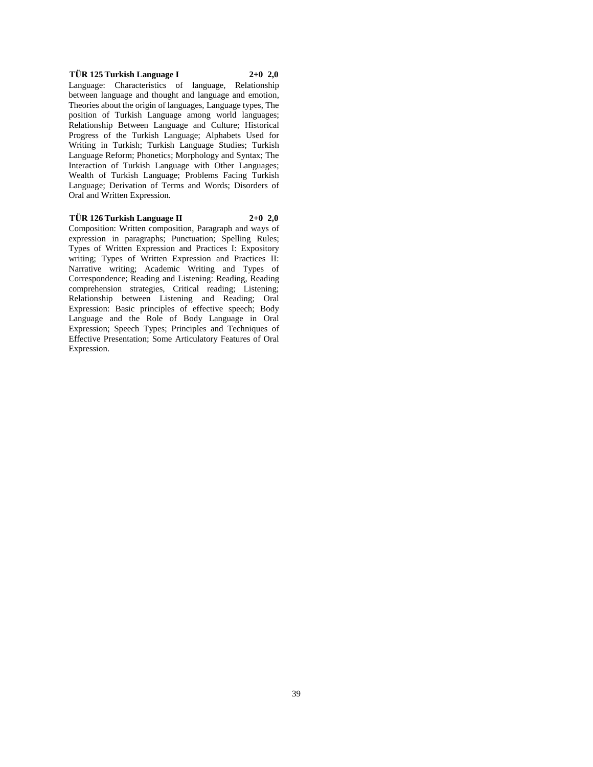**TÜR 125 Turkish Language I 2+0 2,0**

Language: Characteristics of language, Relationship between language and thought and language and emotion, Theories about the origin of languages, Language types, The position of Turkish Language among world languages; Relationship Between Language and Culture; Historical Progress of the Turkish Language; Alphabets Used for Writing in Turkish; Turkish Language Studies; Turkish Language Reform; Phonetics; Morphology and Syntax; The Interaction of Turkish Language with Other Languages; Wealth of Turkish Language; Problems Facing Turkish Language; Derivation of Terms and Words; Disorders of Oral and Written Expression.

**TÜR 126 Turkish Language II 2+0 2,0**

Composition: Written composition, Paragraph and ways of expression in paragraphs; Punctuation; Spelling Rules; Types of Written Expression and Practices I: Expository writing; Types of Written Expression and Practices II: Narrative writing; Academic Writing and Types of Correspondence; Reading and Listening: Reading, Reading comprehension strategies, Critical reading; Listening; Relationship between Listening and Reading; Oral Expression: Basic principles of effective speech; Body Language and the Role of Body Language in Oral Expression; Speech Types; Principles and Techniques of Effective Presentation; Some Articulatory Features of Oral Expression.